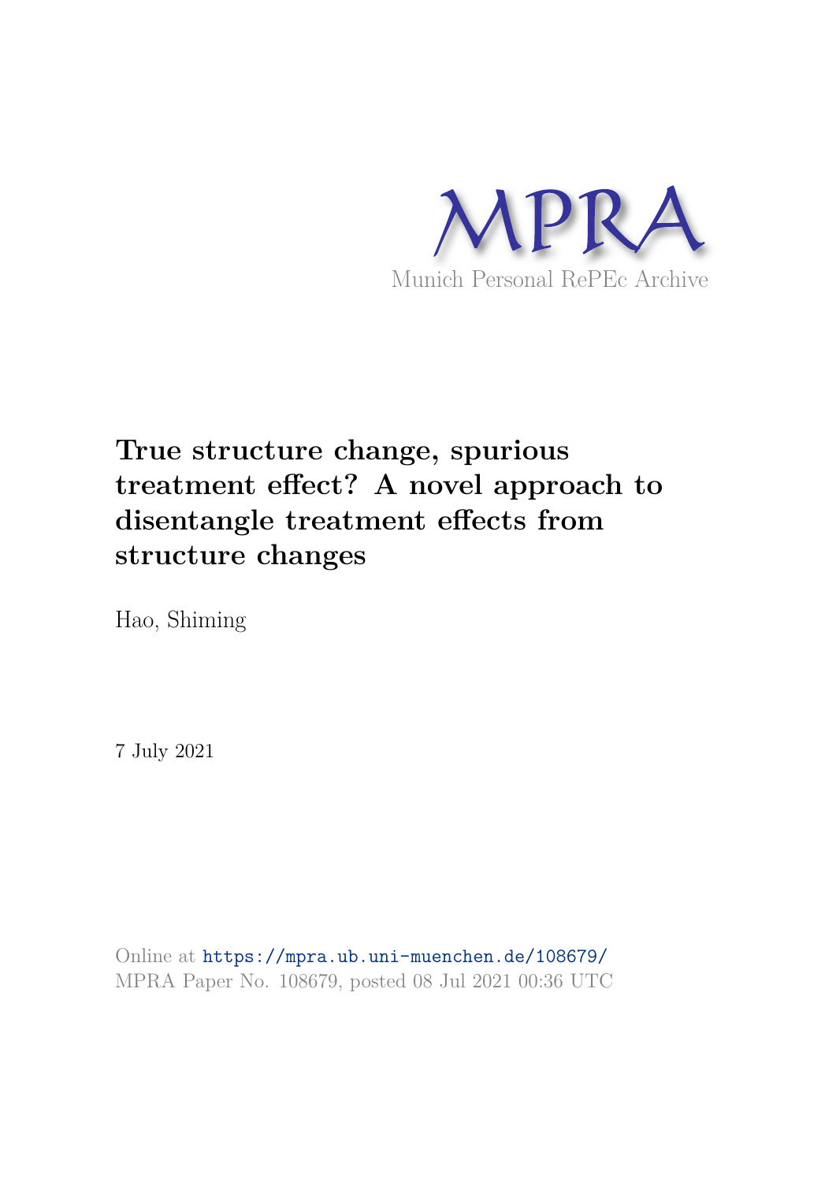MPRA

Munich Personal RePEc Archive

# True structure change, spurious treatment effect? A novel approach to disentangle treatment effects from structure changes

Hao, Shiming

7 July 2021

Online at https://mpra.ub.uni-muenchen.de/108679/
MPRA Paper No. 108679, posted 08 Jul 2021 00:36 UTC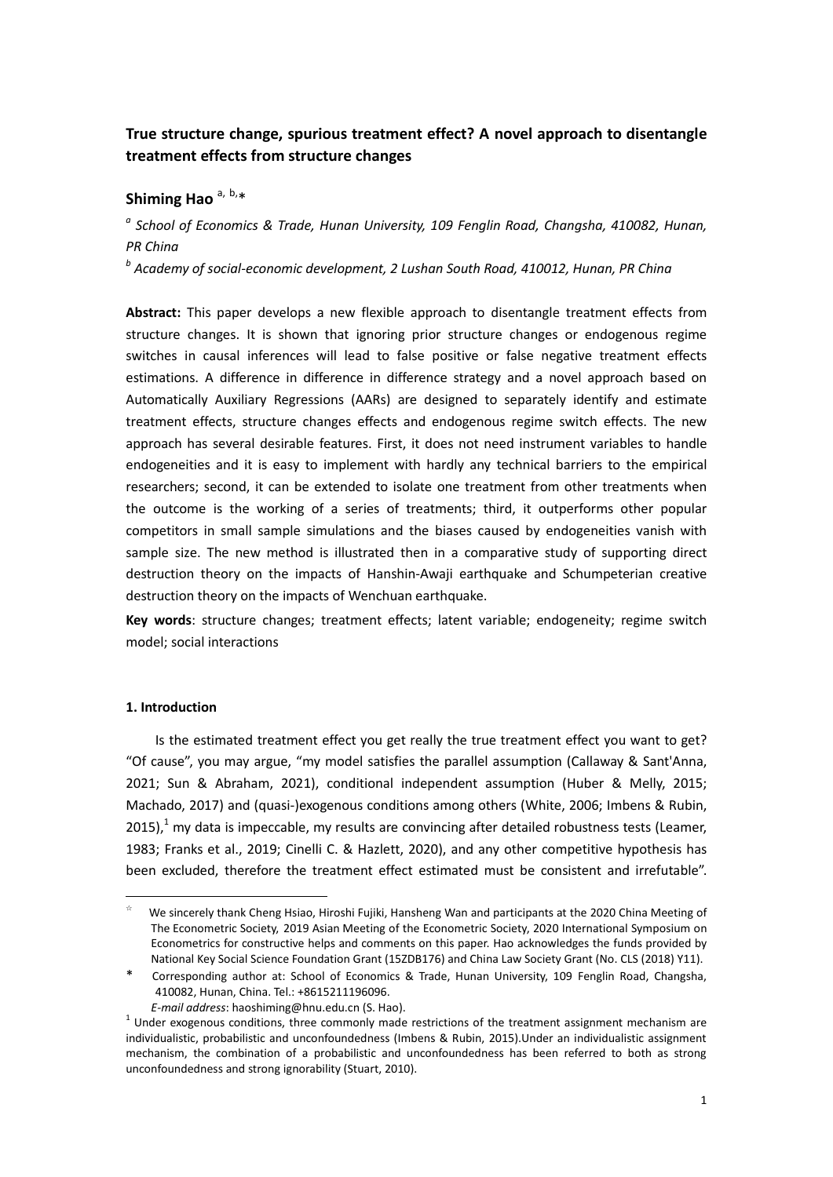# True structure change, spurious treatment effect? A novel approach to disentangle treatment effects from structure changes

## Shiming Hao [a, b, *]

[a] *School of Economics & Trade, Hunan University, 109 Fenglin Road, Changsha, 410082, Hunan, PR China*

[b] *Academy of social-economic development, 2 Lushan South Road, 410012, Hunan, PR China*

**Abstract:** This paper develops a new flexible approach to disentangle treatment effects from structure changes. It is shown that ignoring prior structure changes or endogenous regime switches in causal inferences will lead to false positive or false negative treatment effects estimations. A difference in difference in difference strategy and a novel approach based on Automatically Auxiliary Regressions (AARs) are designed to separately identify and estimate treatment effects, structure changes effects and endogenous regime switch effects. The new approach has several desirable features. First, it does not need instrument variables to handle endogeneities and it is easy to implement with hardly any technical barriers to the empirical researchers; second, it can be extended to isolate one treatment from other treatments when the outcome is the working of a series of treatments; third, it outperforms other popular competitors in small sample simulations and the biases caused by endogeneities vanish with sample size. The new method is illustrated then in a comparative study of supporting direct destruction theory on the impacts of Hanshin-Awaji earthquake and Schumpeterian creative destruction theory on the impacts of Wenchuan earthquake.

**Key words**: structure changes; treatment effects; latent variable; endogeneity; regime switch model; social interactions

### 1. Introduction

Is the estimated treatment effect you get really the true treatment effect you want to get? "Of cause", you may argue, "my model satisfies the parallel assumption (Callaway & Sant'Anna, 2021; Sun & Abraham, 2021), conditional independent assumption (Huber & Melly, 2015; Machado, 2017) and (quasi-)exogenous conditions among others (White, 2006; Imbens & Rubin, 2015),[1] my data is impeccable, my results are convincing after detailed robustness tests (Leamer, 1983; Franks et al., 2019; Cinelli C. & Hazlett, 2020), and any other competitive hypothesis has been excluded, therefore the treatment effect estimated must be consistent and irrefutable".

---

☆ We sincerely thank Cheng Hsiao, Hiroshi Fujiki, Hansheng Wan and participants at the 2020 China Meeting of The Econometric Society, 2019 Asian Meeting of the Econometric Society, 2020 International Symposium on Econometrics for constructive helps and comments on this paper. Hao acknowledges the funds provided by National Key Social Science Foundation Grant (15ZDB176) and China Law Society Grant (No. CLS (2018) Y11).

\* Corresponding author at: School of Economics & Trade, Hunan University, 109 Fenglin Road, Changsha, 410082, Hunan, China. Tel.: +8615211196096.

*E-mail address*: haoshiming@hnu.edu.cn (S. Hao).

[1] Under exogenous conditions, three commonly made restrictions of the treatment assignment mechanism are individualistic, probabilistic and unconfoundedness (Imbens & Rubin, 2015).Under an individualistic assignment mechanism, the combination of a probabilistic and unconfoundedness has been referred to both as strong unconfoundedness and strong ignorability (Stuart, 2010).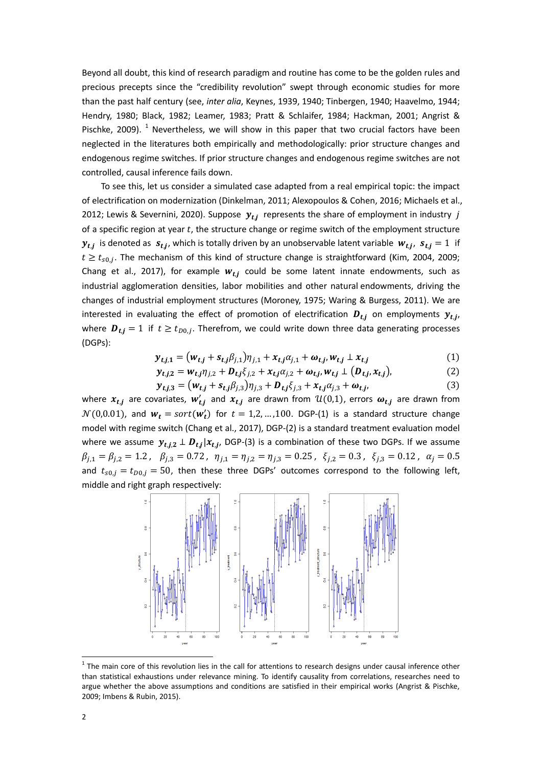Beyond all doubt, this kind of research paradigm and routine has come to be the golden rules and precious precepts since the "credibility revolution" swept through economic studies for more than the past half century (see, *inter alia*, Keynes, 1939, 1940; Tinbergen, 1940; Haavelmo, 1944; Hendry, 1980; Black, 1982; Leamer, 1983; Pratt & Schlaifer, 1984; Hackman, 2001; Angrist & Pischke, 2009). [1] Nevertheless, we will show in this paper that two crucial factors have been neglected in the literatures both empirically and methodologically: prior structure changes and endogenous regime switches. If prior structure changes and endogenous regime switches are not controlled, causal inference fails down.

To see this, let us consider a simulated case adapted from a real empirical topic: the impact of electrification on modernization (Dinkelman, 2011; Alexopoulos & Cohen, 2016; Michaels et al., 2012; Lewis & Severnini, 2020). Suppose $\boldsymbol{y}_{t,j}$ represents the share of employment in industry $j$ of a specific region at year $t$, the structure change or regime switch of the employment structure $\boldsymbol{y}_{t,j}$ is denoted as $\boldsymbol{s}_{t,j}$, which is totally driven by an unobservable latent variable $\boldsymbol{w}_{t,j}$, $\boldsymbol{s}_{t,j} = 1$ if $t \geq t_{s0,j}$. The mechanism of this kind of structure change is straightforward (Kim, 2004, 2009; Chang et al., 2017), for example $\boldsymbol{w}_{t,j}$ could be some latent innate endowments, such as industrial agglomeration densities, labor mobilities and other natural endowments, driving the changes of industrial employment structures (Moroney, 1975; Waring & Burgess, 2011). We are interested in evaluating the effect of promotion of electrification $\boldsymbol{D}_{t,j}$ on employments $\boldsymbol{y}_{t,j}$, where $\boldsymbol{D}_{t,j} = 1$ if $t \geq t_{D0,j}$. Therefrom, we could write down three data generating processes (DGPs):

$$\boldsymbol{y}_{t,j,1} = (\boldsymbol{w}_{t,j} + \boldsymbol{s}_{t,j}\beta_{j,1})\eta_{j,1} + \boldsymbol{x}_{t,j}\alpha_{j,1} + \boldsymbol{\omega}_{t,j}, \boldsymbol{w}_{t,j} \perp \boldsymbol{x}_{t,j} \tag{1}$$

$$\boldsymbol{y}_{t,j,2} = \boldsymbol{w}_{t,j}\eta_{j,2} + \boldsymbol{D}_{t,j}\xi_{j,2} + \boldsymbol{x}_{t,j}\alpha_{j,2} + \boldsymbol{\omega}_{t,j}, \boldsymbol{w}_{t,j} \perp (\boldsymbol{D}_{t,j}, \boldsymbol{x}_{t,j}), \tag{2}$$

$$\boldsymbol{y}_{t,j,3} = (\boldsymbol{w}_{t,j} + \boldsymbol{s}_{t,j}\beta_{j,3})\eta_{j,3} + \boldsymbol{D}_{t,j}\xi_{j,3} + \boldsymbol{x}_{t,j}\alpha_{j,3} + \boldsymbol{\omega}_{t,j}, \tag{3}$$

where $\boldsymbol{x}_{t,j}$ are covariates, $\boldsymbol{w}'_{t,j}$ and $\boldsymbol{x}_{t,j}$ are drawn from $\mathcal{U}(0,1)$, errors $\boldsymbol{\omega}_{t,j}$ are drawn from $\mathcal{N}(0,0.01)$, and $\boldsymbol{w}_t = sort(\boldsymbol{w}'_t)$ for $t = 1,2,\ldots,100$. DGP-(1) is a standard structure change model with regime switch (Chang et al., 2017), DGP-(2) is a standard treatment evaluation model where we assume $\boldsymbol{y}_{t,j,2} \perp \boldsymbol{D}_{t,j} | \boldsymbol{x}_{t,j}$, DGP-(3) is a combination of these two DGPs. If we assume $\beta_{j,1} = \beta_{j,2} = 1.2$, $\beta_{j,3} = 0.72$, $\eta_{j,1} = \eta_{j,2} = \eta_{j,3} = 0.25$, $\xi_{j,2} = 0.3$, $\xi_{j,3} = 0.12$, $\alpha_j = 0.5$ and $t_{s0,j} = t_{D0,j} = 50$, then these three DGPs' outcomes correspond to the following left, middle and right graph respectively:

y_structure
y_treatment
y_treatment_structure
year
0 20 40 60 80 100
0.2 0.4 0.6 0.8 1.0

[1] The main core of this revolution lies in the call for attentions to research designs under causal inference other than statistical exhaustions under relevance mining. To identify causality from correlations, researches need to argue whether the above assumptions and conditions are satisfied in their empirical works (Angrist & Pischke, 2009; Imbens & Rubin, 2015).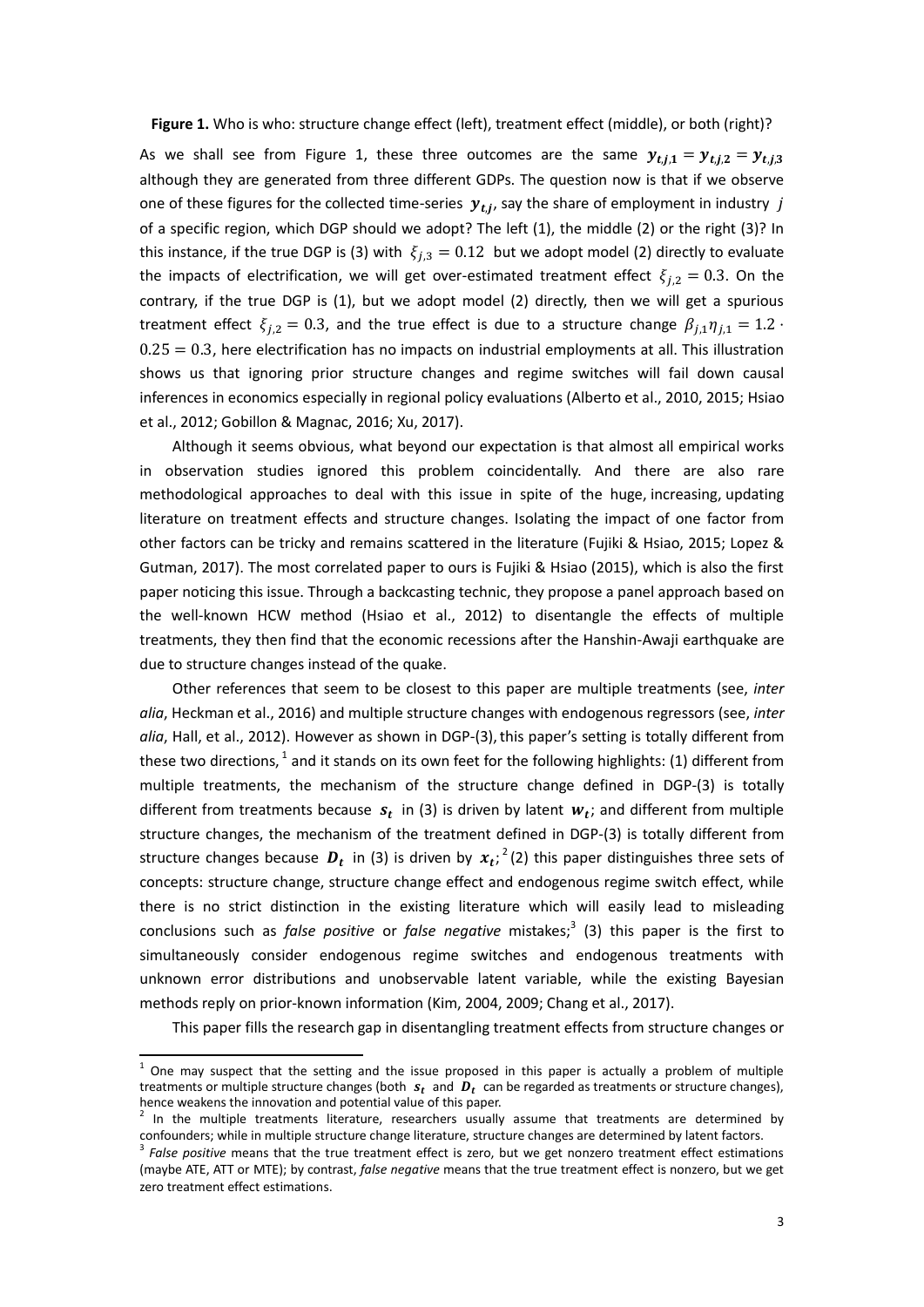**Figure 1.** Who is who: structure change effect (left), treatment effect (middle), or both (right)?

As we shall see from Figure 1, these three outcomes are the same $\boldsymbol{y}_{t,j,1} = \boldsymbol{y}_{t,j,2} = \boldsymbol{y}_{t,j,3}$ although they are generated from three different GDPs. The question now is that if we observe one of these figures for the collected time-series $\boldsymbol{y}_{t,j}$, say the share of employment in industry $j$ of a specific region, which DGP should we adopt? The left (1), the middle (2) or the right (3)? In this instance, if the true DGP is (3) with $\xi_{j,3} = 0.12$ but we adopt model (2) directly to evaluate the impacts of electrification, we will get over-estimated treatment effect $\xi_{j,2} = 0.3$. On the contrary, if the true DGP is (1), but we adopt model (2) directly, then we will get a spurious treatment effect $\xi_{j,2} = 0.3$, and the true effect is due to a structure change $\beta_{j,1}\eta_{j,1} = 1.2 \cdot 0.25 = 0.3$, here electrification has no impacts on industrial employments at all. This illustration shows us that ignoring prior structure changes and regime switches will fail down causal inferences in economics especially in regional policy evaluations (Alberto et al., 2010, 2015; Hsiao et al., 2012; Gobillon & Magnac, 2016; Xu, 2017).

Although it seems obvious, what beyond our expectation is that almost all empirical works in observation studies ignored this problem coincidentally. And there are also rare methodological approaches to deal with this issue in spite of the huge, increasing, updating literature on treatment effects and structure changes. Isolating the impact of one factor from other factors can be tricky and remains scattered in the literature (Fujiki & Hsiao, 2015; Lopez & Gutman, 2017). The most correlated paper to ours is Fujiki & Hsiao (2015), which is also the first paper noticing this issue. Through a backcasting technic, they propose a panel approach based on the well-known HCW method (Hsiao et al., 2012) to disentangle the effects of multiple treatments, they then find that the economic recessions after the Hanshin-Awaji earthquake are due to structure changes instead of the quake.

Other references that seem to be closest to this paper are multiple treatments (see, *inter alia*, Heckman et al., 2016) and multiple structure changes with endogenous regressors (see, *inter alia*, Hall, et al., 2012). However as shown in DGP-(3), this paper's setting is totally different from these two directions, [1] and it stands on its own feet for the following highlights: (1) different from multiple treatments, the mechanism of the structure change defined in DGP-(3) is totally different from treatments because $\boldsymbol{s}_t$ in (3) is driven by latent $\boldsymbol{w}_t$; and different from multiple structure changes, the mechanism of the treatment defined in DGP-(3) is totally different from structure changes because $\boldsymbol{D}_t$ in (3) is driven by $\boldsymbol{x}_t$; [2] (2) this paper distinguishes three sets of concepts: structure change, structure change effect and endogenous regime switch effect, while there is no strict distinction in the existing literature which will easily lead to misleading conclusions such as *false positive* or *false negative* mistakes; [3] (3) this paper is the first to simultaneously consider endogenous regime switches and endogenous treatments with unknown error distributions and unobservable latent variable, while the existing Bayesian methods reply on prior-known information (Kim, 2004, 2009; Chang et al., 2017).

This paper fills the research gap in disentangling treatment effects from structure changes or

---

[1] One may suspect that the setting and the issue proposed in this paper is actually a problem of multiple treatments or multiple structure changes (both $\boldsymbol{s}_t$ and $\boldsymbol{D}_t$ can be regarded as treatments or structure changes), hence weakens the innovation and potential value of this paper.

[2] In the multiple treatments literature, researchers usually assume that treatments are determined by confounders; while in multiple structure change literature, structure changes are determined by latent factors.

[3] *False positive* means that the true treatment effect is zero, but we get nonzero treatment effect estimations (maybe ATE, ATT or MTE); by contrast, *false negative* means that the true treatment effect is nonzero, but we get zero treatment effect estimations.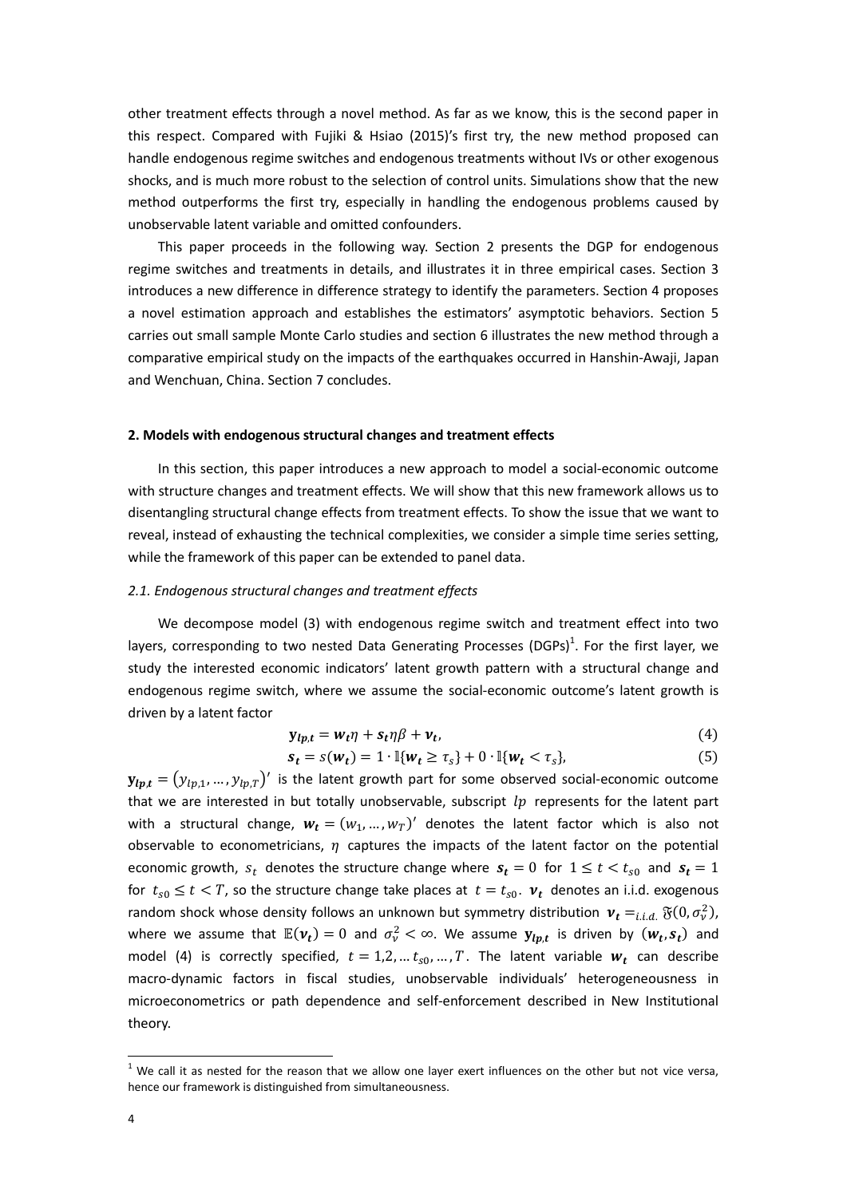other treatment effects through a novel method. As far as we know, this is the second paper in this respect. Compared with Fujiki & Hsiao (2015)'s first try, the new method proposed can handle endogenous regime switches and endogenous treatments without IVs or other exogenous shocks, and is much more robust to the selection of control units. Simulations show that the new method outperforms the first try, especially in handling the endogenous problems caused by unobservable latent variable and omitted confounders.

This paper proceeds in the following way. Section 2 presents the DGP for endogenous regime switches and treatments in details, and illustrates it in three empirical cases. Section 3 introduces a new difference in difference strategy to identify the parameters. Section 4 proposes a novel estimation approach and establishes the estimators' asymptotic behaviors. Section 5 carries out small sample Monte Carlo studies and section 6 illustrates the new method through a comparative empirical study on the impacts of the earthquakes occurred in Hanshin-Awaji, Japan and Wenchuan, China. Section 7 concludes.

## 2. Models with endogenous structural changes and treatment effects

In this section, this paper introduces a new approach to model a social-economic outcome with structure changes and treatment effects. We will show that this new framework allows us to disentangling structural change effects from treatment effects. To show the issue that we want to reveal, instead of exhausting the technical complexities, we consider a simple time series setting, while the framework of this paper can be extended to panel data.

### *2.1. Endogenous structural changes and treatment effects*

We decompose model (3) with endogenous regime switch and treatment effect into two layers, corresponding to two nested Data Generating Processes (DGPs)[1]. For the first layer, we study the interested economic indicators' latent growth pattern with a structural change and endogenous regime switch, where we assume the social-economic outcome's latent growth is driven by a latent factor

$$\boldsymbol{y_{lp,t}} = \boldsymbol{w_t}\eta + \boldsymbol{s_t}\eta\beta + \boldsymbol{v_t}, \tag{4}$$

$$\boldsymbol{s_t} = s(\boldsymbol{w_t}) = 1 \cdot \mathbb{1}\{\boldsymbol{w_t} \geq \tau_s\} + 0 \cdot \mathbb{1}\{\boldsymbol{w_t} < \tau_s\}, \tag{5}$$

$\boldsymbol{y_{lp,t}} = (y_{lp,1}, \dots, y_{lp,T})'$ is the latent growth part for some observed social-economic outcome that we are interested in but totally unobservable, subscript $lp$ represents for the latent part with a structural change, $\boldsymbol{w_t} = (w_1, \dots, w_T)'$ denotes the latent factor which is also not observable to econometricians, $\eta$ captures the impacts of the latent factor on the potential economic growth, $s_t$ denotes the structure change where $\boldsymbol{s_t} = 0$ for $1 \leq t < t_{s0}$ and $\boldsymbol{s_t} = 1$ for $t_{s0} \leq t < T$, so the structure change take places at $t = t_{s0}$. $\boldsymbol{v_t}$ denotes an i.i.d. exogenous random shock whose density follows an unknown but symmetry distribution $\boldsymbol{v_t} =_{i.i.d.} \mathfrak{F}(0, \sigma_v^2)$, where we assume that $\mathbb{E}(\boldsymbol{v_t}) = 0$ and $\sigma_v^2 < \infty$. We assume $\boldsymbol{y_{lp,t}}$ is driven by $(\boldsymbol{w_t}, \boldsymbol{s_t})$ and model (4) is correctly specified, $t = 1, 2, \dots t_{s0}, \dots, T$. The latent variable $\boldsymbol{w_t}$ can describe macro-dynamic factors in fiscal studies, unobservable individuals' heterogeneousness in microeconometrics or path dependence and self-enforcement described in New Institutional theory.

[1] We call it as nested for the reason that we allow one layer exert influences on the other but not vice versa, hence our framework is distinguished from simultaneousness.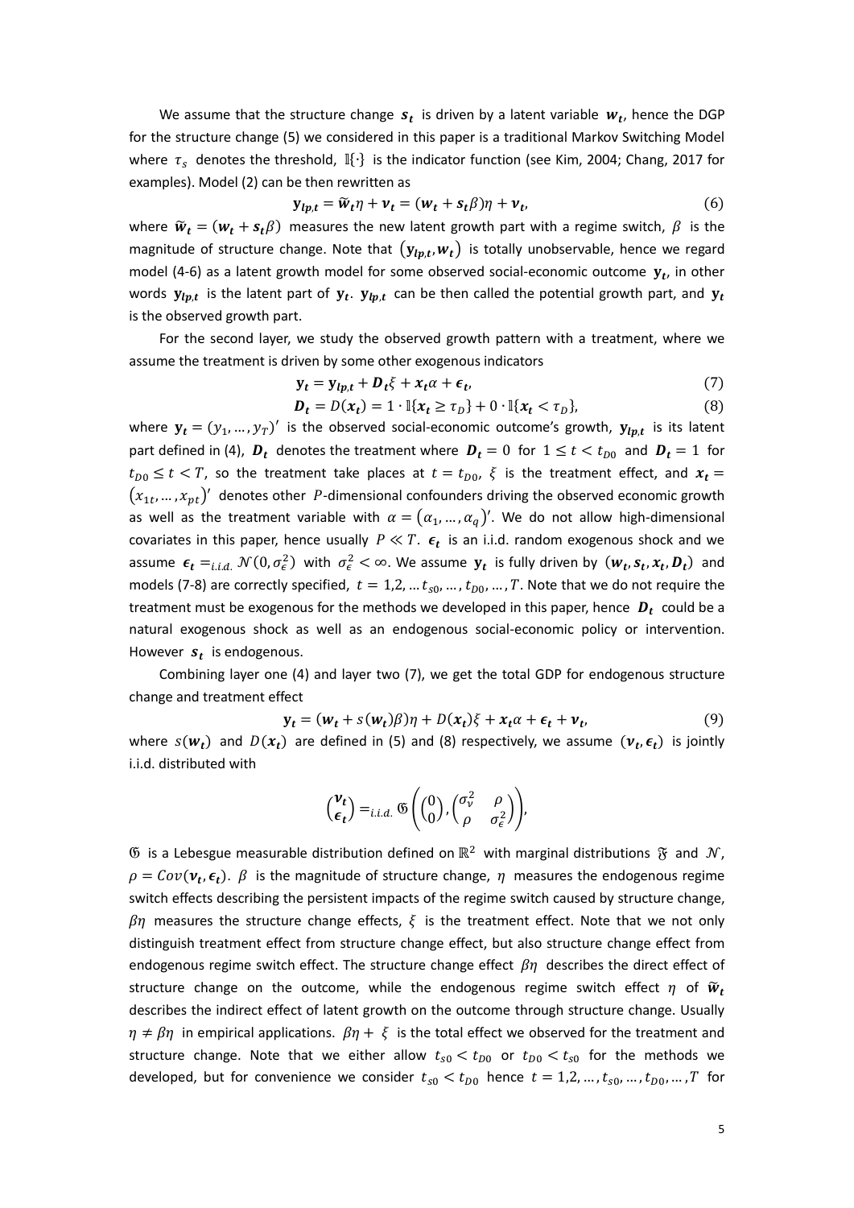We assume that the structure change $\boldsymbol{s_t}$ is driven by a latent variable $\boldsymbol{w_t}$, hence the DGP for the structure change (5) we considered in this paper is a traditional Markov Switching Model where $\tau_s$ denotes the threshold, $\mathbb{I}\{\cdot\}$ is the indicator function (see Kim, 2004; Chang, 2017 for examples). Model (2) can be then rewritten as

$$\mathbf{y}_{lp,t} = \widetilde{\boldsymbol{w}}_t \eta + \boldsymbol{\nu}_t = (\boldsymbol{w}_t + \boldsymbol{s}_t \beta)\eta + \boldsymbol{\nu}_t, \tag{6}$$

where $\widetilde{\boldsymbol{w}}_t = (\boldsymbol{w}_t + \boldsymbol{s}_t \beta)$ measures the new latent growth part with a regime switch, $\beta$ is the magnitude of structure change. Note that $(\mathbf{y}_{lp,t}, \boldsymbol{w}_t)$ is totally unobservable, hence we regard model (4-6) as a latent growth model for some observed social-economic outcome $\mathbf{y}_t$, in other words $\mathbf{y}_{lp,t}$ is the latent part of $\mathbf{y}_t$. $\mathbf{y}_{lp,t}$ can be then called the potential growth part, and $\mathbf{y}_t$ is the observed growth part.

For the second layer, we study the observed growth pattern with a treatment, where we assume the treatment is driven by some other exogenous indicators

$$\mathbf{y}_t = \mathbf{y}_{lp,t} + \boldsymbol{D}_t \xi + \boldsymbol{x}_t \alpha + \boldsymbol{\epsilon}_t, \tag{7}$$

$$\boldsymbol{D}_t = D(\boldsymbol{x}_t) = 1 \cdot \mathbb{I}\{\boldsymbol{x}_t \geq \tau_D\} + 0 \cdot \mathbb{I}\{\boldsymbol{x}_t < \tau_D\}, \tag{8}$$

where $\mathbf{y}_t = (y_1, \ldots, y_T)'$ is the observed social-economic outcome's growth, $\mathbf{y}_{lp,t}$ is its latent part defined in (4), $\boldsymbol{D}_t$ denotes the treatment where $\boldsymbol{D}_t = 0$ for $1 \leq t < t_{D0}$ and $\boldsymbol{D}_t = 1$ for $t_{D0} \leq t < T$, so the treatment take places at $t = t_{D0}$, $\xi$ is the treatment effect, and $\boldsymbol{x}_t = (x_{1t}, \ldots, x_{pt})'$ denotes other $P$-dimensional confounders driving the observed economic growth as well as the treatment variable with $\alpha = (\alpha_1, \ldots, \alpha_q)'$. We do not allow high-dimensional covariates in this paper, hence usually $P \ll T$. $\boldsymbol{\epsilon}_t$ is an i.i.d. random exogenous shock and we assume $\boldsymbol{\epsilon}_t =_{i.i.d.} \mathcal{N}(0, \sigma_\epsilon^2)$ with $\sigma_\epsilon^2 < \infty$. We assume $\mathbf{y}_t$ is fully driven by $(\boldsymbol{w}_t, \boldsymbol{s}_t, \boldsymbol{x}_t, \boldsymbol{D}_t)$ and models (7-8) are correctly specified, $t = 1,2, \ldots t_{s0}, \ldots, t_{D0}, \ldots, T$. Note that we do not require the treatment must be exogenous for the methods we developed in this paper, hence $\boldsymbol{D}_t$ could be a natural exogenous shock as well as an endogenous social-economic policy or intervention. However $\boldsymbol{s}_t$ is endogenous.

Combining layer one (4) and layer two (7), we get the total GDP for endogenous structure change and treatment effect

$$\mathbf{y}_t = (\boldsymbol{w}_t + s(\boldsymbol{w}_t)\beta)\eta + D(\boldsymbol{x}_t)\xi + \boldsymbol{x}_t \alpha + \boldsymbol{\epsilon}_t + \boldsymbol{\nu}_t, \tag{9}$$

where $s(\boldsymbol{w}_t)$ and $D(\boldsymbol{x}_t)$ are defined in (5) and (8) respectively, we assume $(\boldsymbol{\nu}_t, \boldsymbol{\epsilon}_t)$ is jointly i.i.d. distributed with

$$\begin{pmatrix} \boldsymbol{\nu}_t \\ \boldsymbol{\epsilon}_t \end{pmatrix} =_{i.i.d.} \mathfrak{G}\left( \begin{pmatrix} 0 \\ 0 \end{pmatrix}, \begin{pmatrix} \sigma_\nu^2 & \rho \\ \rho & \sigma_\epsilon^2 \end{pmatrix} \right),$$

$\mathfrak{G}$ is a Lebesgue measurable distribution defined on $\mathbb{R}^2$ with marginal distributions $\mathfrak{F}$ and $\mathcal{N}$, $\rho = Cov(\boldsymbol{\nu}_t, \boldsymbol{\epsilon}_t)$. $\beta$ is the magnitude of structure change, $\eta$ measures the endogenous regime switch effects describing the persistent impacts of the regime switch caused by structure change, $\beta\eta$ measures the structure change effects, $\xi$ is the treatment effect. Note that we not only distinguish treatment effect from structure change effect, but also structure change effect from endogenous regime switch effect. The structure change effect $\beta\eta$ describes the direct effect of structure change on the outcome, while the endogenous regime switch effect $\eta$ of $\widetilde{\boldsymbol{w}}_t$ describes the indirect effect of latent growth on the outcome through structure change. Usually $\eta \neq \beta\eta$ in empirical applications. $\beta\eta + \xi$ is the total effect we observed for the treatment and structure change. Note that we either allow $t_{s0} < t_{D0}$ or $t_{D0} < t_{s0}$ for the methods we developed, but for convenience we consider $t_{s0} < t_{D0}$ hence $t = 1,2, \ldots, t_{s0}, \ldots, t_{D0}, \ldots, T$ for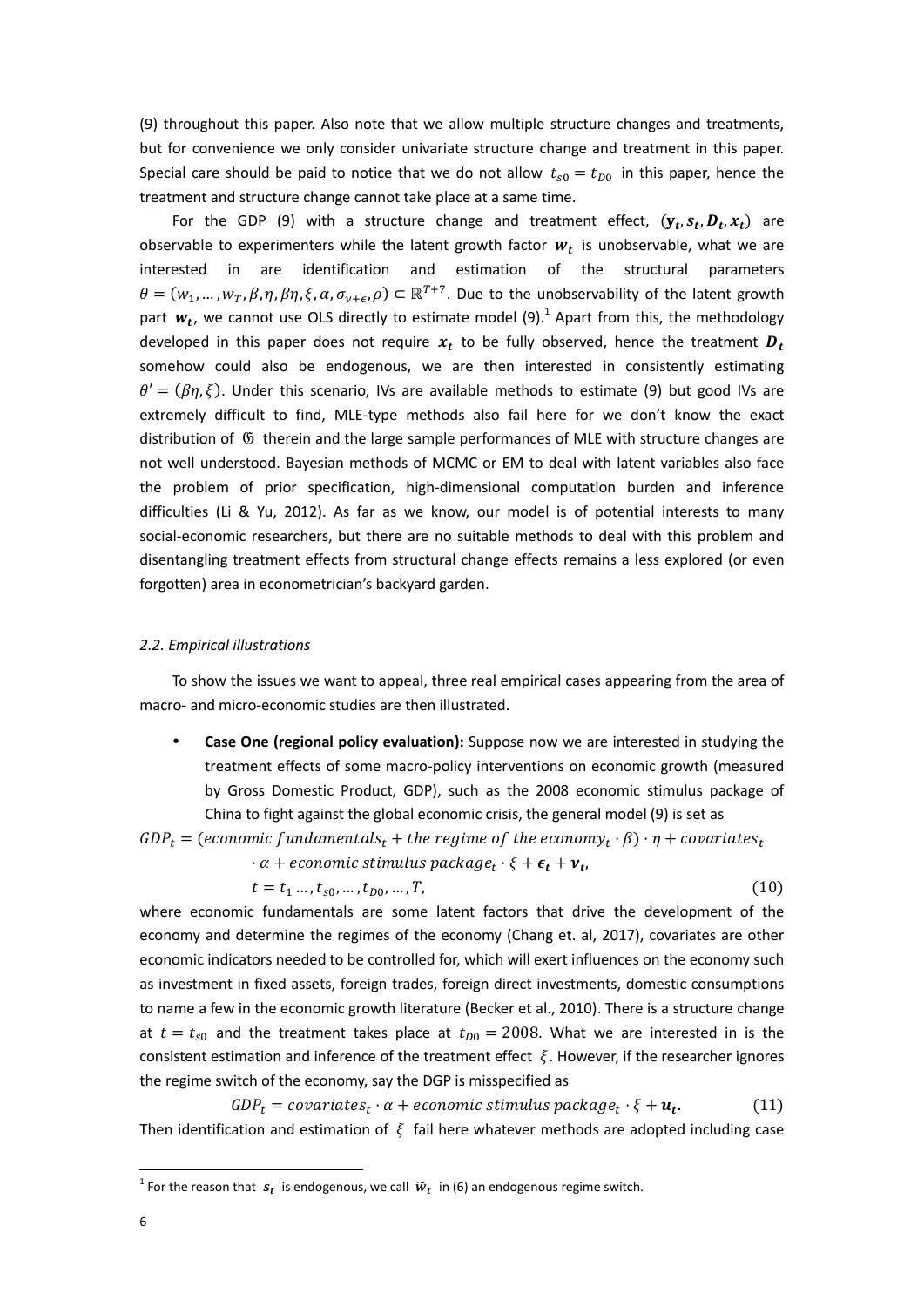(9) throughout this paper. Also note that we allow multiple structure changes and treatments, but for convenience we only consider univariate structure change and treatment in this paper. Special care should be paid to notice that we do not allow $t_{s0} = t_{D0}$ in this paper, hence the treatment and structure change cannot take place at a same time.

For the GDP (9) with a structure change and treatment effect, $(\mathbf{y}_t, \boldsymbol{s}_t, \boldsymbol{D}_t, \boldsymbol{x}_t)$ are observable to experimenters while the latent growth factor $\boldsymbol{w}_t$ is unobservable, what we are interested in are identification and estimation of the structural parameters $\theta = (w_1, \dots, w_T, \beta, \eta, \beta\eta, \xi, \alpha, \sigma_{\nu+\epsilon}, \rho) \subset \mathbb{R}^{T+7}$. Due to the unobservability of the latent growth part $\boldsymbol{w}_t$, we cannot use OLS directly to estimate model (9).[1] Apart from this, the methodology developed in this paper does not require $\boldsymbol{x}_t$ to be fully observed, hence the treatment $\boldsymbol{D}_t$ somehow could also be endogenous, we are then interested in consistently estimating $\theta' = (\beta\eta, \xi)$. Under this scenario, IVs are available methods to estimate (9) but good IVs are extremely difficult to find, MLE-type methods also fail here for we don't know the exact distribution of $\mathfrak{G}$ therein and the large sample performances of MLE with structure changes are not well understood. Bayesian methods of MCMC or EM to deal with latent variables also face the problem of prior specification, high-dimensional computation burden and inference difficulties (Li & Yu, 2012). As far as we know, our model is of potential interests to many social-economic researchers, but there are no suitable methods to deal with this problem and disentangling treatment effects from structural change effects remains a less explored (or even forgotten) area in econometrician's backyard garden.

### *2.2. Empirical illustrations*

To show the issues we want to appeal, three real empirical cases appearing from the area of macro- and micro-economic studies are then illustrated.

- **Case One (regional policy evaluation):** Suppose now we are interested in studying the treatment effects of some macro-policy interventions on economic growth (measured by Gross Domestic Product, GDP), such as the 2008 economic stimulus package of China to fight against the global economic crisis, the general model (9) is set as

$$GDP_t = (economic\ fundamentals_t + the\ regime\ of\ the\ economy_t \cdot \beta) \cdot \eta + covariates_t \cdot \alpha + economic\ stimulus\ package_t \cdot \xi + \boldsymbol{\epsilon}_t + \boldsymbol{\nu}_t,$$
$$t = t_1 \dots, t_{s0}, \dots, t_{D0}, \dots, T, \tag{10}$$

where economic fundamentals are some latent factors that drive the development of the economy and determine the regimes of the economy (Chang et. al, 2017), covariates are other economic indicators needed to be controlled for, which will exert influences on the economy such as investment in fixed assets, foreign trades, foreign direct investments, domestic consumptions to name a few in the economic growth literature (Becker et al., 2010). There is a structure change at $t = t_{s0}$ and the treatment takes place at $t_{D0} = 2008$. What we are interested in is the consistent estimation and inference of the treatment effect $\xi$. However, if the researcher ignores the regime switch of the economy, say the DGP is misspecified as

$$GDP_t = covariates_t \cdot \alpha + economic\ stimulus\ package_t \cdot \xi + \boldsymbol{u}_t. \tag{11}$$

Then identification and estimation of $\xi$ fail here whatever methods are adopted including case

[1] For the reason that $\boldsymbol{s}_t$ is endogenous, we call $\tilde{\boldsymbol{w}}_t$ in (6) an endogenous regime switch.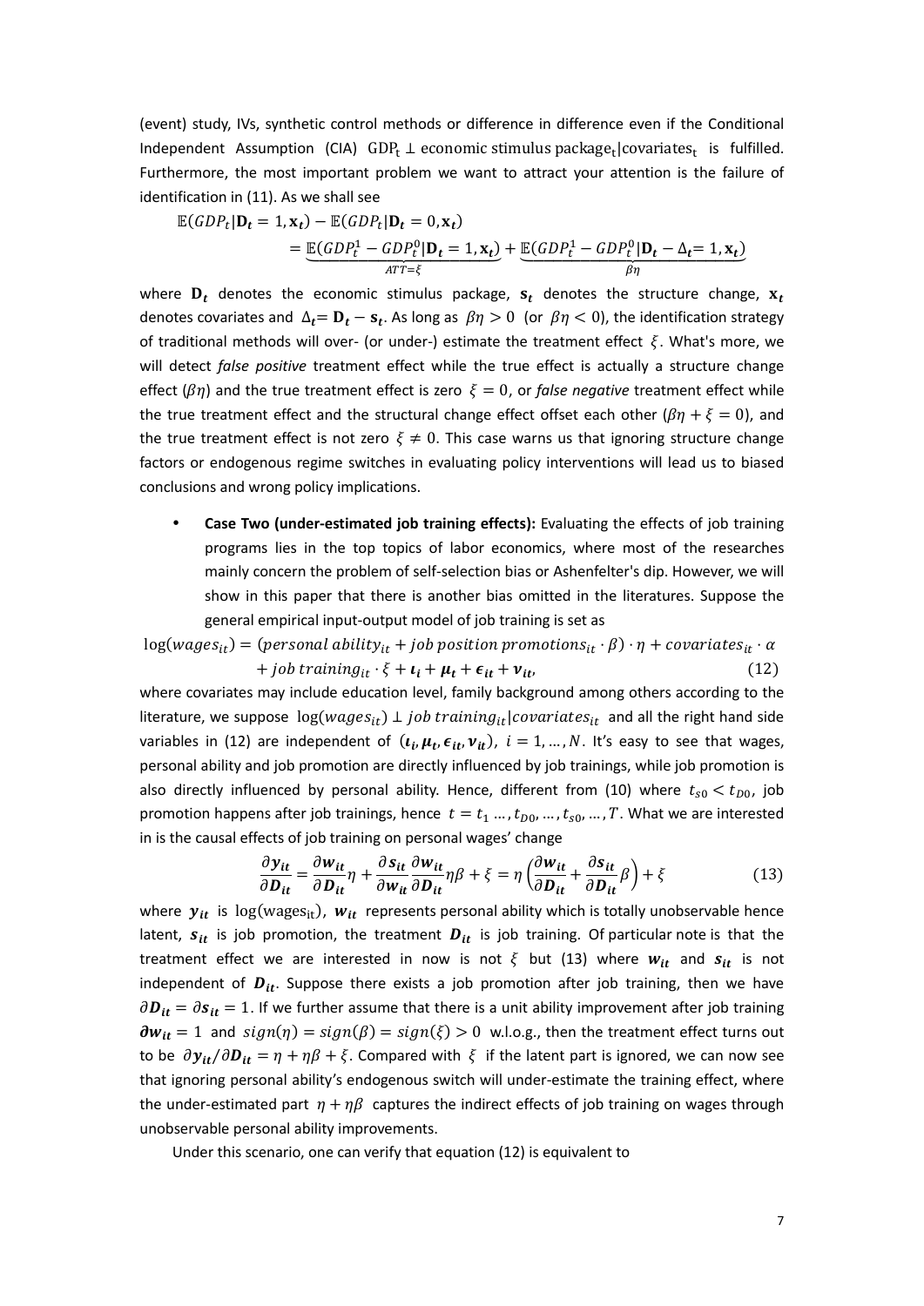(event) study, IVs, synthetic control methods or difference in difference even if the Conditional Independent Assumption (CIA) $\mathrm{GDP_t} \perp \text{economic stimulus package}_\mathrm{t} | \text{covariates}_\mathrm{t}$ is fulfilled. Furthermore, the most important problem we want to attract your attention is the failure of identification in (11). As we shall see

$$
\begin{aligned}
&\mathbb{E}(GDP_t|\mathbf{D}_t = 1, \mathbf{x}_t) - \mathbb{E}(GDP_t|\mathbf{D}_t = 0, \mathbf{x}_t) \\
&\qquad = \underbrace{\mathbb{E}(GDP_t^1 - GDP_t^0|\mathbf{D}_t = 1, \mathbf{x}_t)}_{ATT=\xi} + \underbrace{\mathbb{E}(GDP_t^1 - GDP_t^0|\mathbf{D}_t - \Delta_t = 1, \mathbf{x}_t)}_{\beta\eta}
\end{aligned}
$$

where $\mathbf{D}_t$ denotes the economic stimulus package, $\mathbf{s}_t$ denotes the structure change, $\mathbf{x}_t$ denotes covariates and $\Delta_t = \mathbf{D}_t - \mathbf{s}_t$. As long as $\beta\eta > 0$ (or $\beta\eta < 0$), the identification strategy of traditional methods will over- (or under-) estimate the treatment effect $\xi$. What's more, we will detect *false positive* treatment effect while the true effect is actually a structure change effect ($\beta\eta$) and the true treatment effect is zero $\xi = 0$, or *false negative* treatment effect while the true treatment effect and the structural change effect offset each other ($\beta\eta + \xi = 0$), and the true treatment effect is not zero $\xi \neq 0$. This case warns us that ignoring structure change factors or endogenous regime switches in evaluating policy interventions will lead us to biased conclusions and wrong policy implications.

- **Case Two (under-estimated job training effects):** Evaluating the effects of job training programs lies in the top topics of labor economics, where most of the researches mainly concern the problem of self-selection bias or Ashenfelter's dip. However, we will show in this paper that there is another bias omitted in the literatures. Suppose the general empirical input-output model of job training is set as

$$
\begin{aligned}
\log(wages_{it}) = (&personal\ ability_{it} + job\ position\ promotions_{it} \cdot \beta) \cdot \eta + covariates_{it} \cdot \alpha \\
&+ job\ training_{it} \cdot \xi + \boldsymbol{\iota}_i + \boldsymbol{\mu}_t + \boldsymbol{\epsilon}_{it} + \boldsymbol{\nu}_{it}, \qquad (12)
\end{aligned}
$$

where covariates may include education level, family background among others according to the literature, we suppose $\log(wages_{it}) \perp job\ training_{it} | covariates_{it}$ and all the right hand side variables in (12) are independent of $(\boldsymbol{\iota}_i, \boldsymbol{\mu}_t, \boldsymbol{\epsilon}_{it}, \boldsymbol{\nu}_{it})$, $i = 1, \dots, N$. It's easy to see that wages, personal ability and job promotion are directly influenced by job trainings, while job promotion is also directly influenced by personal ability. Hence, different from (10) where $t_{s0} < t_{D0}$, job promotion happens after job trainings, hence $t = t_1 \dots, t_{D0}, \dots, t_{s0}, \dots, T$. What we are interested in is the causal effects of job training on personal wages' change

$$
\frac{\partial \boldsymbol{y}_{it}}{\partial \boldsymbol{D}_{it}} = \frac{\partial \boldsymbol{w}_{it}}{\partial \boldsymbol{D}_{it}}\eta + \frac{\partial \boldsymbol{s}_{it}}{\partial \boldsymbol{w}_{it}}\frac{\partial \boldsymbol{w}_{it}}{\partial \boldsymbol{D}_{it}}\eta\beta + \xi = \eta\left(\frac{\partial \boldsymbol{w}_{it}}{\partial \boldsymbol{D}_{it}} + \frac{\partial \boldsymbol{s}_{it}}{\partial \boldsymbol{D}_{it}}\beta\right) + \xi \qquad (13)
$$

where $\boldsymbol{y}_{it}$ is $\log(\mathrm{wages_{it}})$, $\boldsymbol{w}_{it}$ represents personal ability which is totally unobservable hence latent, $\boldsymbol{s}_{it}$ is job promotion, the treatment $\boldsymbol{D}_{it}$ is job training. Of particular note is that the treatment effect we are interested in now is not $\xi$ but (13) where $\boldsymbol{w}_{it}$ and $\boldsymbol{s}_{it}$ is not independent of $\boldsymbol{D}_{it}$. Suppose there exists a job promotion after job training, then we have $\partial \boldsymbol{D}_{it} = \partial \boldsymbol{s}_{it} = 1$. If we further assume that there is a unit ability improvement after job training $\partial \boldsymbol{w}_{it} = 1$ and $sign(\eta) = sign(\beta) = sign(\xi) > 0$ w.l.o.g., then the treatment effect turns out to be $\partial \boldsymbol{y}_{it}/\partial \boldsymbol{D}_{it} = \eta + \eta\beta + \xi$. Compared with $\xi$ if the latent part is ignored, we can now see that ignoring personal ability's endogenous switch will under-estimate the training effect, where the under-estimated part $\eta + \eta\beta$ captures the indirect effects of job training on wages through unobservable personal ability improvements.

Under this scenario, one can verify that equation (12) is equivalent to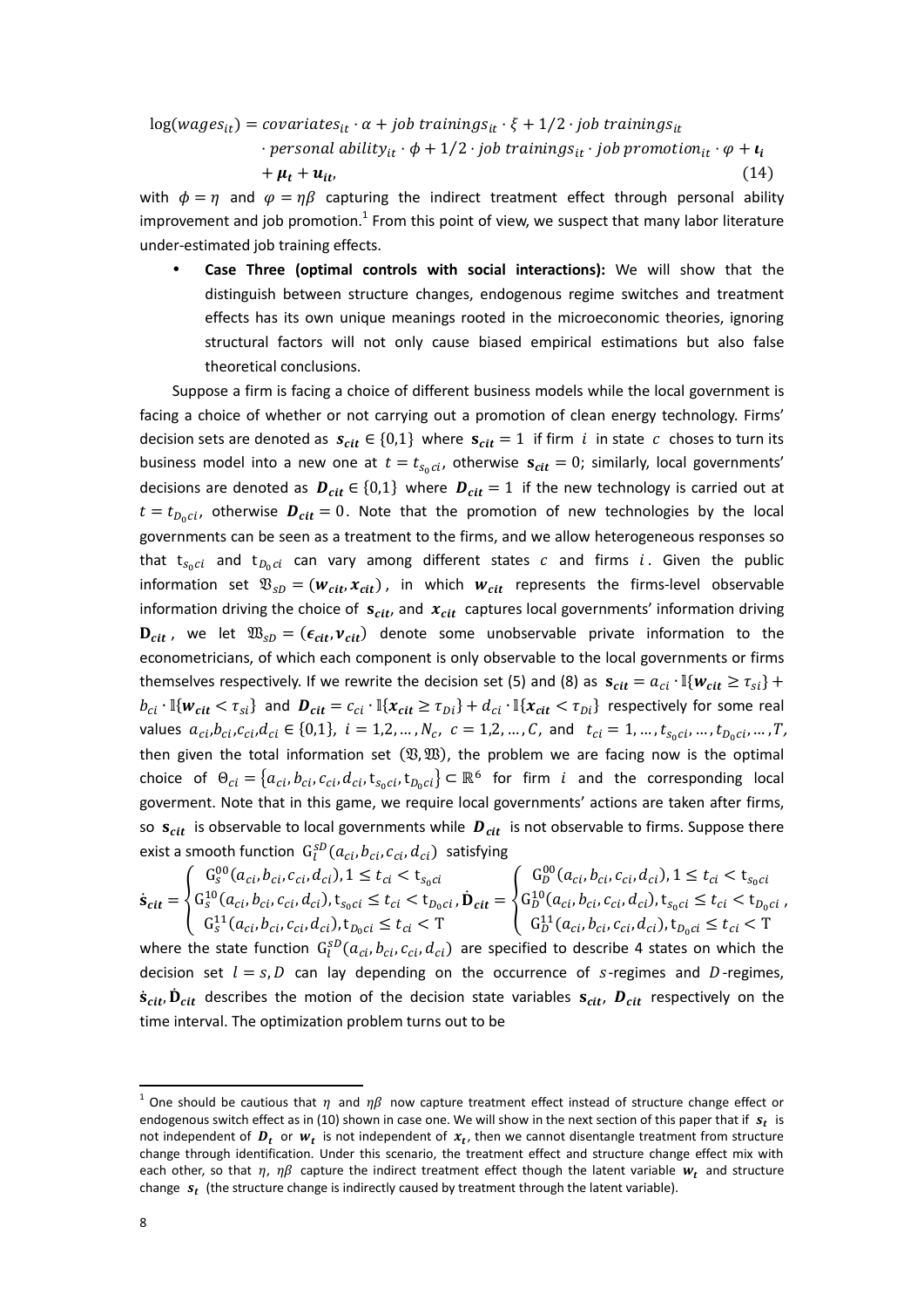$$\log(wages_{it}) = covariates_{it} \cdot \alpha + job\ trainings_{it} \cdot \xi + 1/2 \cdot job\ trainings_{it} \cdot personal\ ability_{it} \cdot \phi + 1/2 \cdot job\ trainings_{it} \cdot job\ promotion_{it} \cdot \varphi + \boldsymbol{\iota_i} + \boldsymbol{\mu_t} + \boldsymbol{u_{it}}, \tag{14}$$

with $\phi = \eta$ and $\varphi = \eta\beta$ capturing the indirect treatment effect through personal ability improvement and job promotion.[1] From this point of view, we suspect that many labor literature under-estimated job training effects.

- **Case Three (optimal controls with social interactions):** We will show that the distinguish between structure changes, endogenous regime switches and treatment effects has its own unique meanings rooted in the microeconomic theories, ignoring structural factors will not only cause biased empirical estimations but also false theoretical conclusions.

Suppose a firm is facing a choice of different business models while the local government is facing a choice of whether or not carrying out a promotion of clean energy technology. Firms' decision sets are denoted as $\boldsymbol{s_{cit}} \in \{0,1\}$ where $\boldsymbol{s_{cit}} = 1$ if firm $i$ in state $c$ choses to turn its business model into a new one at $t = t_{s_0 ci}$, otherwise $\boldsymbol{s_{cit}} = 0$; similarly, local governments' decisions are denoted as $\boldsymbol{D_{cit}} \in \{0,1\}$ where $\boldsymbol{D_{cit}} = 1$ if the new technology is carried out at $t = t_{D_0 ci}$, otherwise $\boldsymbol{D_{cit}} = 0$. Note that the promotion of new technologies by the local governments can be seen as a treatment to the firms, and we allow heterogeneous responses so that $\mathrm{t}_{s_0 ci}$ and $\mathrm{t}_{D_0 ci}$ can vary among different states $c$ and firms $i$. Given the public information set $\mathfrak{V}_{sD} = (\boldsymbol{w_{cit}}, \boldsymbol{x_{cit}})$, in which $\boldsymbol{w_{cit}}$ represents the firms-level observable information driving the choice of $\boldsymbol{s_{cit}}$, and $\boldsymbol{x_{cit}}$ captures local governments' information driving $\mathbf{D_{cit}}$, we let $\mathfrak{W}_{sD} = (\boldsymbol{\epsilon_{cit}}, \boldsymbol{\nu_{cit}})$ denote some unobservable private information to the econometricians, of which each component is only observable to the local governments or firms themselves respectively. If we rewrite the decision set (5) and (8) as $\boldsymbol{s_{cit}} = a_{ci} \cdot \mathbb{1}\{\boldsymbol{w_{cit}} \geq \tau_{si}\} + b_{ci} \cdot \mathbb{1}\{\boldsymbol{w_{cit}} < \tau_{si}\}$ and $\boldsymbol{D_{cit}} = c_{ci} \cdot \mathbb{1}\{\boldsymbol{x_{cit}} \geq \tau_{Di}\} + d_{ci} \cdot \mathbb{1}\{\boldsymbol{x_{cit}} < \tau_{Di}\}$ respectively for some real values $a_{ci}, b_{ci}, c_{ci}, d_{ci} \in \{0,1\}$, $i = 1,2,\dots,N_c$, $c = 1,2,\dots,C$, and $t_{ci} = 1,\dots,t_{s_0 ci},\dots,t_{D_0 ci},\dots,T$, then given the total information set $(\mathfrak{V},\mathfrak{W})$, the problem we are facing now is the optimal choice of $\Theta_{ci} = \{a_{ci}, b_{ci}, c_{ci}, d_{ci}, \mathrm{t}_{s_0 ci}, \mathrm{t}_{D_0 ci}\} \subset \mathbb{R}^6$ for firm $i$ and the corresponding local goverment. Note that in this game, we require local governments' actions are taken after firms, so $\boldsymbol{s_{cit}}$ is observable to local governments while $\boldsymbol{D_{cit}}$ is not observable to firms. Suppose there exist a smooth function $\mathrm{G}_l^{sD}(a_{ci}, b_{ci}, c_{ci}, d_{ci})$ satisfying

$$\dot{\mathbf{s}}_{cit} = \begin{cases} \mathrm{G}_s^{00}(a_{ci}, b_{ci}, c_{ci}, d_{ci}), 1 \leq t_{ci} < \mathrm{t}_{s_0 ci} \\ \mathrm{G}_s^{10}(a_{ci}, b_{ci}, c_{ci}, d_{ci}), \mathrm{t}_{s_0 ci} \leq t_{ci} < \mathrm{t}_{D_0 ci} \\ \mathrm{G}_s^{11}(a_{ci}, b_{ci}, c_{ci}, d_{ci}), \mathrm{t}_{D_0 ci} \leq t_{ci} < \mathrm{T} \end{cases}, \dot{\mathbf{D}}_{cit} = \begin{cases} \mathrm{G}_D^{00}(a_{ci}, b_{ci}, c_{ci}, d_{ci}), 1 \leq t_{ci} < \mathrm{t}_{s_0 ci} \\ \mathrm{G}_D^{10}(a_{ci}, b_{ci}, c_{ci}, d_{ci}), \mathrm{t}_{s_0 ci} \leq t_{ci} < \mathrm{t}_{D_0 ci} \\ \mathrm{G}_D^{11}(a_{ci}, b_{ci}, c_{ci}, d_{ci}), \mathrm{t}_{D_0 ci} \leq t_{ci} < \mathrm{T} \end{cases},$$

where the state function $\mathrm{G}_l^{sD}(a_{ci}, b_{ci}, c_{ci}, d_{ci})$ are specified to describe 4 states on which the decision set $l = s, D$ can lay depending on the occurrence of $s$-regimes and $D$-regimes, $\dot{\mathbf{s}}_{cit}, \dot{\mathbf{D}}_{cit}$ describes the motion of the decision state variables $\boldsymbol{s_{cit}}$, $\boldsymbol{D_{cit}}$ respectively on the time interval. The optimization problem turns out to be

[1] One should be cautious that $\eta$ and $\eta\beta$ now capture treatment effect instead of structure change effect or endogenous switch effect as in (10) shown in case one. We will show in the next section of this paper that if $\boldsymbol{s_t}$ is not independent of $\boldsymbol{D_t}$ or $\boldsymbol{w_t}$ is not independent of $\boldsymbol{x_t}$, then we cannot disentangle treatment from structure change through identification. Under this scenario, the treatment effect and structure change effect mix with each other, so that $\eta$, $\eta\beta$ capture the indirect treatment effect though the latent variable $\boldsymbol{w_t}$ and structure change $\boldsymbol{s_t}$ (the structure change is indirectly caused by treatment through the latent variable).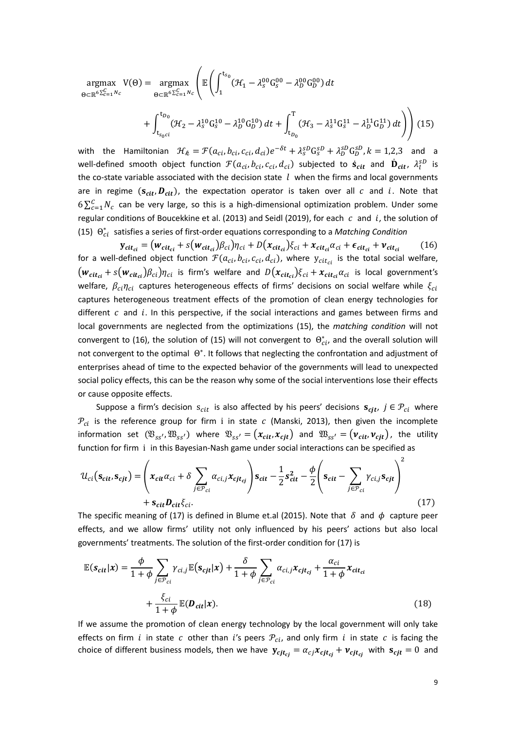$$
\underset{\Theta \subset \mathbb{R}^{6\sum_{c=1}^{C} N_c}}{\operatorname{argmax}} \mathrm{V}(\Theta) = \underset{\Theta \subset \mathbb{R}^{6\sum_{c=1}^{C} N_c}}{\operatorname{argmax}} \left( \mathbb{E}\left( \int_{1}^{\mathrm{t}_{s_0}} (\mathcal{H}_1 - \lambda_S^{00}\mathrm{G}_S^{00} - \lambda_D^{00}\mathrm{G}_D^{00})\, dt + \int_{\mathrm{t}_{s_0 ci}}^{\mathrm{t}_{D_0}} (\mathcal{H}_2 - \lambda_S^{10}\mathrm{G}_S^{10} - \lambda_D^{10}\mathrm{G}_D^{10})\, dt + \int_{\mathrm{t}_{D_0}}^{\mathrm{T}} (\mathcal{H}_3 - \lambda_S^{11}\mathrm{G}_S^{11} - \lambda_D^{11}\mathrm{G}_D^{11})\, dt \right) \right) \quad (15)
$$

with the Hamiltonian $\mathcal{H}_k = \mathcal{F}(a_{ci}, b_{ci}, c_{ci}, d_{ci})e^{-\delta t} + \lambda_S^{sD}\mathrm{G}_S^{sD} + \lambda_D^{sD}\mathrm{G}_D^{sD}, k = 1,2,3$ and a well-defined smooth object function $\mathcal{F}(a_{ci}, b_{ci}, c_{ci}, d_{ci})$ subjected to $\dot{\mathbf{s}}_{cit}$ and $\dot{\mathbf{D}}_{cit}$, $\lambda_l^{sD}$ is the co-state variable associated with the decision state $l$ when the firms and local governments are in regime $(\mathbf{s}_{cit}, \mathbf{D}_{cit})$, the expectation operator is taken over all $c$ and $i$. Note that $6\sum_{c=1}^{C} N_c$ can be very large, so this is a high-dimensional optimization problem. Under some regular conditions of Boucekkine et al. (2013) and Seidl (2019), for each $c$ and $i$, the solution of (15) $\Theta_{ci}^*$ satisfies a series of first-order equations corresponding to a *Matching Condition*

$$
\mathbf{y}_{cit_{ci}} = \left(\mathbf{w}_{cit_{ci}} + s(\mathbf{w}_{cit_{ci}})\beta_{ci}\right)\eta_{ci} + D(\mathbf{x}_{cit_{ci}})\xi_{ci} + \mathbf{x}_{cit_{ci}}\alpha_{ci} + \boldsymbol{\epsilon}_{cit_{ci}} + \boldsymbol{\nu}_{cit_{ci}} \quad (16)
$$

for a well-defined object function $\mathcal{F}(a_{ci}, b_{ci}, c_{ci}, d_{ci})$, where $\mathrm{y}_{cit_{ci}}$ is the total social welfare, $\left(\mathbf{w}_{cit_{ci}} + s(\mathbf{w}_{cit_{ci}})\beta_{ci}\right)\eta_{ci}$ is firm's welfare and $D(\mathbf{x}_{cit_{ci}})\xi_{ci} + \mathbf{x}_{cit_{ci}}\alpha_{ci}$ is local government's welfare, $\beta_{ci}\eta_{ci}$ captures heterogeneous effects of firms' decisions on social welfare while $\xi_{ci}$ captures heterogeneous treatment effects of the promotion of clean energy technologies for different $c$ and $i$. In this perspective, if the social interactions and games between firms and local governments are neglected from the optimizations (15), the *matching condition* will not convergent to (16), the solution of (15) will not convergent to $\Theta_{ci}^*$, and the overall solution will not convergent to the optimal $\Theta^*$. It follows that neglecting the confrontation and adjustment of enterprises ahead of time to the expected behavior of the governments will lead to unexpected social policy effects, this can be the reason why some of the social interventions lose their effects or cause opposite effects.

Suppose a firm's decision $\mathrm{s}_{cit}$ is also affected by his peers' decisions $\mathbf{s}_{cjt}$, $j \in \mathcal{P}_{ci}$ where $\mathcal{P}_{ci}$ is the reference group for firm i in state $c$ (Manski, 2013), then given the incomplete information set $(\mathfrak{B}_{ss'}, \mathfrak{W}_{ss'})$ where $\mathfrak{B}_{ss'} = (\mathbf{x}_{cit}, \mathbf{x}_{cjt})$ and $\mathfrak{W}_{ss'} = (\boldsymbol{\nu}_{cit}, \boldsymbol{\nu}_{cjt})$, the utility function for firm i in this Bayesian-Nash game under social interactions can be specified as

$$
\mathcal{U}_{ci}(\mathbf{s}_{cit}, \mathbf{s}_{cjt}) = \left(\mathbf{x}_{cit}\alpha_{ci} + \delta \sum_{j \in \mathcal{P}_{ci}} \alpha_{ci,j}\mathbf{x}_{cjt_{cj}}\right)\mathbf{s}_{cit} - \frac{1}{2}\mathbf{s}_{cit}^2 - \frac{\phi}{2}\left(\mathbf{s}_{cit} - \sum_{j \in \mathcal{P}_{ci}} \gamma_{ci,j}\mathbf{s}_{cjt}\right)^2 + \mathbf{s}_{cit}\mathbf{D}_{cit}\xi_{ci}. \quad (17)
$$

The specific meaning of (17) is defined in Blume et.al (2015). Note that $\delta$ and $\phi$ capture peer effects, and we allow firms' utility not only influenced by his peers' actions but also local governments' treatments. The solution of the first-order condition for (17) is

$$
\mathbb{E}(\mathbf{s}_{cit}|\mathbf{x}) = \frac{\phi}{1+\phi}\sum_{j \in \mathcal{P}_{ci}} \gamma_{ci,j}\mathbb{E}(\mathbf{s}_{cjt}|\mathbf{x}) + \frac{\delta}{1+\phi}\sum_{j \in \mathcal{P}_{ci}} \alpha_{ci,j}\mathbf{x}_{cjt_{cj}} + \frac{\alpha_{ci}}{1+\phi}\mathbf{x}_{cit_{ci}} + \frac{\xi_{ci}}{1+\phi}\mathbb{E}(\mathbf{D}_{cit}|\mathbf{x}). \quad (18)
$$

If we assume the promotion of clean energy technology by the local government will only take effects on firm $i$ in state $c$ other than $i$'s peers $\mathcal{P}_{ci}$, and only firm $i$ in state $c$ is facing the choice of different business models, then we have $\mathbf{y}_{cjt_{cj}} = \alpha_{cj}\mathbf{x}_{cjt_{cj}} + \boldsymbol{\nu}_{cjt_{cj}}$ with $\mathbf{s}_{cjt} = 0$ and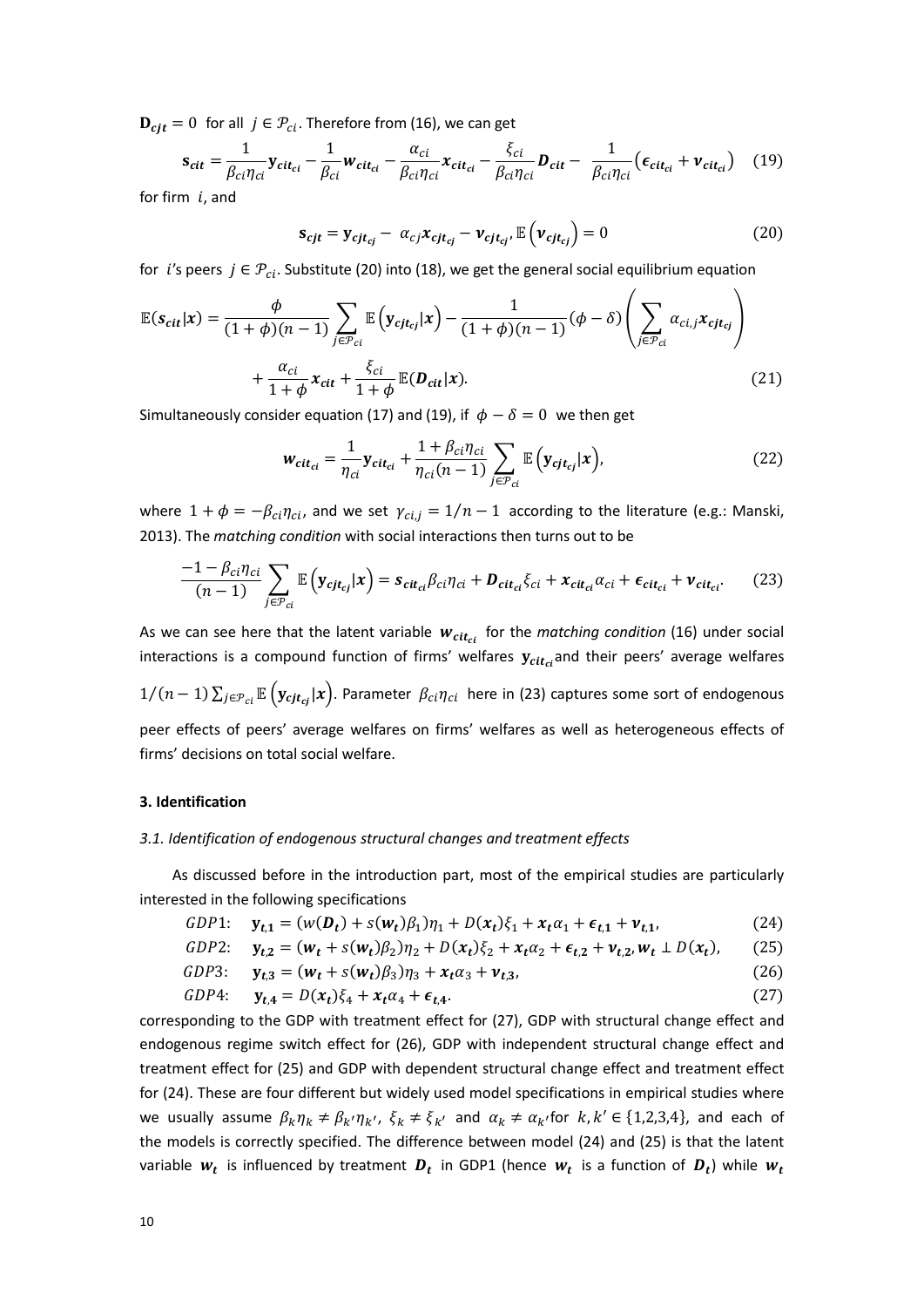$\mathbf{D}_{cjt} = 0$ for all $j \in \mathcal{P}_{ci}$. Therefore from (16), we can get

$$\mathbf{s}_{cit} = \frac{1}{\beta_{ci}\eta_{ci}}\mathbf{y}_{cit_{ci}} - \frac{1}{\beta_{ci}}\boldsymbol{w}_{cit_{ci}} - \frac{\alpha_{ci}}{\beta_{ci}\eta_{ci}}\boldsymbol{x}_{cit_{ci}} - \frac{\xi_{ci}}{\beta_{ci}\eta_{ci}}\boldsymbol{D}_{cit} - \frac{1}{\beta_{ci}\eta_{ci}}\left(\boldsymbol{\epsilon}_{cit_{ci}} + \boldsymbol{\nu}_{cit_{ci}}\right) \quad (19)$$

for firm $i$, and

$$\mathbf{s}_{cjt} = \mathbf{y}_{cjt_{cj}} - \alpha_{cj}\boldsymbol{x}_{cjt_{cj}} - \boldsymbol{\nu}_{cjt_{cj}}, \mathbb{E}\left(\boldsymbol{\nu}_{cjt_{cj}}\right) = 0 \quad (20)$$

for $i$'s peers $j \in \mathcal{P}_{ci}$. Substitute (20) into (18), we get the general social equilibrium equation

$$\mathbb{E}(\boldsymbol{s}_{cit}|\boldsymbol{x}) = \frac{\phi}{(1+\phi)(n-1)}\sum_{j\in\mathcal{P}_{ci}}\mathbb{E}\left(\mathbf{y}_{cjt_{cj}}|\boldsymbol{x}\right) - \frac{1}{(1+\phi)(n-1)}(\phi-\delta)\left(\sum_{j\in\mathcal{P}_{ci}}\alpha_{ci,j}\boldsymbol{x}_{cjt_{cj}}\right) + \frac{\alpha_{ci}}{1+\phi}\boldsymbol{x}_{cit} + \frac{\xi_{ci}}{1+\phi}\mathbb{E}(\boldsymbol{D}_{cit}|\boldsymbol{x}). \quad (21)$$

Simultaneously consider equation (17) and (19), if $\phi - \delta = 0$ we then get

$$\boldsymbol{w}_{cit_{ci}} = \frac{1}{\eta_{ci}}\mathbf{y}_{cit_{ci}} + \frac{1+\beta_{ci}\eta_{ci}}{\eta_{ci}(n-1)}\sum_{j\in\mathcal{P}_{ci}}\mathbb{E}\left(\mathbf{y}_{cjt_{cj}}|\boldsymbol{x}\right), \quad (22)$$

where $1+\phi = -\beta_{ci}\eta_{ci}$, and we set $\gamma_{ci,j} = 1/n-1$ according to the literature (e.g.: Manski, 2013). The *matching condition* with social interactions then turns out to be

$$\frac{-1-\beta_{ci}\eta_{ci}}{(n-1)}\sum_{j\in\mathcal{P}_{ci}}\mathbb{E}\left(\mathbf{y}_{cjt_{cj}}|\boldsymbol{x}\right) = \boldsymbol{s}_{cit_{ci}}\beta_{ci}\eta_{ci} + \boldsymbol{D}_{cit_{ci}}\xi_{ci} + \boldsymbol{x}_{cit_{ci}}\alpha_{ci} + \boldsymbol{\epsilon}_{cit_{ci}} + \boldsymbol{\nu}_{cit_{ci}}. \quad (23)$$

As we can see here that the latent variable $\boldsymbol{w}_{cit_{ci}}$ for the *matching condition* (16) under social interactions is a compound function of firms' welfares $\mathbf{y}_{cit_{ci}}$ and their peers' average welfares $1/(n-1)\sum_{j\in\mathcal{P}_{ci}}\mathbb{E}\left(\mathbf{y}_{cjt_{cj}}|\boldsymbol{x}\right)$. Parameter $\beta_{ci}\eta_{ci}$ here in (23) captures some sort of endogenous peer effects of peers' average welfares on firms' welfares as well as heterogeneous effects of firms' decisions on total social welfare.

## 3. Identification

### *3.1. Identification of endogenous structural changes and treatment effects*

As discussed before in the introduction part, most of the empirical studies are particularly interested in the following specifications

$$GDP1: \quad \mathbf{y}_{t,1} = (w(\boldsymbol{D}_t) + s(\boldsymbol{w}_t)\beta_1)\eta_1 + D(\boldsymbol{x}_t)\xi_1 + \boldsymbol{x}_t\alpha_1 + \boldsymbol{\epsilon}_{t,1} + \boldsymbol{\nu}_{t,1}, \quad (24)$$

$$GDP2: \quad \mathbf{y}_{t,2} = (\boldsymbol{w}_t + s(\boldsymbol{w}_t)\beta_2)\eta_2 + D(\boldsymbol{x}_t)\xi_2 + \boldsymbol{x}_t\alpha_2 + \boldsymbol{\epsilon}_{t,2} + \boldsymbol{\nu}_{t,2}, \boldsymbol{w}_t \perp D(\boldsymbol{x}_t), \quad (25)$$

$$GDP3: \quad \mathbf{y}_{t,3} = (\boldsymbol{w}_t + s(\boldsymbol{w}_t)\beta_3)\eta_3 + \boldsymbol{x}_t\alpha_3 + \boldsymbol{\nu}_{t,3}, \quad (26)$$

$$GDP4: \quad \mathbf{y}_{t,4} = D(\boldsymbol{x}_t)\xi_4 + \boldsymbol{x}_t\alpha_4 + \boldsymbol{\epsilon}_{t,4}. \quad (27)$$

corresponding to the GDP with treatment effect for (27), GDP with structural change effect and endogenous regime switch effect for (26), GDP with independent structural change effect and treatment effect for (25) and GDP with dependent structural change effect and treatment effect for (24). These are four different but widely used model specifications in empirical studies where we usually assume $\beta_k\eta_k \neq \beta_{k'}\eta_{k'}$, $\xi_k \neq \xi_{k'}$ and $\alpha_k \neq \alpha_{k'}$for $k, k' \in \{1,2,3,4\}$, and each of the models is correctly specified. The difference between model (24) and (25) is that the latent variable $\boldsymbol{w}_t$ is influenced by treatment $\boldsymbol{D}_t$ in GDP1 (hence $\boldsymbol{w}_t$ is a function of $\boldsymbol{D}_t$) while $\boldsymbol{w}_t$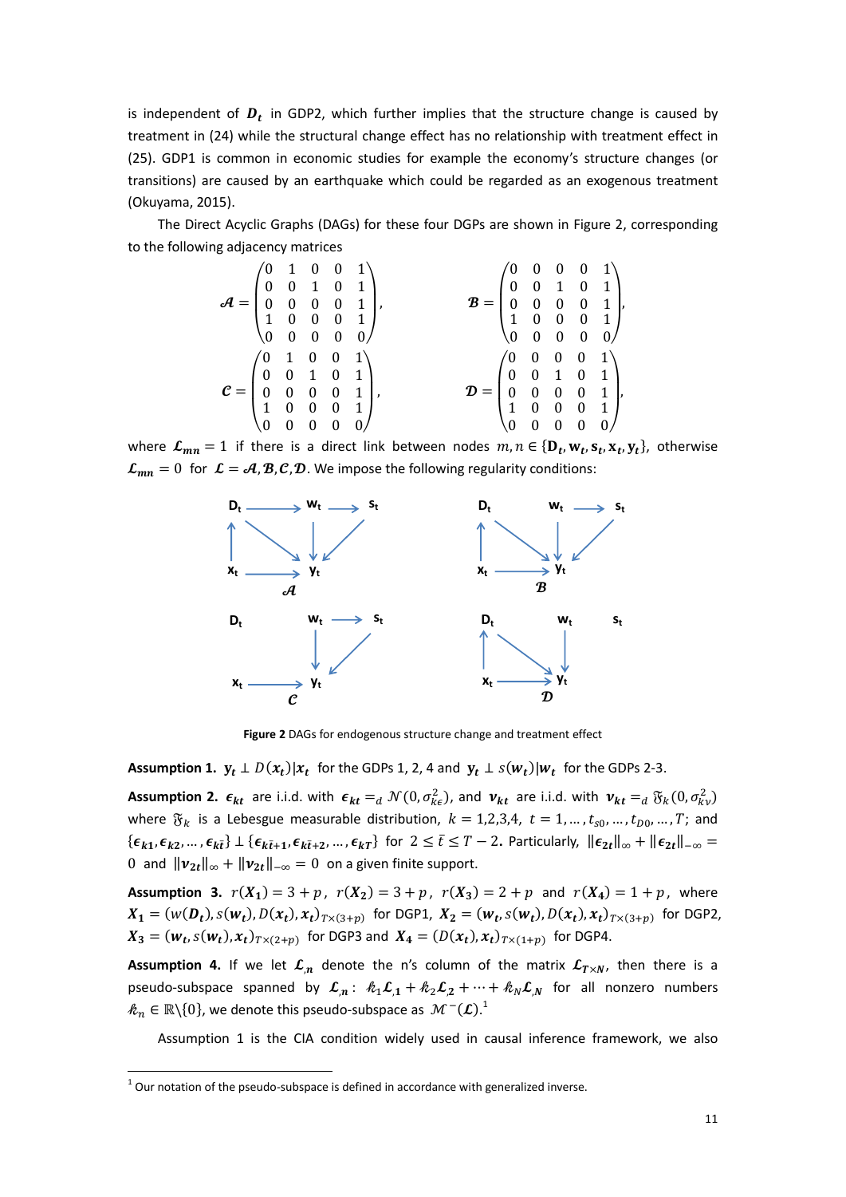is independent of $\boldsymbol{D_t}$ in GDP2, which further implies that the structure change is caused by treatment in (24) while the structural change effect has no relationship with treatment effect in (25). GDP1 is common in economic studies for example the economy's structure changes (or transitions) are caused by an earthquake which could be regarded as an exogenous treatment (Okuyama, 2015).

The Direct Acyclic Graphs (DAGs) for these four DGPs are shown in Figure 2, corresponding to the following adjacency matrices

$$\mathcal{A} = \begin{pmatrix} 0 & 1 & 0 & 0 & 1 \\ 0 & 0 & 1 & 0 & 1 \\ 0 & 0 & 0 & 0 & 1 \\ 1 & 0 & 0 & 0 & 1 \\ 0 & 0 & 0 & 0 & 0 \end{pmatrix}, \qquad \mathcal{B} = \begin{pmatrix} 0 & 0 & 0 & 0 & 1 \\ 0 & 0 & 1 & 0 & 1 \\ 0 & 0 & 0 & 0 & 1 \\ 1 & 0 & 0 & 0 & 1 \\ 0 & 0 & 0 & 0 & 0 \end{pmatrix},$$

$$\mathcal{C} = \begin{pmatrix} 0 & 1 & 0 & 0 & 1 \\ 0 & 0 & 1 & 0 & 1 \\ 0 & 0 & 0 & 0 & 1 \\ 1 & 0 & 0 & 0 & 1 \\ 0 & 0 & 0 & 0 & 0 \end{pmatrix}, \qquad \mathcal{D} = \begin{pmatrix} 0 & 0 & 0 & 0 & 1 \\ 0 & 0 & 1 & 0 & 1 \\ 0 & 0 & 0 & 0 & 1 \\ 1 & 0 & 0 & 0 & 1 \\ 0 & 0 & 0 & 0 & 0 \end{pmatrix},$$

where $\mathcal{L}_{mn} = 1$ if there is a direct link between nodes $m, n \in \{\mathbf{D}_t, \mathbf{w}_t, \mathbf{s}_t, \mathbf{x}_t, \mathbf{y}_t\}$, otherwise $\mathcal{L}_{mn} = 0$ for $\mathcal{L} = \mathcal{A}, \mathcal{B}, \mathcal{C}, \mathcal{D}$. We impose the following regularity conditions:

$D_t$
$w_t$
$s_t$
$x_t$
$y_t$
$\mathcal{A}$
$\mathcal{B}$
$\mathcal{C}$
$\mathcal{D}$

**Figure 2** DAGs for endogenous structure change and treatment effect

**Assumption 1.** $\mathbf{y}_t \perp D(\mathbf{x}_t)|\mathbf{x}_t$ for the GDPs 1, 2, 4 and $\mathbf{y}_t \perp s(\mathbf{w}_t)|\mathbf{w}_t$ for the GDPs 2-3.

**Assumption 2.** $\boldsymbol{\epsilon}_{kt}$ are i.i.d. with $\boldsymbol{\epsilon}_{kt} =_d \mathcal{N}(0, \sigma_{k\epsilon}^2)$, and $\boldsymbol{\nu}_{kt}$ are i.i.d. with $\boldsymbol{\nu}_{kt} =_d \mathfrak{F}_k(0, \sigma_{k\nu}^2)$ where $\mathfrak{F}_k$ is a Lebesgue measurable distribution, $k = 1,2,3,4$, $t = 1, \ldots, t_{s0}, \ldots, t_{D0}, \ldots, T$; and $\{\boldsymbol{\epsilon}_{k1}, \boldsymbol{\epsilon}_{k2}, \ldots, \boldsymbol{\epsilon}_{k\bar{t}}\} \perp \{\boldsymbol{\epsilon}_{k\bar{t}+1}, \boldsymbol{\epsilon}_{k\bar{t}+2}, \ldots, \boldsymbol{\epsilon}_{kT}\}$ for $2 \le \bar{t} \le T-2$. Particularly, $\|\boldsymbol{\epsilon}_{2t}\|_\infty + \|\boldsymbol{\epsilon}_{2t}\|_{-\infty} = 0$ and $\|\boldsymbol{\nu}_{2t}\|_\infty + \|\boldsymbol{\nu}_{2t}\|_{-\infty} = 0$ on a given finite support.

**Assumption 3.** $r(\boldsymbol{X}_1) = 3 + p$, $r(\boldsymbol{X}_2) = 3 + p$, $r(\boldsymbol{X}_3) = 2 + p$ and $r(\boldsymbol{X}_4) = 1 + p$, where $\boldsymbol{X}_1 = (w(\boldsymbol{D}_t), s(\boldsymbol{w}_t), D(\boldsymbol{x}_t), \boldsymbol{x}_t)_{T\times(3+p)}$ for DGP1, $\boldsymbol{X}_2 = (\boldsymbol{w}_t, s(\boldsymbol{w}_t), D(\boldsymbol{x}_t), \boldsymbol{x}_t)_{T\times(3+p)}$ for DGP2, $\boldsymbol{X}_3 = (\boldsymbol{w}_t, s(\boldsymbol{w}_t), \boldsymbol{x}_t)_{T\times(2+p)}$ for DGP3 and $\boldsymbol{X}_4 = (D(\boldsymbol{x}_t), \boldsymbol{x}_t)_{T\times(1+p)}$ for DGP4.

**Assumption 4.** If we let $\mathcal{L}_{,n}$ denote the n's column of the matrix $\mathcal{L}_{T\times N}$, then there is a pseudo-subspace spanned by $\mathcal{L}_{,n}$: $\hbar_1\mathcal{L}_{,1} + \hbar_2\mathcal{L}_{,2} + \cdots + \hbar_N\mathcal{L}_{,N}$ for all nonzero numbers $\hbar_n \in \mathbb{R}\backslash\{0\}$, we denote this pseudo-subspace as $\mathcal{M}^-(\mathcal{L})$.[1]

Assumption 1 is the CIA condition widely used in causal inference framework, we also

[1] Our notation of the pseudo-subspace is defined in accordance with generalized inverse.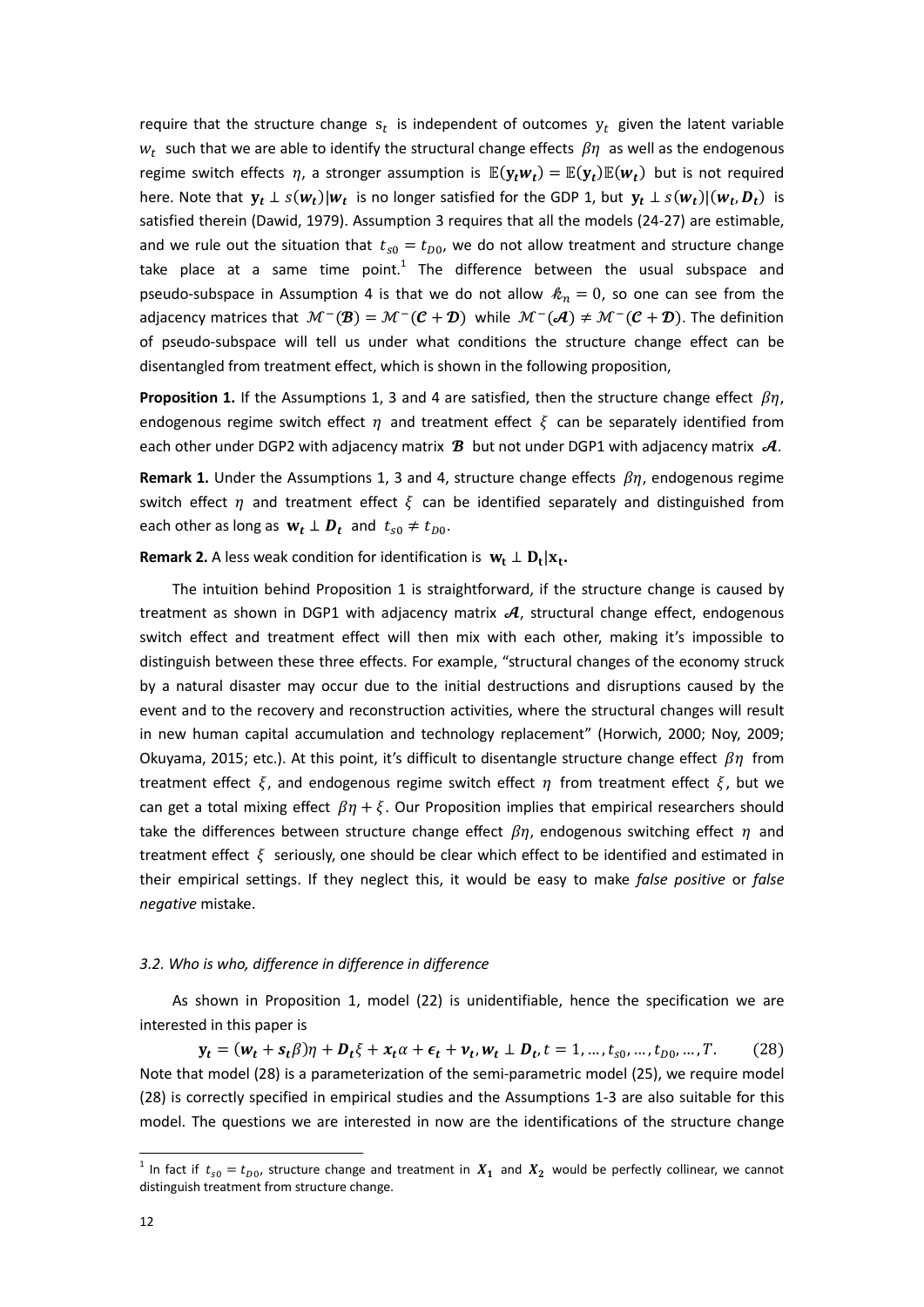require that the structure change $s_t$ is independent of outcomes $y_t$ given the latent variable $w_t$ such that we are able to identify the structural change effects $\beta\eta$ as well as the endogenous regime switch effects $\eta$, a stronger assumption is $\mathbb{E}(\mathbf{y}_t \boldsymbol{w}_t) = \mathbb{E}(\mathbf{y}_t)\mathbb{E}(\boldsymbol{w}_t)$ but is not required here. Note that $\mathbf{y}_t \perp s(\boldsymbol{w}_t)|\boldsymbol{w}_t$ is no longer satisfied for the GDP 1, but $\mathbf{y}_t \perp s(\boldsymbol{w}_t)|(\boldsymbol{w}_t, \boldsymbol{D}_t)$ is satisfied therein (Dawid, 1979). Assumption 3 requires that all the models (24-27) are estimable, and we rule out the situation that $t_{s0} = t_{D0}$, we do not allow treatment and structure change take place at a same time point.[1] The difference between the usual subspace and pseudo-subspace in Assumption 4 is that we do not allow $\mathcal{k}_n = 0$, so one can see from the adjacency matrices that $\mathcal{M}^{-}(\boldsymbol{\mathcal{B}}) = \mathcal{M}^{-}(\boldsymbol{\mathcal{C}} + \boldsymbol{\mathcal{D}})$ while $\mathcal{M}^{-}(\boldsymbol{\mathcal{A}}) \neq \mathcal{M}^{-}(\boldsymbol{\mathcal{C}} + \boldsymbol{\mathcal{D}})$. The definition of pseudo-subspace will tell us under what conditions the structure change effect can be disentangled from treatment effect, which is shown in the following proposition,

**Proposition 1.** If the Assumptions 1, 3 and 4 are satisfied, then the structure change effect $\beta\eta$, endogenous regime switch effect $\eta$ and treatment effect $\xi$ can be separately identified from each other under DGP2 with adjacency matrix $\boldsymbol{\mathcal{B}}$ but not under DGP1 with adjacency matrix $\boldsymbol{\mathcal{A}}$.

**Remark 1.** Under the Assumptions 1, 3 and 4, structure change effects $\beta\eta$, endogenous regime switch effect $\eta$ and treatment effect $\xi$ can be identified separately and distinguished from each other as long as $\mathbf{w}_t \perp \boldsymbol{D}_t$ and $t_{s0} \neq t_{D0}$.

**Remark 2.** A less weak condition for identification is $\mathbf{w}_t \perp \mathbf{D}_t | \mathbf{x}_t$.

The intuition behind Proposition 1 is straightforward, if the structure change is caused by treatment as shown in DGP1 with adjacency matrix $\boldsymbol{\mathcal{A}}$, structural change effect, endogenous switch effect and treatment effect will then mix with each other, making it's impossible to distinguish between these three effects. For example, "structural changes of the economy struck by a natural disaster may occur due to the initial destructions and disruptions caused by the event and to the recovery and reconstruction activities, where the structural changes will result in new human capital accumulation and technology replacement" (Horwich, 2000; Noy, 2009; Okuyama, 2015; etc.). At this point, it's difficult to disentangle structure change effect $\beta\eta$ from treatment effect $\xi$, and endogenous regime switch effect $\eta$ from treatment effect $\xi$, but we can get a total mixing effect $\beta\eta + \xi$. Our Proposition implies that empirical researchers should take the differences between structure change effect $\beta\eta$, endogenous switching effect $\eta$ and treatment effect $\xi$ seriously, one should be clear which effect to be identified and estimated in their empirical settings. If they neglect this, it would be easy to make *false positive* or *false negative* mistake.

### *3.2. Who is who, difference in difference in difference*

As shown in Proposition 1, model (22) is unidentifiable, hence the specification we are interested in this paper is

$$\mathbf{y}_t = (\boldsymbol{w}_t + \boldsymbol{s}_t\beta)\eta + \boldsymbol{D}_t\xi + \boldsymbol{x}_t\alpha + \boldsymbol{\epsilon}_t + \boldsymbol{v}_t, \boldsymbol{w}_t \perp \boldsymbol{D}_t, t = 1, \ldots, t_{s0}, \ldots, t_{D0}, \ldots, T. \quad (28)$$

Note that model (28) is a parameterization of the semi-parametric model (25), we require model (28) is correctly specified in empirical studies and the Assumptions 1-3 are also suitable for this model. The questions we are interested in now are the identifications of the structure change

[1] In fact if $t_{s0} = t_{D0}$, structure change and treatment in $\boldsymbol{X_1}$ and $\boldsymbol{X_2}$ would be perfectly collinear, we cannot distinguish treatment from structure change.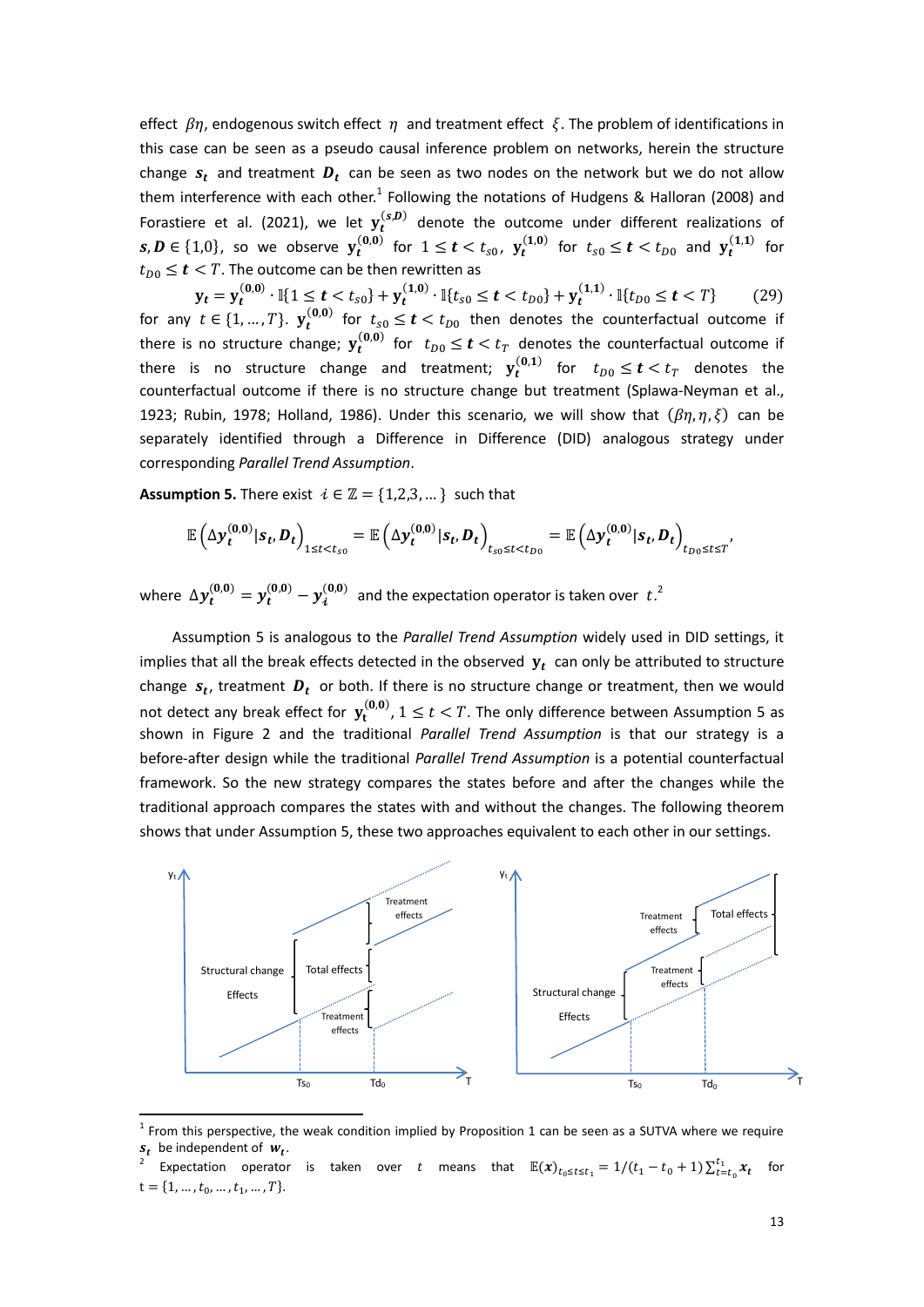effect $\beta\eta$, endogenous switch effect $\eta$ and treatment effect $\xi$. The problem of identifications in this case can be seen as a pseudo causal inference problem on networks, herein the structure change $\boldsymbol{s_t}$ and treatment $\boldsymbol{D_t}$ can be seen as two nodes on the network but we do not allow them interference with each other.[1] Following the notations of Hudgens & Halloran (2008) and Forastiere et al. (2021), we let $\mathbf{y}_t^{(s,D)}$ denote the outcome under different realizations of $\boldsymbol{s}, \boldsymbol{D} \in \{1,0\}$, so we observe $\mathbf{y}_t^{(0,0)}$ for $1 \le \boldsymbol{t} < t_{s0}$, $\mathbf{y}_t^{(1,0)}$ for $t_{s0} \le \boldsymbol{t} < t_{D0}$ and $\mathbf{y}_t^{(1,1)}$ for $t_{D0} \le t < T$. The outcome can be then rewritten as

$$\mathbf{y}_t = \mathbf{y}_t^{(0,0)} \cdot \mathbb{I}\{1 \le \boldsymbol{t} < t_{s0}\} + \mathbf{y}_t^{(1,0)} \cdot \mathbb{I}\{t_{s0} \le \boldsymbol{t} < t_{D0}\} + \mathbf{y}_t^{(1,1)} \cdot \mathbb{I}\{t_{D0} \le t < T\} \qquad (29)$$

for any $t \in \{1, \dots, T\}$. $\mathbf{y}_t^{(0,0)}$ for $t_{s0} \le \boldsymbol{t} < t_{D0}$ then denotes the counterfactual outcome if there is no structure change; $\mathbf{y}_t^{(0,0)}$ for $t_{D0} \le t < t_T$ denotes the counterfactual outcome if there is no structure change and treatment; $\mathbf{y}_t^{(0,1)}$ for $t_{D0} \le t < t_T$ denotes the counterfactual outcome if there is no structure change but treatment (Splawa-Neyman et al., 1923; Rubin, 1978; Holland, 1986). Under this scenario, we will show that $(\beta\eta, \eta, \xi)$ can be separately identified through a Difference in Difference (DID) analogous strategy under corresponding *Parallel Trend Assumption*.

**Assumption 5.** There exist $i \in \mathbb{Z} = \{1,2,3, \dots\}$ such that

$$\mathbb{E}\left(\Delta \boldsymbol{y}_t^{(0,0)} | \boldsymbol{s_t}, \boldsymbol{D_t}\right)_{1 \le t < t_{s0}} = \mathbb{E}\left(\Delta \boldsymbol{y}_t^{(0,0)} | \boldsymbol{s_t}, \boldsymbol{D_t}\right)_{t_{s0} \le t < t_{D0}} = \mathbb{E}\left(\Delta \boldsymbol{y}_t^{(0,0)} | \boldsymbol{s_t}, \boldsymbol{D_t}\right)_{t_{D0} \le t \le T},$$

where $\Delta \boldsymbol{y}_t^{(0,0)} = \boldsymbol{y}_t^{(0,0)} - \boldsymbol{y}_i^{(0,0)}$ and the expectation operator is taken over $t$.[2]

Assumption 5 is analogous to the *Parallel Trend Assumption* widely used in DID settings, it implies that all the break effects detected in the observed $\mathbf{y}_t$ can only be attributed to structure change $\boldsymbol{s_t}$, treatment $\boldsymbol{D_t}$ or both. If there is no structure change or treatment, then we would not detect any break effect for $\mathbf{y}_t^{(0,0)}$, $1 \le t < T$. The only difference between Assumption 5 as shown in Figure 2 and the traditional *Parallel Trend Assumption* is that our strategy is a before-after design while the traditional *Parallel Trend Assumption* is a potential counterfactual framework. So the new strategy compares the states before and after the changes while the traditional approach compares the states with and without the changes. The following theorem shows that under Assumption 5, these two approaches equivalent to each other in our settings.

$y_t$
Structural change Effects
Total effects
Treatment effects
Treatment effects
$Ts_0$
$Td_0$
T

$y_t$
Treatment effects
Total effects
Treatment effects
Structural change Effects
$Ts_0$
$Td_0$
T

[1] From this perspective, the weak condition implied by Proposition 1 can be seen as a SUTVA where we require $\boldsymbol{s_t}$ be independent of $\boldsymbol{w_t}$.

[2] Expectation operator is taken over $t$ means that $\mathbb{E}(\boldsymbol{x})_{t_0 \le t \le t_1} = 1/(t_1 - t_0 + 1)\sum_{t=t_0}^{t_1} \boldsymbol{x}_t$ for $t = \{1, \dots, t_0, \dots, t_1, \dots, T\}$.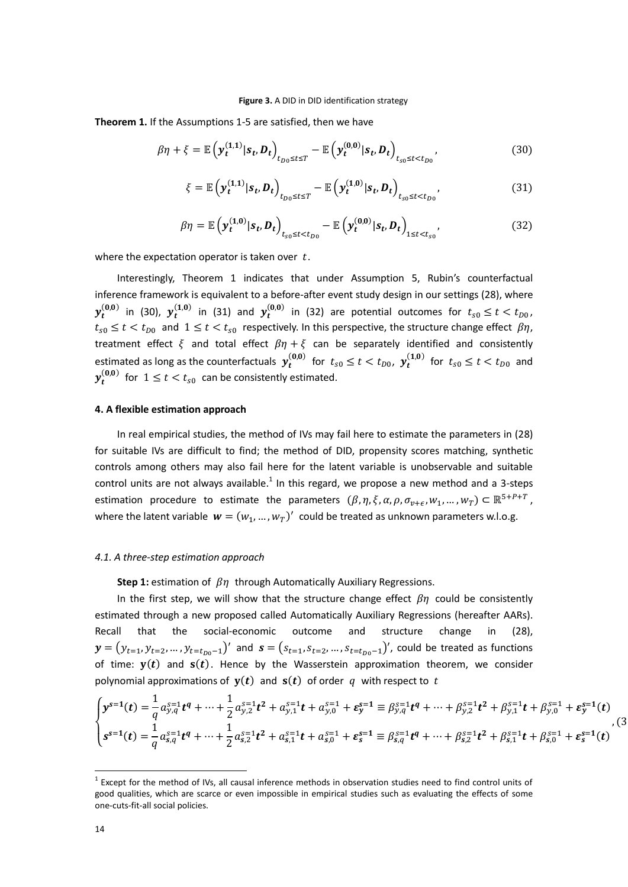**Figure 3.** A DID in DID identification strategy

**Theorem 1.** If the Assumptions 1-5 are satisfied, then we have

$$\beta\eta + \xi = \mathbb{E}\left(\boldsymbol{y}_t^{(\mathbf{1},\mathbf{1})} | \boldsymbol{s}_t, \boldsymbol{D}_t\right)_{t_{D0} \leq t \leq T} - \mathbb{E}\left(\boldsymbol{y}_t^{(\mathbf{0},\mathbf{0})} | \boldsymbol{s}_t, \boldsymbol{D}_t\right)_{t_{s0} \leq t < t_{D0}}, \tag{30}$$

$$\xi = \mathbb{E}\left(\boldsymbol{y}_t^{(\mathbf{1},\mathbf{1})} | \boldsymbol{s}_t, \boldsymbol{D}_t\right)_{t_{D0} \leq t \leq T} - \mathbb{E}\left(\boldsymbol{y}_t^{(\mathbf{1},\mathbf{0})} | \boldsymbol{s}_t, \boldsymbol{D}_t\right)_{t_{s0} \leq t < t_{D0}}, \tag{31}$$

$$\beta\eta = \mathbb{E}\left(\boldsymbol{y}_t^{(\mathbf{1},\mathbf{0})} | \boldsymbol{s}_t, \boldsymbol{D}_t\right)_{t_{s0} \leq t < t_{D0}} - \mathbb{E}\left(\boldsymbol{y}_t^{(\mathbf{0},\mathbf{0})} | \boldsymbol{s}_t, \boldsymbol{D}_t\right)_{1 \leq t < t_{s0}}, \tag{32}$$

where the expectation operator is taken over $t$.

Interestingly, Theorem 1 indicates that under Assumption 5, Rubin's counterfactual inference framework is equivalent to a before-after event study design in our settings (28), where $\boldsymbol{y}_t^{(\mathbf{0},\mathbf{0})}$ in (30), $\boldsymbol{y}_t^{(\mathbf{1},\mathbf{0})}$ in (31) and $\boldsymbol{y}_t^{(\mathbf{0},\mathbf{0})}$ in (32) are potential outcomes for $t_{s0} \leq t < t_{D0}$, $t_{s0} \leq t < t_{D0}$ and $1 \leq t < t_{s0}$ respectively. In this perspective, the structure change effect $\beta\eta$, treatment effect $\xi$ and total effect $\beta\eta + \xi$ can be separately identified and consistently estimated as long as the counterfactuals $\boldsymbol{y}_t^{(\mathbf{0},\mathbf{0})}$ for $t_{s0} \leq t < t_{D0}$, $\boldsymbol{y}_t^{(\mathbf{1},\mathbf{0})}$ for $t_{s0} \leq t < t_{D0}$ and $\boldsymbol{y}_t^{(\mathbf{0},\mathbf{0})}$ for $1 \leq t < t_{s0}$ can be consistently estimated.

## 4. A flexible estimation approach

In real empirical studies, the method of IVs may fail here to estimate the parameters in (28) for suitable IVs are difficult to find; the method of DID, propensity scores matching, synthetic controls among others may also fail here for the latent variable is unobservable and suitable control units are not always available.[1] In this regard, we propose a new method and a 3-steps estimation procedure to estimate the parameters $(\beta, \eta, \xi, \alpha, \rho, \sigma_{v+\epsilon}, w_1, \dots, w_T) \subset \mathbb{R}^{5+P+T}$, where the latent variable $\boldsymbol{w} = (w_1, \dots, w_T)'$ could be treated as unknown parameters w.l.o.g.

### *4.1. A three-step estimation approach*

**Step 1:** estimation of $\beta\eta$ through Automatically Auxiliary Regressions.

In the first step, we will show that the structure change effect $\beta\eta$ could be consistently estimated through a new proposed called Automatically Auxiliary Regressions (hereafter AARs). Recall that the social-economic outcome and structure change in (28), $\boldsymbol{y} = (y_{t=1}, y_{t=2}, \dots, y_{t=t_{D0}-1})'$ and $\boldsymbol{s} = (s_{t=1}, s_{t=2}, \dots, s_{t=t_{D0}-1})'$, could be treated as functions of time: $\boldsymbol{y}(\boldsymbol{t})$ and $\mathbf{s}(\boldsymbol{t})$. Hence by the Wasserstein approximation theorem, we consider polynomial approximations of $\boldsymbol{y}(\boldsymbol{t})$ and $\mathbf{s}(\boldsymbol{t})$ of order $q$ with respect to $t$

$$\begin{cases} \boldsymbol{y}^{\boldsymbol{s}=\mathbf{1}}(\boldsymbol{t}) = \dfrac{1}{q} a_{y,q}^{s=1} \boldsymbol{t}^{\boldsymbol{q}} + \dots + \dfrac{1}{2} a_{y,2}^{s=1} \boldsymbol{t}^{\mathbf{2}} + a_{y,1}^{s=1} \boldsymbol{t} + a_{y,0}^{s=1} + \boldsymbol{\varepsilon}_{\boldsymbol{y}}^{\boldsymbol{s}=\mathbf{1}} \equiv \beta_{y,q}^{s=1} \boldsymbol{t}^{\boldsymbol{q}} + \dots + \beta_{y,2}^{s=1} \boldsymbol{t}^{\mathbf{2}} + \beta_{y,1}^{s=1} \boldsymbol{t} + \beta_{y,0}^{s=1} + \boldsymbol{\varepsilon}_{\boldsymbol{y}}^{\boldsymbol{s}=\mathbf{1}}(\boldsymbol{t}) \\ \boldsymbol{s}^{\boldsymbol{s}=\mathbf{1}}(\boldsymbol{t}) = \dfrac{1}{q} a_{s,q}^{s=1} \boldsymbol{t}^{\boldsymbol{q}} + \dots + \dfrac{1}{2} a_{s,2}^{s=1} \boldsymbol{t}^{\mathbf{2}} + a_{s,1}^{s=1} \boldsymbol{t} + a_{s,0}^{s=1} + \boldsymbol{\varepsilon}_{\boldsymbol{s}}^{\boldsymbol{s}=\mathbf{1}} \equiv \beta_{s,q}^{s=1} \boldsymbol{t}^{\boldsymbol{q}} + \dots + \beta_{s,2}^{s=1} \boldsymbol{t}^{\mathbf{2}} + \beta_{s,1}^{s=1} \boldsymbol{t} + \beta_{s,0}^{s=1} + \boldsymbol{\varepsilon}_{\boldsymbol{s}}^{\boldsymbol{s}=\mathbf{1}}(\boldsymbol{t}) \end{cases}, (3$$

[1] Except for the method of IVs, all causal inference methods in observation studies need to find control units of good qualities, which are scarce or even impossible in empirical studies such as evaluating the effects of some one-cuts-fit-all social policies.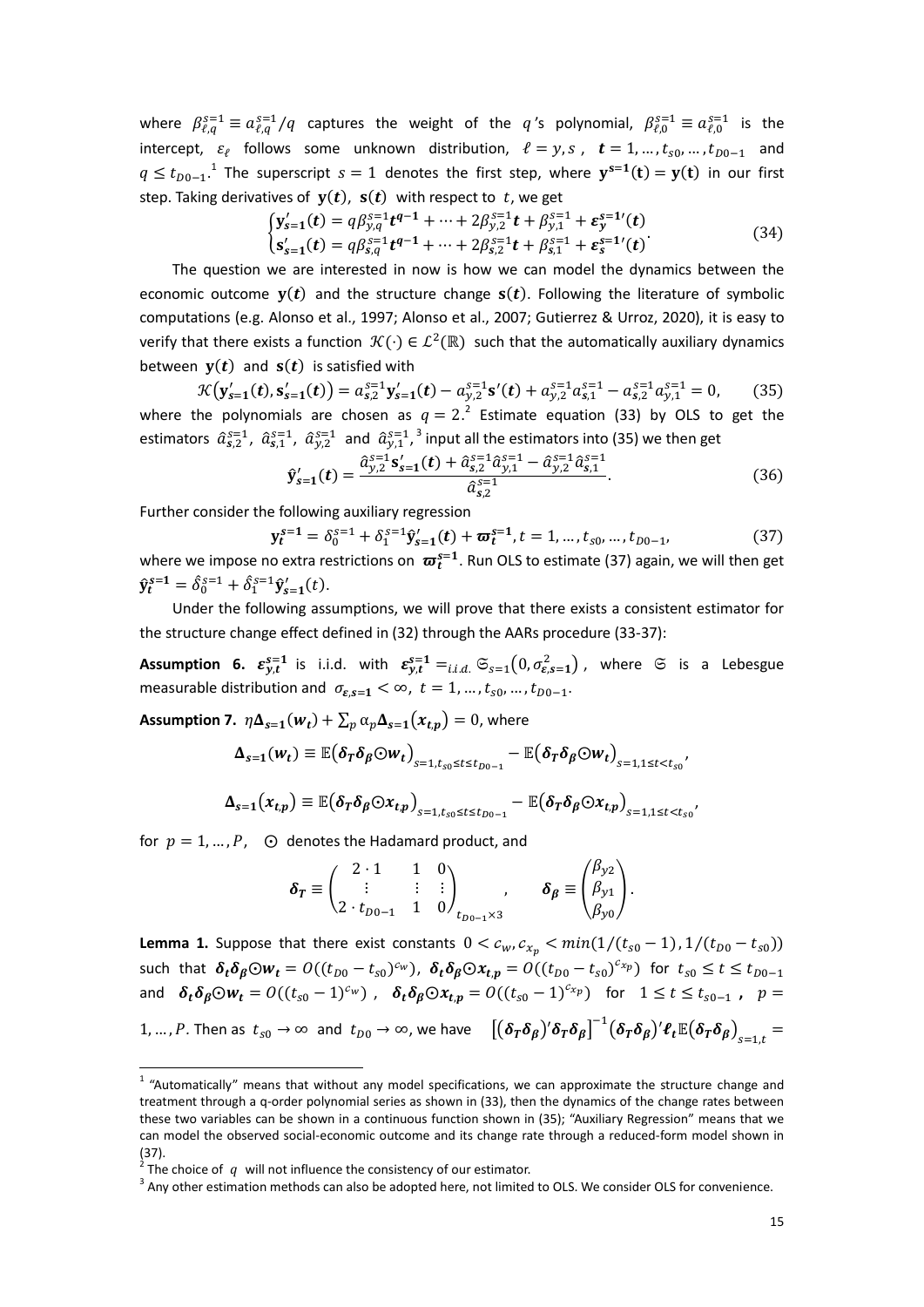where $\beta_{\ell,q}^{s=1} \equiv a_{\ell,q}^{s=1}/q$ captures the weight of the $q$'s polynomial, $\beta_{\ell,0}^{s=1} \equiv a_{\ell,0}^{s=1}$ is the intercept, $\varepsilon_\ell$ follows some unknown distribution, $\ell = y, s$, $\boldsymbol{t} = 1, \ldots, t_{s0}, \ldots, t_{D0-1}$ and $q \leq t_{D0-1}$.[1] The superscript $s=1$ denotes the first step, where $\mathbf{y}^{\mathbf{s=1}}(\mathbf{t}) = \mathbf{y}(\mathbf{t})$ in our first step. Taking derivatives of $\mathbf{y}(\boldsymbol{t})$, $\mathbf{s}(\boldsymbol{t})$ with respect to $t$, we get

$$\begin{cases} \mathbf{y}'_{s=1}(\boldsymbol{t}) = q\beta_{y,q}^{s=1}\boldsymbol{t}^{q-1} + \cdots + 2\beta_{y,2}^{s=1}\boldsymbol{t} + \beta_{y,1}^{s=1} + \boldsymbol{\varepsilon}_{\boldsymbol{y}}^{\boldsymbol{s=1}\prime}(\boldsymbol{t}) \\ \mathbf{s}'_{s=1}(\boldsymbol{t}) = q\beta_{s,q}^{s=1}\boldsymbol{t}^{q-1} + \cdots + 2\beta_{s,2}^{s=1}\boldsymbol{t} + \beta_{s,1}^{s=1} + \boldsymbol{\varepsilon}_{\boldsymbol{s}}^{\boldsymbol{s=1}\prime}(\boldsymbol{t}) \end{cases}. \tag{34}$$

The question we are interested in now is how we can model the dynamics between the economic outcome $\mathbf{y}(\boldsymbol{t})$ and the structure change $\mathbf{s}(\boldsymbol{t})$. Following the literature of symbolic computations (e.g. Alonso et al., 1997; Alonso et al., 2007; Gutierrez & Urroz, 2020), it is easy to verify that there exists a function $\mathcal{K}(\cdot) \in \mathcal{L}^2(\mathbb{R})$ such that the automatically auxiliary dynamics between $\mathbf{y}(\boldsymbol{t})$ and $\mathbf{s}(\boldsymbol{t})$ is satisfied with

$$\mathcal{K}\left(\mathbf{y}'_{s=1}(\boldsymbol{t}), \mathbf{s}'_{s=1}(\boldsymbol{t})\right) = a_{s,2}^{s=1}\mathbf{y}'_{s=1}(\boldsymbol{t}) - a_{y,2}^{s=1}\mathbf{s}'(\boldsymbol{t}) + a_{y,2}^{s=1}a_{s,1}^{s=1} - a_{s,2}^{s=1}a_{y,1}^{s=1} = 0, \tag{35}$$

where the polynomials are chosen as $q = 2$.[2] Estimate equation (33) by OLS to get the estimators $\hat{a}_{s,2}^{s=1}$, $\hat{a}_{s,1}^{s=1}$, $\hat{a}_{y,2}^{s=1}$ and $\hat{a}_{y,1}^{s=1}$,[3] input all the estimators into (35) we then get

$$\hat{\mathbf{y}}'_{s=1}(\boldsymbol{t}) = \frac{\hat{a}_{y,2}^{s=1}\mathbf{s}'_{s=1}(\boldsymbol{t}) + \hat{a}_{s,2}^{s=1}\hat{a}_{y,1}^{s=1} - \hat{a}_{y,2}^{s=1}\hat{a}_{s,1}^{s=1}}{\hat{a}_{s,2}^{s=1}}. \tag{36}$$

Further consider the following auxiliary regression

$$\mathbf{y}_{\boldsymbol{t}}^{\boldsymbol{s=1}} = \delta_0^{s=1} + \delta_1^{s=1}\hat{\mathbf{y}}'_{s=1}(\boldsymbol{t}) + \boldsymbol{\varpi}_{\boldsymbol{t}}^{\boldsymbol{s=1}}, t = 1, \ldots, t_{s0}, \ldots, t_{D0-1}, \tag{37}$$

where we impose no extra restrictions on $\boldsymbol{\varpi}_{\boldsymbol{t}}^{\boldsymbol{s=1}}$. Run OLS to estimate (37) again, we will then get $\hat{\mathbf{y}}_{\boldsymbol{t}}^{\boldsymbol{s=1}} = \hat{\delta}_0^{s=1} + \hat{\delta}_1^{s=1}\hat{\mathbf{y}}'_{s=1}(t)$.

Under the following assumptions, we will prove that there exists a consistent estimator for the structure change effect defined in (32) through the AARs procedure (33-37):

**Assumption 6.** $\boldsymbol{\varepsilon}_{\boldsymbol{y},\boldsymbol{t}}^{\boldsymbol{s=1}}$ is i.i.d. with $\boldsymbol{\varepsilon}_{\boldsymbol{y},\boldsymbol{t}}^{\boldsymbol{s=1}} =_{i.i.d.} \mathfrak{S}_{s=1}\left(0, \sigma_{\boldsymbol{\varepsilon},s=1}^2\right)$, where $\mathfrak{S}$ is a Lebesgue measurable distribution and $\sigma_{\boldsymbol{\varepsilon},s=1} < \infty$, $t = 1, \ldots, t_{s0}, \ldots, t_{D0-1}$.

**Assumption 7.** $\eta\boldsymbol{\Delta}_{s=1}(\boldsymbol{w_t}) + \sum_p \alpha_p \boldsymbol{\Delta}_{s=1}(\boldsymbol{x_{t,p}}) = 0$, where

$$\boldsymbol{\Delta}_{s=1}(\boldsymbol{w_t}) \equiv \mathbb{E}\left(\boldsymbol{\delta_T}\boldsymbol{\delta_\beta} \odot \boldsymbol{w_t}\right)_{s=1, t_{s0} \leq t \leq t_{D0-1}} - \mathbb{E}\left(\boldsymbol{\delta_T}\boldsymbol{\delta_\beta} \odot \boldsymbol{w_t}\right)_{s=1, 1 \leq t < t_{s0}},$$

$$\boldsymbol{\Delta}_{s=1}(\boldsymbol{x_{t,p}}) \equiv \mathbb{E}\left(\boldsymbol{\delta_T}\boldsymbol{\delta_\beta} \odot \boldsymbol{x_{t,p}}\right)_{s=1, t_{s0} \leq t \leq t_{D0-1}} - \mathbb{E}\left(\boldsymbol{\delta_T}\boldsymbol{\delta_\beta} \odot \boldsymbol{x_{t,p}}\right)_{s=1, 1 \leq t < t_{s0}},$$

for $p = 1, \ldots, P$, $\odot$ denotes the Hadamard product, and

$$\boldsymbol{\delta_T} \equiv \begin{pmatrix} 2 \cdot 1 & 1 & 0 \\ \vdots & \vdots & \vdots \\ 2 \cdot t_{D0-1} & 1 & 0 \end{pmatrix}_{t_{D0-1} \times 3}, \qquad \boldsymbol{\delta_\beta} \equiv \begin{pmatrix} \beta_{y2} \\ \beta_{y1} \\ \beta_{y0} \end{pmatrix}.$$

**Lemma 1.** Suppose that there exist constants $0 < c_w, c_{x_p} < min(1/(t_{s0} - 1), 1/(t_{D0} - t_{s0}))$ such that $\boldsymbol{\delta_t}\boldsymbol{\delta_\beta} \odot \boldsymbol{w_t} = O((t_{D0} - t_{s0})^{c_w})$, $\boldsymbol{\delta_t}\boldsymbol{\delta_\beta} \odot \boldsymbol{x_{t,p}} = O((t_{D0} - t_{s0})^{c_{x_p}})$ for $t_{s0} \leq t \leq t_{D0-1}$ and $\boldsymbol{\delta_t}\boldsymbol{\delta_\beta} \odot \boldsymbol{w_t} = O((t_{s0} - 1)^{c_w})$, $\boldsymbol{\delta_t}\boldsymbol{\delta_\beta} \odot \boldsymbol{x_{t,p}} = O((t_{s0} - 1)^{c_{x_p}})$ for $1 \leq t \leq t_{s0-1}$, $p = 1, \ldots, P$. Then as $t_{s0} \to \infty$ and $t_{D0} \to \infty$, we have $\left[(\boldsymbol{\delta_T}\boldsymbol{\delta_\beta})'\boldsymbol{\delta_T}\boldsymbol{\delta_\beta}\right]^{-1}(\boldsymbol{\delta_T}\boldsymbol{\delta_\beta})'\boldsymbol{\ell_t}\mathbb{E}\left(\boldsymbol{\delta_T}\boldsymbol{\delta_\beta}\right)_{s=1,t} =$

[1] "Automatically" means that without any model specifications, we can approximate the structure change and treatment through a q-order polynomial series as shown in (33), then the dynamics of the change rates between these two variables can be shown in a continuous function shown in (35); "Auxiliary Regression" means that we can model the observed social-economic outcome and its change rate through a reduced-form model shown in (37).

[2] The choice of $q$ will not influence the consistency of our estimator.

[3] Any other estimation methods can also be adopted here, not limited to OLS. We consider OLS for convenience.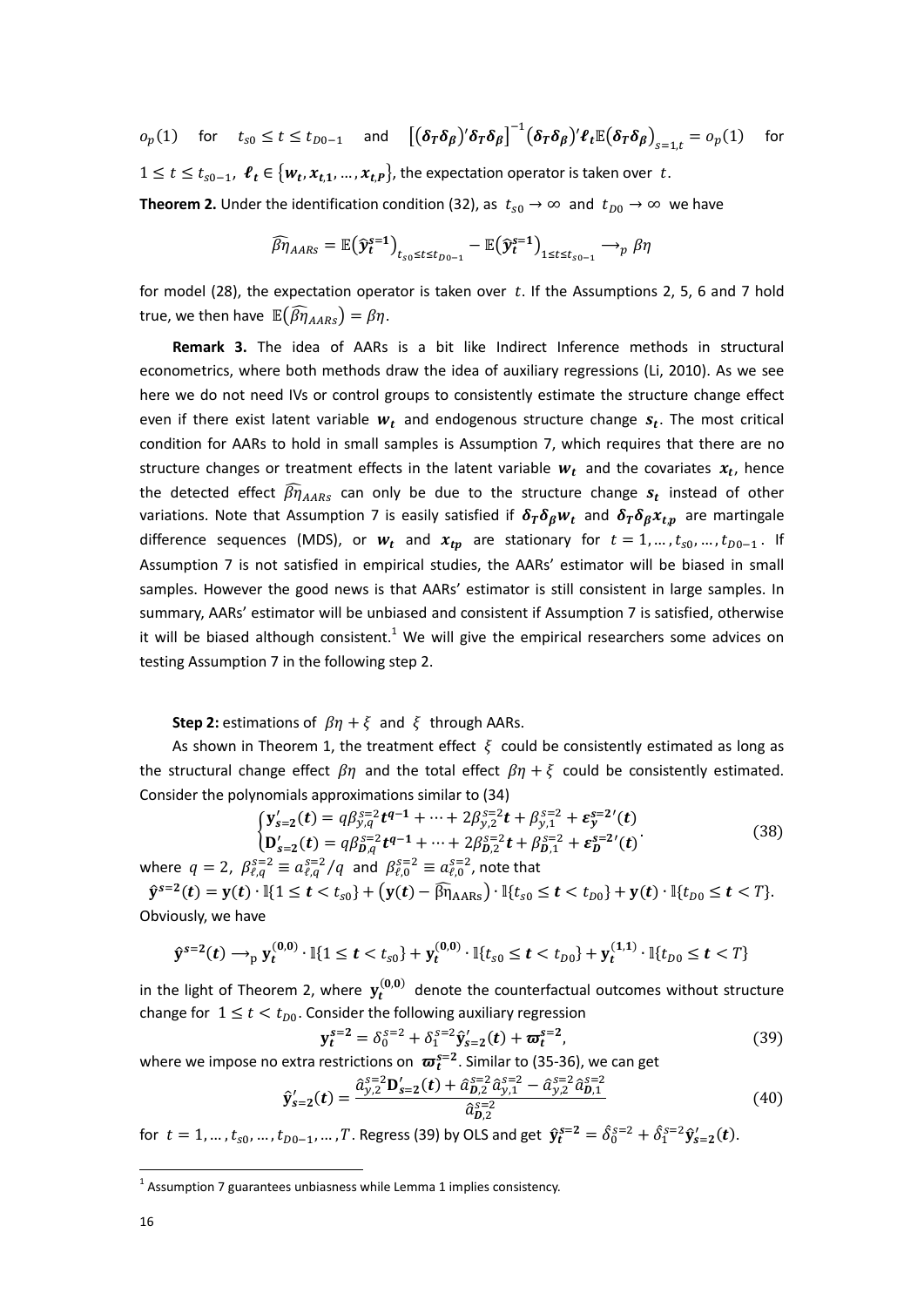$o_p(1)$ for $t_{s0} \le t \le t_{D0-1}$ and $\left[(\boldsymbol{\delta_T \delta_\beta})'\boldsymbol{\delta_T \delta_\beta}\right]^{-1}(\boldsymbol{\delta_T \delta_\beta})'\boldsymbol{\ell_t}\mathbb{E}(\boldsymbol{\delta_T \delta_\beta})_{s=1,t} = o_p(1)$ for $1 \le t \le t_{s0-1}$, $\boldsymbol{\ell_t} \in \{\boldsymbol{w_t}, \boldsymbol{x_{t,1}}, \ldots, \boldsymbol{x_{t,P}}\}$, the expectation operator is taken over $t$.

**Theorem 2.** Under the identification condition (32), as $t_{s0} \to \infty$ and $t_{D0} \to \infty$ we have

$$\widehat{\beta\eta}_{AARs} = \mathbb{E}(\widehat{\boldsymbol{y}}_{\boldsymbol{t}}^{\boldsymbol{s=1}})_{t_{s0} \le t \le t_{D0-1}} - \mathbb{E}(\widehat{\boldsymbol{y}}_{\boldsymbol{t}}^{\boldsymbol{s=1}})_{1 \le t \le t_{s0-1}} \longrightarrow_p \beta\eta$$

for model (28), the expectation operator is taken over $t$. If the Assumptions 2, 5, 6 and 7 hold true, we then have $\mathbb{E}(\widehat{\beta\eta}_{AARs}) = \beta\eta$.

**Remark 3.** The idea of AARs is a bit like Indirect Inference methods in structural econometrics, where both methods draw the idea of auxiliary regressions (Li, 2010). As we see here we do not need IVs or control groups to consistently estimate the structure change effect even if there exist latent variable $\boldsymbol{w_t}$ and endogenous structure change $\boldsymbol{s_t}$. The most critical condition for AARs to hold in small samples is Assumption 7, which requires that there are no structure changes or treatment effects in the latent variable $\boldsymbol{w_t}$ and the covariates $\boldsymbol{x_t}$, hence the detected effect $\widehat{\beta\eta}_{AARs}$ can only be due to the structure change $\boldsymbol{s_t}$ instead of other variations. Note that Assumption 7 is easily satisfied if $\boldsymbol{\delta_T \delta_\beta w_t}$ and $\boldsymbol{\delta_T \delta_\beta x_{t,p}}$ are martingale difference sequences (MDS), or $\boldsymbol{w_t}$ and $\boldsymbol{x_{tp}}$ are stationary for $t = 1, \ldots, t_{s0}, \ldots, t_{D0-1}$. If Assumption 7 is not satisfied in empirical studies, the AARs' estimator will be biased in small samples. However the good news is that AARs' estimator is still consistent in large samples. In summary, AARs' estimator will be unbiased and consistent if Assumption 7 is satisfied, otherwise it will be biased although consistent.[1] We will give the empirical researchers some advices on testing Assumption 7 in the following step 2.

**Step 2:** estimations of $\beta\eta + \xi$ and $\xi$ through AARs.

As shown in Theorem 1, the treatment effect $\xi$ could be consistently estimated as long as the structural change effect $\beta\eta$ and the total effect $\beta\eta + \xi$ could be consistently estimated. Consider the polynomials approximations similar to (34)

$$\begin{cases} \mathbf{y}'_{s=2}(\boldsymbol{t}) = q\beta_{y,q}^{s=2}\boldsymbol{t}^{\boldsymbol{q-1}} + \cdots + 2\beta_{y,2}^{s=2}\boldsymbol{t} + \beta_{y,1}^{s=2} + \boldsymbol{\varepsilon}_{\boldsymbol{y}}^{\boldsymbol{s=2}\prime}(\boldsymbol{t}) \\ \mathbf{D}'_{s=2}(\boldsymbol{t}) = q\beta_{\boldsymbol{D},q}^{s=2}\boldsymbol{t}^{\boldsymbol{q-1}} + \cdots + 2\beta_{\boldsymbol{D},2}^{s=2}\boldsymbol{t} + \beta_{\boldsymbol{D},1}^{s=2} + \boldsymbol{\varepsilon}_{\boldsymbol{D}}^{\boldsymbol{s=2}\prime}(\boldsymbol{t}) \end{cases}. \tag{38}$$

where $q = 2$, $\beta_{\ell,q}^{s=2} \equiv a_{\ell,q}^{s=2}/q$ and $\beta_{\ell,0}^{s=2} \equiv a_{\ell,0}^{s=2}$, note that

$\hat{\mathbf{y}}^{s=2}(\boldsymbol{t}) = \mathbf{y}(\boldsymbol{t}) \cdot \mathbb{I}\{1 \le \boldsymbol{t} < t_{s0}\} + (\mathbf{y}(\boldsymbol{t}) - \widehat{\beta\eta}_{\text{AARs}}) \cdot \mathbb{I}\{t_{s0} \le \boldsymbol{t} < t_{D0}\} + \mathbf{y}(\boldsymbol{t}) \cdot \mathbb{I}\{t_{D0} \le \boldsymbol{t} < T\}$.

Obviously, we have

$$\hat{\mathbf{y}}^{s=2}(\boldsymbol{t}) \longrightarrow_{\text{p}} \mathbf{y}_{\boldsymbol{t}}^{(\mathbf{0},\mathbf{0})} \cdot \mathbb{I}\{1 \le \boldsymbol{t} < t_{s0}\} + \mathbf{y}_{\boldsymbol{t}}^{(\mathbf{0},\mathbf{0})} \cdot \mathbb{I}\{t_{s0} \le \boldsymbol{t} < t_{D0}\} + \mathbf{y}_{\boldsymbol{t}}^{(\mathbf{1},\mathbf{1})} \cdot \mathbb{I}\{t_{D0} \le \boldsymbol{t} < T\}$$

in the light of Theorem 2, where $\mathbf{y}_{\boldsymbol{t}}^{(\mathbf{0},\mathbf{0})}$ denote the counterfactual outcomes without structure change for $1 \le t < t_{D0}$. Consider the following auxiliary regression

$$\mathbf{y}_{\boldsymbol{t}}^{\boldsymbol{s=2}} = \delta_0^{s=2} + \delta_1^{s=2}\hat{\mathbf{y}}'_{s=2}(\boldsymbol{t}) + \boldsymbol{\varpi}_{\boldsymbol{t}}^{\boldsymbol{s=2}}, \tag{39}$$

where we impose no extra restrictions on $\boldsymbol{\varpi}_{\boldsymbol{t}}^{\boldsymbol{s=2}}$. Similar to (35-36), we can get

$$\hat{\mathbf{y}}'_{s=2}(\boldsymbol{t}) = \frac{\hat{a}_{y,2}^{s=2}\mathbf{D}'_{s=2}(\boldsymbol{t}) + \hat{a}_{\boldsymbol{D},2}^{s=2}\hat{a}_{y,1}^{s=2} - \hat{a}_{y,2}^{s=2}\hat{a}_{\boldsymbol{D},1}^{s=2}}{\hat{a}_{\boldsymbol{D},2}^{s=2}} \tag{40}$$

for $t = 1, \ldots, t_{s0}, \ldots, t_{D0-1}, \ldots, T$. Regress (39) by OLS and get $\hat{\boldsymbol{y}}_{\boldsymbol{t}}^{\boldsymbol{s=2}} = \hat{\delta}_0^{s=2} + \hat{\delta}_1^{s=2}\hat{\mathbf{y}}'_{s=2}(\boldsymbol{t})$.

[1] Assumption 7 guarantees unbiasness while Lemma 1 implies consistency.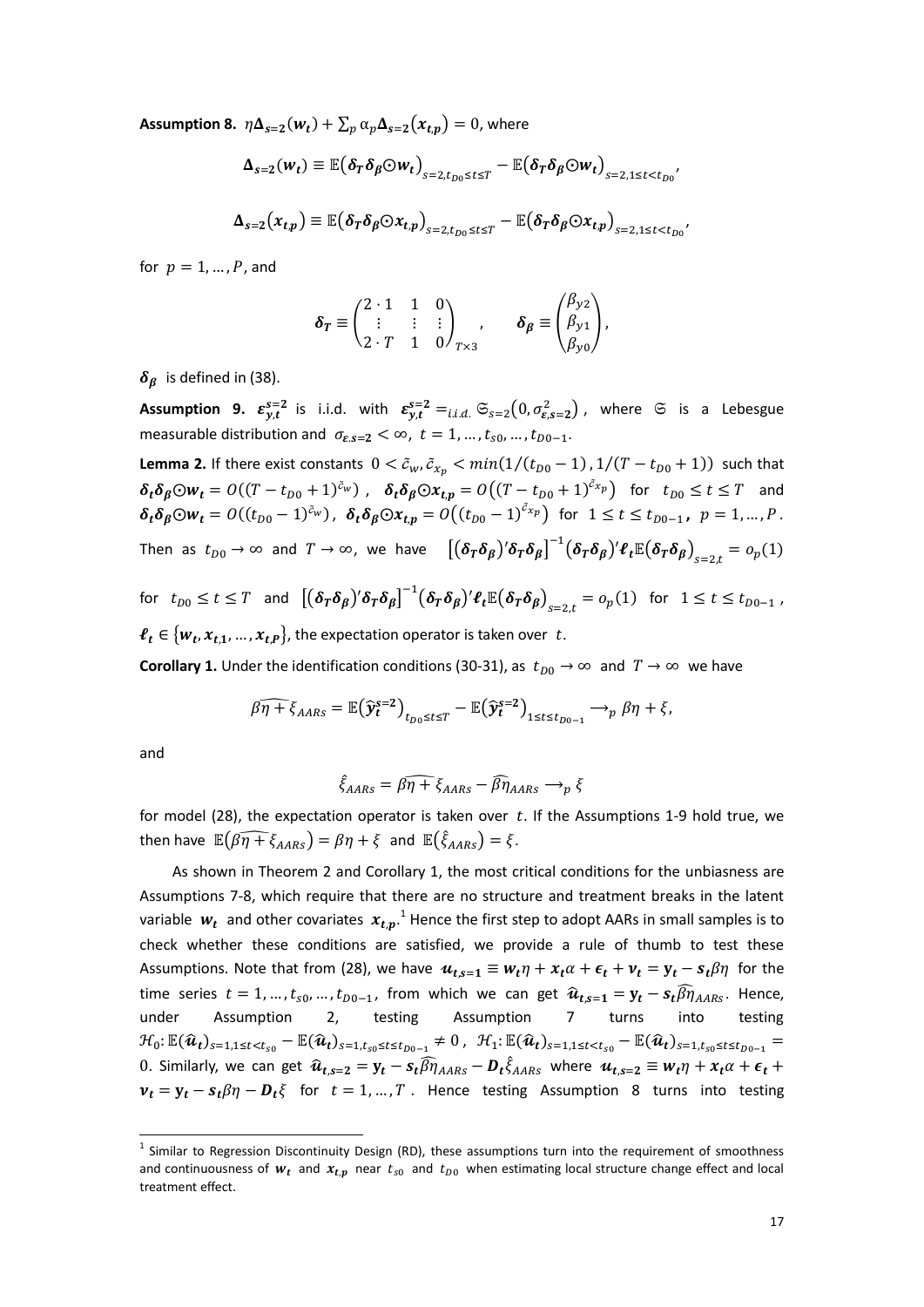**Assumption 8.** $\eta\boldsymbol{\Delta}_{s=2}(\boldsymbol{w_t}) + \sum_p \alpha_p \boldsymbol{\Delta}_{s=2}(\boldsymbol{x_{t,p}}) = 0$, where

$$\boldsymbol{\Delta}_{s=2}(\boldsymbol{w_t}) \equiv \mathbb{E}(\boldsymbol{\delta_T}\boldsymbol{\delta_\beta} \odot \boldsymbol{w_t})_{s=2,t_{D0}\leq t\leq T} - \mathbb{E}(\boldsymbol{\delta_T}\boldsymbol{\delta_\beta} \odot \boldsymbol{w_t})_{s=2,1\leq t<t_{D0}},$$

$$\boldsymbol{\Delta}_{s=2}(\boldsymbol{x_{t,p}}) \equiv \mathbb{E}(\boldsymbol{\delta_T}\boldsymbol{\delta_\beta} \odot \boldsymbol{x_{t,p}})_{s=2,t_{D0}\leq t\leq T} - \mathbb{E}(\boldsymbol{\delta_T}\boldsymbol{\delta_\beta} \odot \boldsymbol{x_{t,p}})_{s=2,1\leq t<t_{D0}},$$

for $p = 1, \ldots, P$, and

$$\boldsymbol{\delta_T} \equiv \begin{pmatrix} 2\cdot 1 & 1 & 0 \\ \vdots & \vdots & \vdots \\ 2\cdot T & 1 & 0 \end{pmatrix}_{T\times 3}, \qquad \boldsymbol{\delta_\beta} \equiv \begin{pmatrix} \beta_{y2} \\ \beta_{y1} \\ \beta_{y0} \end{pmatrix},$$

$\boldsymbol{\delta_\beta}$ is defined in (38).

**Assumption 9.** $\boldsymbol{\varepsilon}_{y,t}^{s=2}$ is i.i.d. with $\boldsymbol{\varepsilon}_{y,t}^{s=2} =_{i.i.d.} \mathfrak{S}_{s=2}(0, \sigma_{\varepsilon,s=2}^2)$, where $\mathfrak{S}$ is a Lebesgue measurable distribution and $\sigma_{\varepsilon.s=2} < \infty$, $t = 1, \ldots, t_{s0}, \ldots, t_{D0-1}$.

**Lemma 2.** If there exist constants $0 < \tilde{c}_w, \tilde{c}_{x_p} < min(1/(t_{D0}-1), 1/(T-t_{D0}+1))$ such that $\boldsymbol{\delta_t}\boldsymbol{\delta_\beta} \odot \boldsymbol{w_t} = O((T-t_{D0}+1)^{\tilde{c}_w})$, $\boldsymbol{\delta_t}\boldsymbol{\delta_\beta} \odot \boldsymbol{x_{t,p}} = O\left((T-t_{D0}+1)^{\tilde{c}_{x_p}}\right)$ for $t_{D0} \leq t \leq T$ and $\boldsymbol{\delta_t}\boldsymbol{\delta_\beta} \odot \boldsymbol{w_t} = O((t_{D0}-1)^{\tilde{c}_w})$, $\boldsymbol{\delta_t}\boldsymbol{\delta_\beta} \odot \boldsymbol{x_{t,p}} = O\left((t_{D0}-1)^{\tilde{c}_{x_p}}\right)$ for $1 \leq t \leq t_{D0-1}$, $p = 1, \ldots, P$. Then as $t_{D0} \to \infty$ and $T \to \infty$, we have $\left[(\boldsymbol{\delta_T}\boldsymbol{\delta_\beta})'\boldsymbol{\delta_T}\boldsymbol{\delta_\beta}\right]^{-1}(\boldsymbol{\delta_T}\boldsymbol{\delta_\beta})'\boldsymbol{\ell_t}\mathbb{E}(\boldsymbol{\delta_T}\boldsymbol{\delta_\beta})_{s=2,t} = o_p(1)$ for $t_{D0} \leq t \leq T$ and $\left[(\boldsymbol{\delta_T}\boldsymbol{\delta_\beta})'\boldsymbol{\delta_T}\boldsymbol{\delta_\beta}\right]^{-1}(\boldsymbol{\delta_T}\boldsymbol{\delta_\beta})'\boldsymbol{\ell_t}\mathbb{E}(\boldsymbol{\delta_T}\boldsymbol{\delta_\beta})_{s=2,t} = o_p(1)$ for $1 \leq t \leq t_{D0-1}$, $\boldsymbol{\ell_t} \in \{\boldsymbol{w_t}, \boldsymbol{x_{t,1}}, \ldots, \boldsymbol{x_{t,P}}\}$, the expectation operator is taken over $t$.

**Corollary 1.** Under the identification conditions (30-31), as $t_{D0} \to \infty$ and $T \to \infty$ we have

$$\widehat{\beta\eta + \xi}_{AARs} = \mathbb{E}(\hat{\boldsymbol{y}}_t^{s=2})_{t_{D0}\leq t\leq T} - \mathbb{E}(\hat{\boldsymbol{y}}_t^{s=2})_{1\leq t\leq t_{D0-1}} \longrightarrow_p \beta\eta + \xi,$$

and

$$\hat{\xi}_{AARs} = \widehat{\beta\eta + \xi}_{AARs} - \widehat{\beta\eta}_{AARs} \longrightarrow_p \xi$$

for model (28), the expectation operator is taken over $t$. If the Assumptions 1-9 hold true, we then have $\mathbb{E}(\widehat{\beta\eta + \xi}_{AARs}) = \beta\eta + \xi$ and $\mathbb{E}(\hat{\xi}_{AARs}) = \xi$.

As shown in Theorem 2 and Corollary 1, the most critical conditions for the unbiasness are Assumptions 7-8, which require that there are no structure and treatment breaks in the latent variable $\boldsymbol{w_t}$ and other covariates $\boldsymbol{x_{t,p}}$.[1] Hence the first step to adopt AARs in small samples is to check whether these conditions are satisfied, we provide a rule of thumb to test these Assumptions. Note that from (28), we have $\boldsymbol{u_{t,s=1}} \equiv \boldsymbol{w_t}\eta + \boldsymbol{x_t}\alpha + \boldsymbol{\epsilon_t} + \boldsymbol{v_t} = \mathbf{y_t} - \boldsymbol{s_t}\beta\eta$ for the time series $t = 1, \ldots, t_{s0}, \ldots, t_{D0-1}$, from which we can get $\hat{\boldsymbol{u}}_{\boldsymbol{t,s=1}} = \mathbf{y_t} - \boldsymbol{s_t}\widehat{\beta\eta}_{AARs}$. Hence, under Assumption 2, testing Assumption 7 turns into testing $\mathcal{H}_0: \mathbb{E}(\hat{\boldsymbol{u}}_{\boldsymbol{t}})_{s=1,1\leq t<t_{s0}} - \mathbb{E}(\hat{\boldsymbol{u}}_{\boldsymbol{t}})_{s=1,t_{s0}\leq t\leq t_{D0-1}} \neq 0$, $\mathcal{H}_1: \mathbb{E}(\hat{\boldsymbol{u}}_{\boldsymbol{t}})_{s=1,1\leq t<t_{s0}} - \mathbb{E}(\hat{\boldsymbol{u}}_{\boldsymbol{t}})_{s=1,t_{s0}\leq t\leq t_{D0-1}} = 0$. Similarly, we can get $\hat{\boldsymbol{u}}_{\boldsymbol{t,s=2}} = \mathbf{y_t} - \boldsymbol{s_t}\widehat{\beta\eta}_{AARs} - \boldsymbol{D_t}\hat{\xi}_{AARs}$ where $\boldsymbol{u_{t,s=2}} \equiv \boldsymbol{w_t}\eta + \boldsymbol{x_t}\alpha + \boldsymbol{\epsilon_t} + \boldsymbol{v_t} = \mathbf{y_t} - \boldsymbol{s_t}\beta\eta - \boldsymbol{D_t}\xi$ for $t = 1, \ldots, T$. Hence testing Assumption 8 turns into testing

[1] Similar to Regression Discontinuity Design (RD), these assumptions turn into the requirement of smoothness and continuousness of $\boldsymbol{w_t}$ and $\boldsymbol{x_{t,p}}$ near $t_{s0}$ and $t_{D0}$ when estimating local structure change effect and local treatment effect.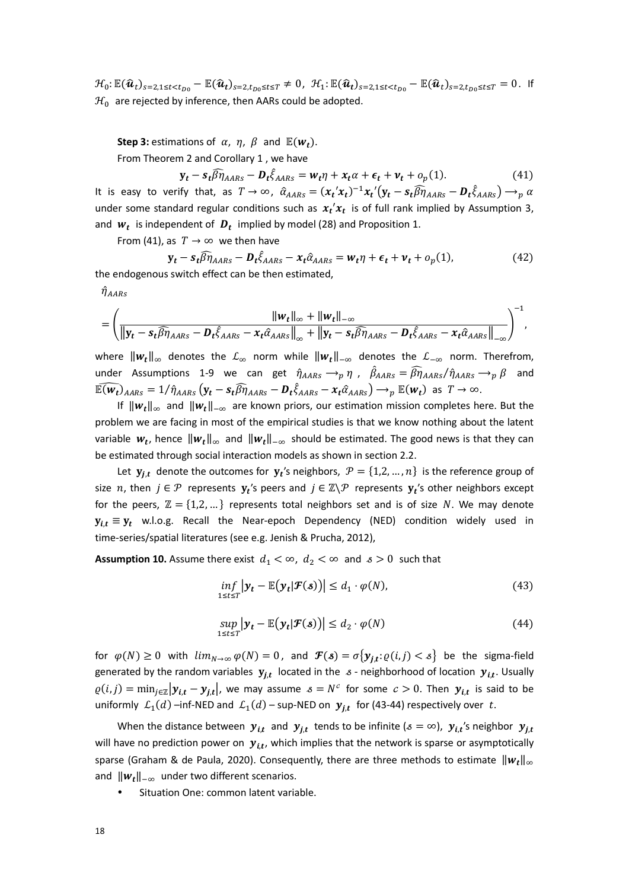$\mathcal{H}_0: \mathbb{E}(\hat{\boldsymbol{u}}_t)_{s=2,1\le t<t_{D0}} - \mathbb{E}(\hat{\boldsymbol{u}}_t)_{s=2,t_{D0}\le t\le T} \neq 0$, $\mathcal{H}_1: \mathbb{E}(\hat{\boldsymbol{u}}_t)_{s=2,1\le t<t_{D0}} - \mathbb{E}(\hat{\boldsymbol{u}}_t)_{s=2,t_{D0}\le t\le T} = 0$. If $\mathcal{H}_0$ are rejected by inference, then AARs could be adopted.

**Step 3:** estimations of $\alpha$, $\eta$, $\beta$ and $\mathbb{E}(\boldsymbol{w}_t)$.

From Theorem 2 and Corollary 1 , we have

$$\mathbf{y}_t - \boldsymbol{s}_t\widehat{\beta\eta}_{AARs} - \boldsymbol{D}_t\hat{\xi}_{AARs} = \boldsymbol{w}_t\eta + \boldsymbol{x}_t\alpha + \boldsymbol{\epsilon}_t + \boldsymbol{\nu}_t + o_p(1). \tag{41}$$

It is easy to verify that, as $T\to\infty$, $\hat{\alpha}_{AARs} = (\boldsymbol{x}_t{}'\boldsymbol{x}_t)^{-1}\boldsymbol{x}_t{}'\left(\mathbf{y}_t - \boldsymbol{s}_t\widehat{\beta\eta}_{AARs} - \boldsymbol{D}_t\hat{\xi}_{AARs}\right) \longrightarrow_p \alpha$ under some standard regular conditions such as $\boldsymbol{x}_t{}'\boldsymbol{x}_t$ is of full rank implied by Assumption 3, and $\boldsymbol{w}_t$ is independent of $\boldsymbol{D}_t$ implied by model (28) and Proposition 1.

From (41), as $T\to\infty$ we then have

$$\mathbf{y}_t - \boldsymbol{s}_t\widehat{\beta\eta}_{AARs} - \boldsymbol{D}_t\hat{\xi}_{AARs} - \boldsymbol{x}_t\hat{\alpha}_{AARs} = \boldsymbol{w}_t\eta + \boldsymbol{\epsilon}_t + \boldsymbol{\nu}_t + o_p(1), \tag{42}$$

the endogenous switch effect can be then estimated,

$$\hat{\eta}_{AARs} = \left(\frac{\|\boldsymbol{w}_t\|_\infty + \|\boldsymbol{w}_t\|_{-\infty}}{\left\|\mathbf{y}_t - \boldsymbol{s}_t\widehat{\beta\eta}_{AARs} - \boldsymbol{D}_t\hat{\xi}_{AARs} - \boldsymbol{x}_t\hat{\alpha}_{AARs}\right\|_\infty + \left\|\mathbf{y}_t - \boldsymbol{s}_t\widehat{\beta\eta}_{AARs} - \boldsymbol{D}_t\hat{\xi}_{AARs} - \boldsymbol{x}_t\hat{\alpha}_{AARs}\right\|_{-\infty}}\right)^{-1},$$

where $\|\boldsymbol{w}_t\|_\infty$ denotes the $\mathcal{L}_\infty$ norm while $\|\boldsymbol{w}_t\|_{-\infty}$ denotes the $\mathcal{L}_{-\infty}$ norm. Therefrom, under Assumptions 1-9 we can get $\hat{\eta}_{AARs} \longrightarrow_p \eta$ , $\hat{\beta}_{AARs} = \widehat{\beta\eta}_{AARs}/\hat{\eta}_{AARs} \longrightarrow_p \beta$ and $\widehat{\mathbb{E}(\boldsymbol{w}_t)}_{AARs} = 1/\hat{\eta}_{AARs}\left(\mathbf{y}_t - \boldsymbol{s}_t\widehat{\beta\eta}_{AARs} - \boldsymbol{D}_t\hat{\xi}_{AARs} - \boldsymbol{x}_t\hat{\alpha}_{AARs}\right) \longrightarrow_p \mathbb{E}(\boldsymbol{w}_t)$ as $T\to\infty$.

If $\|\boldsymbol{w}_t\|_\infty$ and $\|\boldsymbol{w}_t\|_{-\infty}$ are known priors, our estimation mission completes here. But the problem we are facing in most of the empirical studies is that we know nothing about the latent variable $\boldsymbol{w}_t$, hence $\|\boldsymbol{w}_t\|_\infty$ and $\|\boldsymbol{w}_t\|_{-\infty}$ should be estimated. The good news is that they can be estimated through social interaction models as shown in section 2.2.

Let $\mathbf{y}_{j,t}$ denote the outcomes for $\mathbf{y}_t$'s neighbors, $\mathcal{P} = \{1,2,\dots,n\}$ is the reference group of size $n$, then $j\in\mathcal{P}$ represents $\mathbf{y}_t$'s peers and $j\in\mathbb{Z}\backslash\mathcal{P}$ represents $\mathbf{y}_t$'s other neighbors except for the peers, $\mathbb{Z} = \{1,2,\dots\}$ represents total neighbors set and is of size $N$. We may denote $\mathbf{y}_{i,t} \equiv \mathbf{y}_t$ w.l.o.g. Recall the Near-epoch Dependency (NED) condition widely used in time-series/spatial literatures (see e.g. Jenish & Prucha, 2012),

**Assumption 10.** Assume there exist $d_1 < \infty$, $d_2 < \infty$ and $s > 0$ such that

$$\inf_{1\le t\le T}\left|\boldsymbol{y}_t - \mathbb{E}\big(\boldsymbol{y}_t|\boldsymbol{\mathcal{F}}(s)\big)\right| \le d_1\cdot\varphi(N), \tag{43}$$

$$\sup_{1\le t\le T}\left|\boldsymbol{y}_t - \mathbb{E}\big(\boldsymbol{y}_t|\boldsymbol{\mathcal{F}}(s)\big)\right| \le d_2\cdot\varphi(N) \tag{44}$$

for $\varphi(N)\ge 0$ with $\lim_{N\to\infty}\varphi(N) = 0$, and $\boldsymbol{\mathcal{F}}(s) = \sigma\{\boldsymbol{y}_{j,t}: \varrho(i,j) < s\}$ be the sigma-field generated by the random variables $\boldsymbol{y}_{j,t}$ located in the $s$ - neighborhood of location $\boldsymbol{y}_{i,t}$. Usually $\varrho(i,j) = \min_{j\in\mathbb{Z}}\left|\boldsymbol{y}_{i,t} - \boldsymbol{y}_{j,t}\right|$, we may assume $s = N^c$ for some $c > 0$. Then $\boldsymbol{y}_{i,t}$ is said to be uniformly $\mathcal{L}_1(d)$ –inf-NED and $\mathcal{L}_1(d)$ – sup-NED on $\boldsymbol{y}_{j,t}$ for (43-44) respectively over $t$.

When the distance between $\boldsymbol{y}_{i,t}$ and $\boldsymbol{y}_{j,t}$ tends to be infinite ($s = \infty$), $\boldsymbol{y}_{i,t}$'s neighbor $\boldsymbol{y}_{j,t}$ will have no prediction power on $\boldsymbol{y}_{i,t}$, which implies that the network is sparse or asymptotically sparse (Graham & de Paula, 2020). Consequently, there are three methods to estimate $\|\boldsymbol{w}_t\|_\infty$ and $\|\boldsymbol{w}_t\|_{-\infty}$ under two different scenarios.

- Situation One: common latent variable.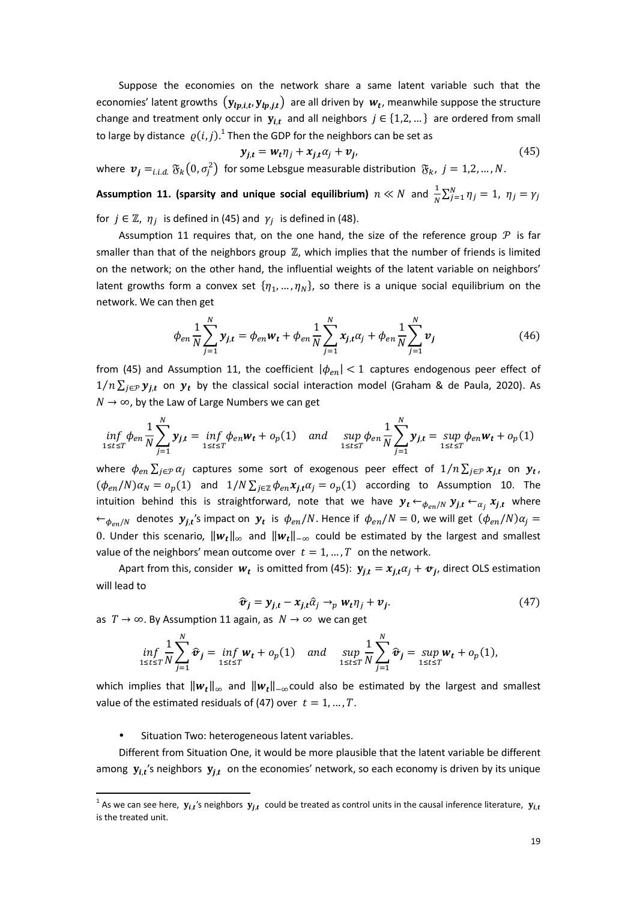Suppose the economies on the network share a same latent variable such that the economies' latent growths $(\boldsymbol{y_{lp,i,t}}, \boldsymbol{y_{lp,j,t}})$ are all driven by $\boldsymbol{w_t}$, meanwhile suppose the structure change and treatment only occur in $\boldsymbol{y_{i,t}}$ and all neighbors $j \in \{1,2,\ldots\}$ are ordered from small to large by distance $\varrho(i,j)$.[1] Then the GDP for the neighbors can be set as

$$\boldsymbol{y_{j,t}} = \boldsymbol{w_t}\eta_j + \boldsymbol{x_{j,t}}\alpha_j + \boldsymbol{v_j}, \tag{45}$$

where $\boldsymbol{v_j} =_{i.i.d.} \mathfrak{F}_k(0, \sigma_j^2)$ for some Lebsgue measurable distribution $\mathfrak{F}_k$, $j = 1,2,\ldots,N$.

**Assumption 11. (sparsity and unique social equilibrium)** $n \ll N$ and $\frac{1}{N}\sum_{j=1}^{N}\eta_j = 1$, $\eta_j = \gamma_j$ for $j \in \mathbb{Z}$, $\eta_j$ is defined in (45) and $\gamma_j$ is defined in (48).

Assumption 11 requires that, on the one hand, the size of the reference group $\mathcal{P}$ is far smaller than that of the neighbors group $\mathbb{Z}$, which implies that the number of friends is limited on the network; on the other hand, the influential weights of the latent variable on neighbors' latent growths form a convex set $\{\eta_1, \ldots, \eta_N\}$, so there is a unique social equilibrium on the network. We can then get

$$\phi_{en}\frac{1}{N}\sum_{j=1}^{N}\boldsymbol{y_{j,t}} = \phi_{en}\boldsymbol{w_t} + \phi_{en}\frac{1}{N}\sum_{j=1}^{N}\boldsymbol{x_{j,t}}\alpha_j + \phi_{en}\frac{1}{N}\sum_{j=1}^{N}\boldsymbol{v_j} \tag{46}$$

from (45) and Assumption 11, the coefficient $|\phi_{en}| < 1$ captures endogenous peer effect of $1/n\sum_{j\in\mathcal{P}}\boldsymbol{y_{j,t}}$ on $\boldsymbol{y_t}$ by the classical social interaction model (Graham & de Paula, 2020). As $N \to \infty$, by the Law of Large Numbers we can get

$$\inf_{1\le t\le T}\phi_{en}\frac{1}{N}\sum_{j=1}^{N}\boldsymbol{y_{j,t}} = \inf_{1\le t\le T}\phi_{en}\boldsymbol{w_t} + o_p(1) \quad and \quad \sup_{1\le t\le T}\phi_{en}\frac{1}{N}\sum_{j=1}^{N}\boldsymbol{y_{j,t}} = \sup_{1\le t\le T}\phi_{en}\boldsymbol{w_t} + o_p(1)$$

where $\phi_{en}\sum_{j\in\mathcal{P}}\alpha_j$ captures some sort of exogenous peer effect of $1/n\sum_{j\in\mathcal{P}}\boldsymbol{x_{j,t}}$ on $\boldsymbol{y_t}$, $(\phi_{en}/N)\alpha_N = o_p(1)$ and $1/N\sum_{j\in\mathbb{Z}}\phi_{en}\boldsymbol{x_{j,t}}\alpha_j = o_p(1)$ according to Assumption 10. The intuition behind this is straightforward, note that we have $\boldsymbol{y_t} \leftarrow_{\phi_{en}/N} \boldsymbol{y_{j,t}} \leftarrow_{\alpha_j} \boldsymbol{x_{j,t}}$ where $\leftarrow_{\phi_{en}/N}$ denotes $\boldsymbol{y_{j,t}}$'s impact on $\boldsymbol{y_t}$ is $\phi_{en}/N$. Hence if $\phi_{en}/N = 0$, we will get $(\phi_{en}/N)\alpha_j = 0$. Under this scenario, $\|\boldsymbol{w_t}\|_\infty$ and $\|\boldsymbol{w_t}\|_{-\infty}$ could be estimated by the largest and smallest value of the neighbors' mean outcome over $t = 1,\ldots,T$ on the network.

Apart from this, consider $\boldsymbol{w_t}$ is omitted from (45): $\boldsymbol{y_{j,t}} = \boldsymbol{x_{j,t}}\alpha_j + \boldsymbol{v_j}$, direct OLS estimation will lead to

$$\widehat{\boldsymbol{v}}_{\boldsymbol{j}} = \boldsymbol{y_{j,t}} - \boldsymbol{x_{j,t}}\hat{\alpha}_j \to_p \boldsymbol{w_t}\eta_j + \boldsymbol{v_j}. \tag{47}$$

as $T \to \infty$. By Assumption 11 again, as $N \to \infty$ we can get

$$\inf_{1\le t\le T}\frac{1}{N}\sum_{j=1}^{N}\widehat{\boldsymbol{v}}_{\boldsymbol{j}} = \inf_{1\le t\le T}\boldsymbol{w_t} + o_p(1) \quad and \quad \sup_{1\le t\le T}\frac{1}{N}\sum_{j=1}^{N}\widehat{\boldsymbol{v}}_{\boldsymbol{j}} = \sup_{1\le t\le T}\boldsymbol{w_t} + o_p(1),$$

which implies that $\|\boldsymbol{w_t}\|_\infty$ and $\|\boldsymbol{w_t}\|_{-\infty}$ could also be estimated by the largest and smallest value of the estimated residuals of (47) over $t = 1,\ldots,T$.

- Situation Two: heterogeneous latent variables.

Different from Situation One, it would be more plausible that the latent variable be different among $\boldsymbol{y_{i,t}}$'s neighbors $\boldsymbol{y_{j,t}}$ on the economies' network, so each economy is driven by its unique

[1] As we can see here, $\boldsymbol{y_{i,t}}$'s neighbors $\boldsymbol{y_{j,t}}$ could be treated as control units in the causal inference literature, $\boldsymbol{y_{i,t}}$ is the treated unit.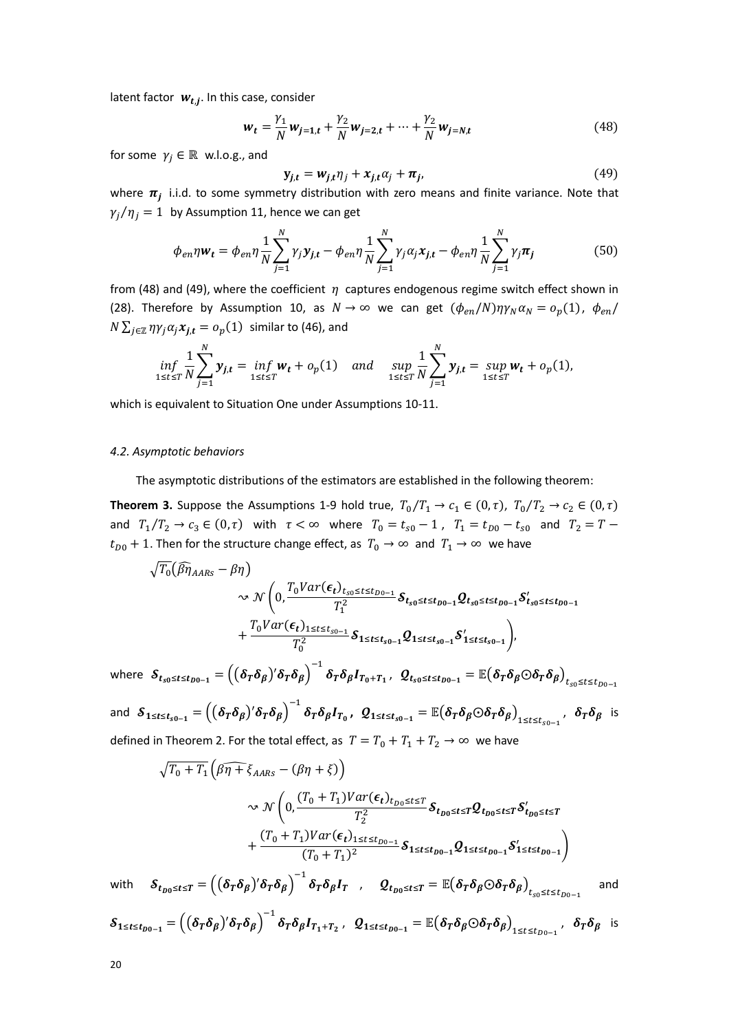latent factor $\boldsymbol{w_{t,j}}$. In this case, consider

$$\boldsymbol{w_t} = \frac{\gamma_1}{N}\boldsymbol{w_{j=1,t}} + \frac{\gamma_2}{N}\boldsymbol{w_{j=2,t}} + \cdots + \frac{\gamma_2}{N}\boldsymbol{w_{j=N,t}} \tag{48}$$

for some $\gamma_j \in \mathbb{R}$ w.l.o.g., and

$$\boldsymbol{y_{j,t}} = \boldsymbol{w_{j,t}}\eta_j + \boldsymbol{x_{j,t}}\alpha_j + \boldsymbol{\pi_j}, \tag{49}$$

where $\boldsymbol{\pi_j}$ i.i.d. to some symmetry distribution with zero means and finite variance. Note that $\gamma_j/\eta_j = 1$ by Assumption 11, hence we can get

$$\phi_{en}\eta\boldsymbol{w_t} = \phi_{en}\eta\frac{1}{N}\sum_{j=1}^{N}\gamma_j\boldsymbol{y_{j,t}} - \phi_{en}\eta\frac{1}{N}\sum_{j=1}^{N}\gamma_j\alpha_j\boldsymbol{x_{j,t}} - \phi_{en}\eta\frac{1}{N}\sum_{j=1}^{N}\gamma_j\boldsymbol{\pi_j} \tag{50}$$

from (48) and (49), where the coefficient $\eta$ captures endogenous regime switch effect shown in (28). Therefore by Assumption 10, as $N \to \infty$ we can get $(\phi_{en}/N)\eta\gamma_N\alpha_N = o_p(1)$, $\phi_{en}/N\sum_{j\in\mathbb{Z}}\eta\gamma_j\alpha_j\boldsymbol{x_{j,t}} = o_p(1)$ similar to (46), and

$$\inf_{1\le t\le T}\frac{1}{N}\sum_{j=1}^{N}\boldsymbol{y_{j,t}} = \inf_{1\le t\le T}\boldsymbol{w_t} + o_p(1) \quad and \quad \sup_{1\le t\le T}\frac{1}{N}\sum_{j=1}^{N}\boldsymbol{y_{j,t}} = \sup_{1\le t\le T}\boldsymbol{w_t} + o_p(1),$$

which is equivalent to Situation One under Assumptions 10-11.

### *4.2. Asymptotic behaviors*

The asymptotic distributions of the estimators are established in the following theorem:

**Theorem 3.** Suppose the Assumptions 1-9 hold true, $T_0/T_1 \to c_1 \in (0,\tau)$, $T_0/T_2 \to c_2 \in (0,\tau)$ and $T_1/T_2 \to c_3 \in (0,\tau)$ with $\tau < \infty$ where $T_0 = t_{s0} - 1$, $T_1 = t_{D0} - t_{s0}$ and $T_2 = T - t_{D0} + 1$. Then for the structure change effect, as $T_0 \to \infty$ and $T_1 \to \infty$ we have

$$\begin{aligned}\sqrt{T_0}\left(\widehat{\beta\eta}_{AARs} - \beta\eta\right) &\rightsquigarrow \mathcal{N}\Bigg(0, \frac{T_0 Var(\boldsymbol{\epsilon_t})_{t_{s0}\le t\le t_{D0-1}}}{T_1^2}\boldsymbol{S_{t_{s0}\le t\le t_{D0-1}}}\boldsymbol{Q_{t_{s0}\le t\le t_{D0-1}}}\boldsymbol{S'_{t_{s0}\le t\le t_{D0-1}}} \\ &\quad + \frac{T_0 Var(\boldsymbol{\epsilon_t})_{1\le t\le t_{s0-1}}}{T_0^2}\boldsymbol{S_{1\le t\le t_{s0-1}}}\boldsymbol{Q_{1\le t\le t_{s0-1}}}\boldsymbol{S'_{1\le t\le t_{s0-1}}}\Bigg),\end{aligned}$$

where $\boldsymbol{S_{t_{s0}\le t\le t_{D0-1}}} = \left((\boldsymbol{\delta_T\delta_\beta})'\boldsymbol{\delta_T\delta_\beta}\right)^{-1}\boldsymbol{\delta_T\delta_\beta I_{T_0+T_1}}$, $\boldsymbol{Q_{t_{s0}\le t\le t_{D0-1}}} = \mathbb{E}\left(\boldsymbol{\delta_T\delta_\beta}\odot\boldsymbol{\delta_T\delta_\beta}\right)_{t_{s0}\le t\le t_{D0-1}}$ and $\boldsymbol{S_{1\le t\le t_{s0-1}}} = \left((\boldsymbol{\delta_T\delta_\beta})'\boldsymbol{\delta_T\delta_\beta}\right)^{-1}\boldsymbol{\delta_T\delta_\beta I_{T_0}}$, $\boldsymbol{Q_{1\le t\le t_{s0-1}}} = \mathbb{E}\left(\boldsymbol{\delta_T\delta_\beta}\odot\boldsymbol{\delta_T\delta_\beta}\right)_{1\le t\le t_{s0-1}}$, $\boldsymbol{\delta_T\delta_\beta}$ is defined in Theorem 2. For the total effect, as $T = T_0 + T_1 + T_2 \to \infty$ we have

$$\begin{aligned}\sqrt{T_0+T_1}\left(\widehat{\beta\eta+\xi}_{AARs} - (\beta\eta+\xi)\right) &\rightsquigarrow \mathcal{N}\Bigg(0, \frac{(T_0+T_1)Var(\boldsymbol{\epsilon_t})_{t_{D0}\le t\le T}}{T_2^2}\boldsymbol{S_{t_{D0}\le t\le T}}\boldsymbol{Q_{t_{D0}\le t\le T}}\boldsymbol{S'_{t_{D0}\le t\le T}} \\ &\quad + \frac{(T_0+T_1)Var(\boldsymbol{\epsilon_t})_{1\le t\le t_{D0-1}}}{(T_0+T_1)^2}\boldsymbol{S_{1\le t\le t_{D0-1}}}\boldsymbol{Q_{1\le t\le t_{D0-1}}}\boldsymbol{S'_{1\le t\le t_{D0-1}}}\Bigg)\end{aligned}$$

with $\boldsymbol{S_{t_{D0}\le t\le T}} = \left((\boldsymbol{\delta_T\delta_\beta})'\boldsymbol{\delta_T\delta_\beta}\right)^{-1}\boldsymbol{\delta_T\delta_\beta I_T}$, $\boldsymbol{Q_{t_{D0}\le t\le T}} = \mathbb{E}\left(\boldsymbol{\delta_T\delta_\beta}\odot\boldsymbol{\delta_T\delta_\beta}\right)_{t_{s0}\le t\le t_{D0-1}}$ and $\boldsymbol{S_{1\le t\le t_{D0-1}}} = \left((\boldsymbol{\delta_T\delta_\beta})'\boldsymbol{\delta_T\delta_\beta}\right)^{-1}\boldsymbol{\delta_T\delta_\beta I_{T_1+T_2}}$, $\boldsymbol{Q_{1\le t\le t_{D0-1}}} = \mathbb{E}\left(\boldsymbol{\delta_T\delta_\beta}\odot\boldsymbol{\delta_T\delta_\beta}\right)_{1\le t\le t_{D0-1}}$, $\boldsymbol{\delta_T\delta_\beta}$ is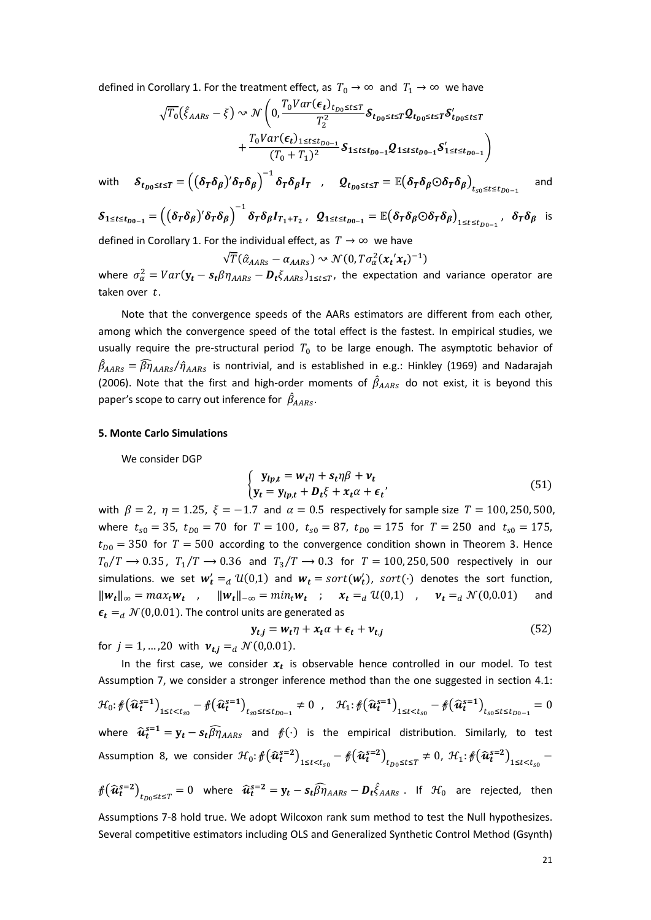defined in Corollary 1. For the treatment effect, as $T_0 \to \infty$ and $T_1 \to \infty$ we have

$$\sqrt{T_0}(\hat{\xi}_{AARs} - \xi) \rightsquigarrow \mathcal{N}\left(0, \frac{T_0 Var(\boldsymbol{\epsilon_t})_{t_{D0} \le t \le T}}{T_2^2} \boldsymbol{\mathcal{S}_{t_{D0} \le t \le T}} \boldsymbol{\mathcal{Q}_{t_{D0} \le t \le T}} \boldsymbol{\mathcal{S}'_{t_{D0} \le t \le T}} + \frac{T_0 Var(\boldsymbol{\epsilon_t})_{1 \le t \le t_{D0-1}}}{(T_0 + T_1)^2} \boldsymbol{\mathcal{S}_{1 \le t \le t_{D0-1}}} \boldsymbol{\mathcal{Q}_{1 \le t \le t_{D0-1}}} \boldsymbol{\mathcal{S}'_{1 \le t \le t_{D0-1}}}\right)$$

with $\boldsymbol{\mathcal{S}_{t_{D0} \le t \le T}} = \left((\boldsymbol{\delta_T \delta_\beta})' \boldsymbol{\delta_T \delta_\beta}\right)^{-1} \boldsymbol{\delta_T \delta_\beta I_T}$ , $\boldsymbol{\mathcal{Q}_{t_{D0} \le t \le T}} = \mathbb{E}\left(\boldsymbol{\delta_T \delta_\beta} \odot \boldsymbol{\delta_T \delta_\beta}\right)_{t_{s0} \le t \le t_{D0-1}}$ and $\boldsymbol{\mathcal{S}_{1 \le t \le t_{D0-1}}} = \left((\boldsymbol{\delta_T \delta_\beta})' \boldsymbol{\delta_T \delta_\beta}\right)^{-1} \boldsymbol{\delta_T \delta_\beta I_{T_1 + T_2}}$ , $\boldsymbol{\mathcal{Q}_{1 \le t \le t_{D0-1}}} = \mathbb{E}\left(\boldsymbol{\delta_T \delta_\beta} \odot \boldsymbol{\delta_T \delta_\beta}\right)_{1 \le t \le t_{D0-1}}$ , $\boldsymbol{\delta_T \delta_\beta}$ is defined in Corollary 1. For the individual effect, as $T \to \infty$ we have

$$\sqrt{T}(\hat{\alpha}_{AARs} - \alpha_{AARs}) \rightsquigarrow \mathcal{N}(0, T\sigma_\alpha^2 (\boldsymbol{x_t}'\boldsymbol{x_t})^{-1})$$

where $\sigma_\alpha^2 = Var(\mathbf{y_t} - \boldsymbol{s_t}\beta\eta_{AARs} - \boldsymbol{D_t}\xi_{AARs})_{1 \le t \le T}$, the expectation and variance operator are taken over $t$.

Note that the convergence speeds of the AARs estimators are different from each other, among which the convergence speed of the total effect is the fastest. In empirical studies, we usually require the pre-structural period $T_0$ to be large enough. The asymptotic behavior of $\hat{\beta}_{AARs} = \widehat{\beta\eta}_{AARs}/\hat{\eta}_{AARs}$ is nontrivial, and is established in e.g.: Hinkley (1969) and Nadarajah (2006). Note that the first and high-order moments of $\hat{\beta}_{AARs}$ do not exist, it is beyond this paper's scope to carry out inference for $\hat{\beta}_{AARs}$.

**5. Monte Carlo Simulations**

We consider DGP

$$\begin{cases} \mathbf{y}_{lp,t} = \boldsymbol{w_t}\eta + \boldsymbol{s_t}\eta\beta + \boldsymbol{v_t} \\ \mathbf{y_t} = \mathbf{y}_{lp,t} + \boldsymbol{D_t}\xi + \boldsymbol{x_t}\alpha + \boldsymbol{\epsilon_t}' \end{cases} \tag{51}$$

with $\beta = 2$, $\eta = 1.25$, $\xi = -1.7$ and $\alpha = 0.5$ respectively for sample size $T = 100, 250, 500$, where $t_{s0} = 35$, $t_{D0} = 70$ for $T = 100$, $t_{s0} = 87$, $t_{D0} = 175$ for $T = 250$ and $t_{s0} = 175$, $t_{D0} = 350$ for $T = 500$ according to the convergence condition shown in Theorem 3. Hence $T_0/T \longrightarrow 0.35$, $T_1/T \longrightarrow 0.36$ and $T_3/T \longrightarrow 0.3$ for $T = 100, 250, 500$ respectively in our simulations. we set $\boldsymbol{w_t'} =_d \mathcal{U}(0,1)$ and $\boldsymbol{w_t} = sort(\boldsymbol{w_t'})$, $sort(\cdot)$ denotes the sort function, $\|\boldsymbol{w_t}\|_\infty = max_t \boldsymbol{w_t}$ , $\|\boldsymbol{w_t}\|_{-\infty} = min_t \boldsymbol{w_t}$ ; $\boldsymbol{x_t} =_d \mathcal{U}(0,1)$ , $\boldsymbol{v_t} =_d \mathcal{N}(0,0.01)$ and $\boldsymbol{\epsilon_t} =_d \mathcal{N}(0,0.01)$. The control units are generated as

$$\mathbf{y}_{t,j} = \boldsymbol{w_t}\eta + \boldsymbol{x_t}\alpha + \boldsymbol{\epsilon_t} + \boldsymbol{v}_{t,j} \tag{52}$$

for $j = 1, \dots, 20$ with $\boldsymbol{v}_{t,j} =_d \mathcal{N}(0,0.01)$.

In the first case, we consider $\boldsymbol{x_t}$ is observable hence controlled in our model. To test Assumption 7, we consider a stronger inference method than the one suggested in section 4.1: $\mathcal{H}_0: \not{f}(\widehat{\boldsymbol{u}}_t^{s=1})_{1 \le t < t_{s0}} - \not{f}(\widehat{\boldsymbol{u}}_t^{s=1})_{t_{s0} \le t \le t_{D0-1}} \neq 0$ , $\mathcal{H}_1: \not{f}(\widehat{\boldsymbol{u}}_t^{s=1})_{1 \le t < t_{s0}} - \not{f}(\widehat{\boldsymbol{u}}_t^{s=1})_{t_{s0} \le t \le t_{D0-1}} = 0$ where $\widehat{\boldsymbol{u}}_t^{s=1} = \mathbf{y_t} - \boldsymbol{s_t}\widehat{\beta\eta}_{AARs}$ and $\not{f}(\cdot)$ is the empirical distribution. Similarly, to test Assumption 8, we consider $\mathcal{H}_0: \not{f}(\widehat{\boldsymbol{u}}_t^{s=2})_{1 \le t < t_{s0}} - \not{f}(\widehat{\boldsymbol{u}}_t^{s=2})_{t_{D0} \le t \le T} \neq 0$, $\mathcal{H}_1: \not{f}(\widehat{\boldsymbol{u}}_t^{s=2})_{1 \le t < t_{s0}} - \not{f}(\widehat{\boldsymbol{u}}_t^{s=2})_{t_{D0} \le t \le T} = 0$ where $\widehat{\boldsymbol{u}}_t^{s=2} = \mathbf{y_t} - \boldsymbol{s_t}\widehat{\beta\eta}_{AARs} - \boldsymbol{D_t}\hat{\xi}_{AARs}$. If $\mathcal{H}_0$ are rejected, then Assumptions 7-8 hold true. We adopt Wilcoxon rank sum method to test the Null hypothesizes. Several competitive estimators including OLS and Generalized Synthetic Control Method (Gsynth)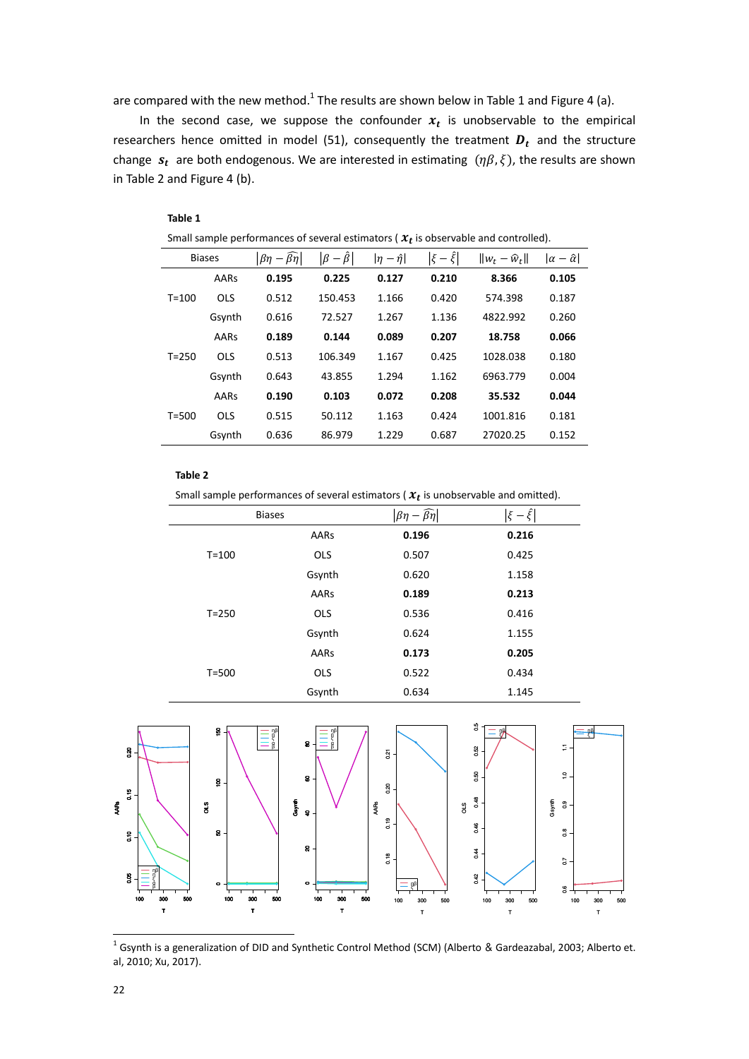are compared with the new method.[1] The results are shown below in Table 1 and Figure 4 (a).

In the second case, we suppose the confounder $\boldsymbol{x}_t$ is unobservable to the empirical researchers hence omitted in model (51), consequently the treatment $\boldsymbol{D}_t$ and the structure change $\boldsymbol{s}_t$ are both endogenous. We are interested in estimating $(\eta\beta, \xi)$, the results are shown in Table 2 and Figure 4 (b).

**Table 1**

Small sample performances of several estimators ( $\boldsymbol{x}_t$ is observable and controlled).

| Biases | | $\lvert\beta\eta - \widehat{\beta\eta}\rvert$ | $\lvert\beta - \hat{\beta}\rvert$ | $\lvert\eta - \hat{\eta}\rvert$ | $\lvert\xi - \hat{\xi}\rvert$ | $\lVert w_t - \widehat{w}_t\rVert$ | $\lvert\alpha - \hat{\alpha}\rvert$ |
|---|---|---|---|---|---|---|---|
| | AARs | **0.195** | **0.225** | **0.127** | **0.210** | **8.366** | **0.105** |
| T=100 | OLS | 0.512 | 150.453 | 1.166 | 0.420 | 574.398 | 0.187 |
| | Gsynth | 0.616 | 72.527 | 1.267 | 1.136 | 4822.992 | 0.260 |
| | AARs | **0.189** | **0.144** | **0.089** | **0.207** | **18.758** | **0.066** |
| T=250 | OLS | 0.513 | 106.349 | 1.167 | 0.425 | 1028.038 | 0.180 |
| | Gsynth | 0.643 | 43.855 | 1.294 | 1.162 | 6963.779 | 0.004 |
| | AARs | **0.190** | **0.103** | **0.072** | **0.208** | **35.532** | **0.044** |
| T=500 | OLS | 0.515 | 50.112 | 1.163 | 0.424 | 1001.816 | 0.181 |
| | Gsynth | 0.636 | 86.979 | 1.229 | 0.687 | 27020.25 | 0.152 |

**Table 2**

Small sample performances of several estimators ( $\boldsymbol{x}_t$ is unobservable and omitted).

| Biases | | $\lvert\beta\eta - \widehat{\beta\eta}\rvert$ | $\lvert\xi - \hat{\xi}\rvert$ |
|---|---|---|---|
| | AARs | **0.196** | **0.216** |
| T=100 | OLS | 0.507 | 0.425 |
| | Gsynth | 0.620 | 1.158 |
| | AARs | **0.189** | **0.213** |
| T=250 | OLS | 0.536 | 0.416 |
| | Gsynth | 0.624 | 1.155 |
| | AARs | **0.173** | **0.205** |
| T=500 | OLS | 0.522 | 0.434 |
| | Gsynth | 0.634 | 1.145 |

AARs
OLS
Gsynth
AARs
OLS
Gsynth
T

[1] Gsynth is a generalization of DID and Synthetic Control Method (SCM) (Alberto & Gardeazabal, 2003; Alberto et. al, 2010; Xu, 2017).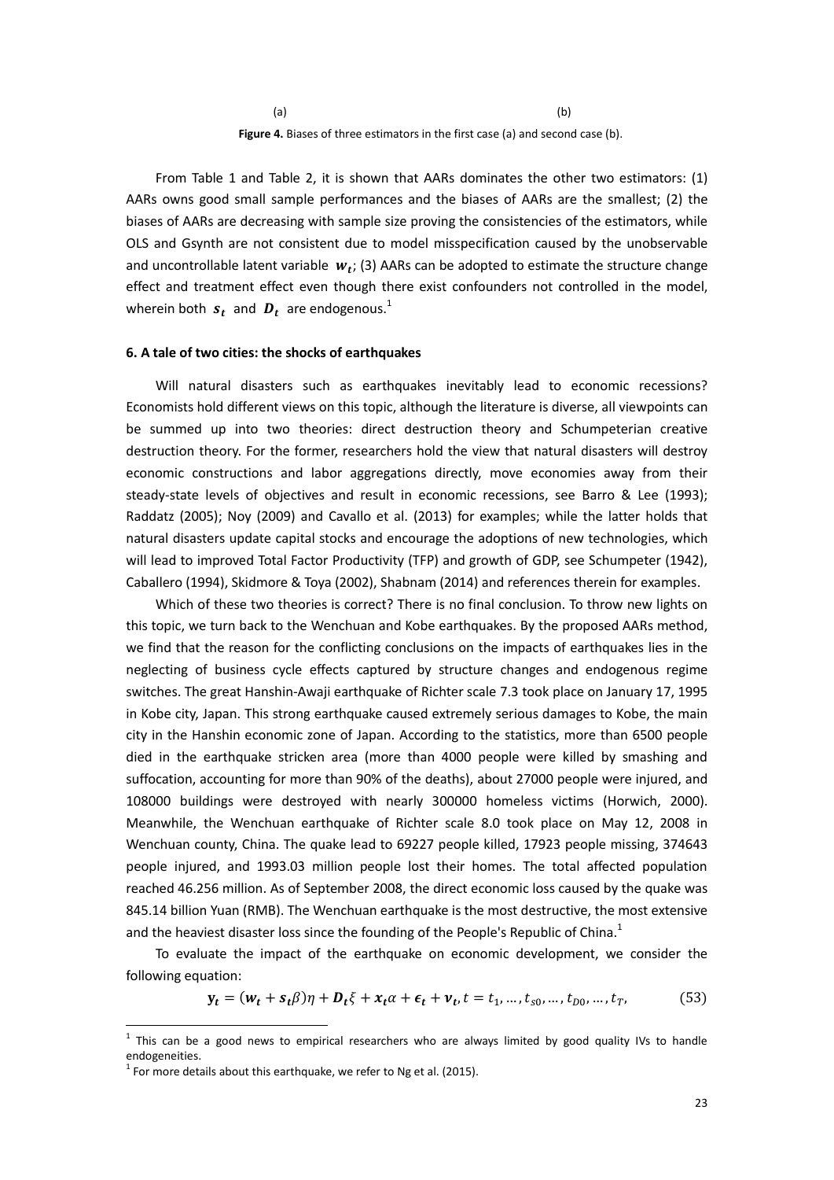(a) (b)

**Figure 4.** Biases of three estimators in the first case (a) and second case (b).

From Table 1 and Table 2, it is shown that AARs dominates the other two estimators: (1) AARs owns good small sample performances and the biases of AARs are the smallest; (2) the biases of AARs are decreasing with sample size proving the consistencies of the estimators, while OLS and Gsynth are not consistent due to model misspecification caused by the unobservable and uncontrollable latent variable $\boldsymbol{w_t}$; (3) AARs can be adopted to estimate the structure change effect and treatment effect even though there exist confounders not controlled in the model, wherein both $\boldsymbol{s_t}$ and $\boldsymbol{D_t}$ are endogenous.[1]

### 6. A tale of two cities: the shocks of earthquakes

Will natural disasters such as earthquakes inevitably lead to economic recessions? Economists hold different views on this topic, although the literature is diverse, all viewpoints can be summed up into two theories: direct destruction theory and Schumpeterian creative destruction theory. For the former, researchers hold the view that natural disasters will destroy economic constructions and labor aggregations directly, move economies away from their steady-state levels of objectives and result in economic recessions, see Barro & Lee (1993); Raddatz (2005); Noy (2009) and Cavallo et al. (2013) for examples; while the latter holds that natural disasters update capital stocks and encourage the adoptions of new technologies, which will lead to improved Total Factor Productivity (TFP) and growth of GDP, see Schumpeter (1942), Caballero (1994), Skidmore & Toya (2002), Shabnam (2014) and references therein for examples.

Which of these two theories is correct? There is no final conclusion. To throw new lights on this topic, we turn back to the Wenchuan and Kobe earthquakes. By the proposed AARs method, we find that the reason for the conflicting conclusions on the impacts of earthquakes lies in the neglecting of business cycle effects captured by structure changes and endogenous regime switches. The great Hanshin-Awaji earthquake of Richter scale 7.3 took place on January 17, 1995 in Kobe city, Japan. This strong earthquake caused extremely serious damages to Kobe, the main city in the Hanshin economic zone of Japan. According to the statistics, more than 6500 people died in the earthquake stricken area (more than 4000 people were killed by smashing and suffocation, accounting for more than 90% of the deaths), about 27000 people were injured, and 108000 buildings were destroyed with nearly 300000 homeless victims (Horwich, 2000). Meanwhile, the Wenchuan earthquake of Richter scale 8.0 took place on May 12, 2008 in Wenchuan county, China. The quake lead to 69227 people killed, 17923 people missing, 374643 people injured, and 1993.03 million people lost their homes. The total affected population reached 46.256 million. As of September 2008, the direct economic loss caused by the quake was 845.14 billion Yuan (RMB). The Wenchuan earthquake is the most destructive, the most extensive and the heaviest disaster loss since the founding of the People's Republic of China.[1]

To evaluate the impact of the earthquake on economic development, we consider the following equation:

$$\boldsymbol{y_t} = (\boldsymbol{w_t} + \boldsymbol{s_t}\beta)\eta + \boldsymbol{D_t}\xi + \boldsymbol{x_t}\alpha + \boldsymbol{\epsilon_t} + \boldsymbol{\nu_t}, t = t_1, \ldots, t_{s0}, \ldots, t_{D0}, \ldots, t_T, \tag{53}$$

[1] This can be a good news to empirical researchers who are always limited by good quality IVs to handle endogeneities.

[1] For more details about this earthquake, we refer to Ng et al. (2015).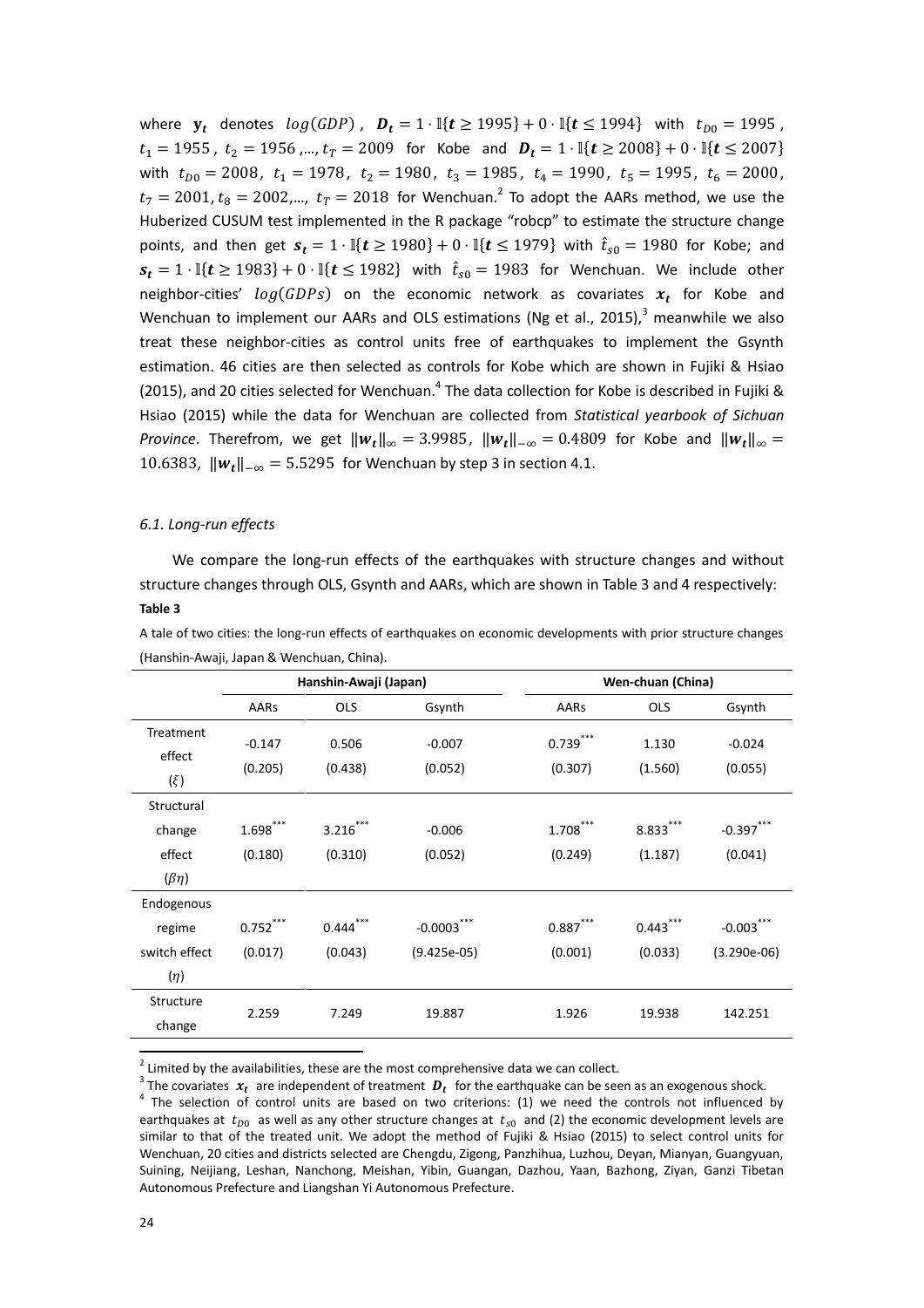where $\mathbf{y}_t$ denotes $log(GDP)$, $\boldsymbol{D}_t = 1 \cdot \mathbb{I}\{\boldsymbol{t} \geq 1995\} + 0 \cdot \mathbb{I}\{\boldsymbol{t} \leq 1994\}$ with $t_{D0} = 1995$, $t_1 = 1955$, $t_2 = 1956$,..., $t_T = 2009$ for Kobe and $\boldsymbol{D}_t = 1 \cdot \mathbb{I}\{\boldsymbol{t} \geq 2008\} + 0 \cdot \mathbb{I}\{\boldsymbol{t} \leq 2007\}$ with $t_{D0} = 2008$, $t_1 = 1978$, $t_2 = 1980$, $t_3 = 1985$, $t_4 = 1990$, $t_5 = 1995$, $t_6 = 2000$, $t_7 = 2001$, $t_8 = 2002$,..., $t_T = 2018$ for Wenchuan.[2] To adopt the AARs method, we use the Huberized CUSUM test implemented in the R package "robcp" to estimate the structure change points, and then get $\boldsymbol{s}_t = 1 \cdot \mathbb{I}\{\boldsymbol{t} \geq 1980\} + 0 \cdot \mathbb{I}\{\boldsymbol{t} \leq 1979\}$ with $\hat{t}_{s0} = 1980$ for Kobe; and $\boldsymbol{s}_t = 1 \cdot \mathbb{I}\{\boldsymbol{t} \geq 1983\} + 0 \cdot \mathbb{I}\{\boldsymbol{t} \leq 1982\}$ with $\hat{t}_{s0} = 1983$ for Wenchuan. We include other neighbor-cities' $log(GDPs)$ on the economic network as covariates $\boldsymbol{x}_t$ for Kobe and Wenchuan to implement our AARs and OLS estimations (Ng et al., 2015),[3] meanwhile we also treat these neighbor-cities as control units free of earthquakes to implement the Gsynth estimation. 46 cities are then selected as controls for Kobe which are shown in Fujiki & Hsiao (2015), and 20 cities selected for Wenchuan.[4] The data collection for Kobe is described in Fujiki & Hsiao (2015) while the data for Wenchuan are collected from *Statistical yearbook of Sichuan Province*. Therefrom, we get $\|\boldsymbol{w}_t\|_\infty = 3.9985$, $\|\boldsymbol{w}_t\|_{-\infty} = 0.4809$ for Kobe and $\|\boldsymbol{w}_t\|_\infty = 10.6383$, $\|\boldsymbol{w}_t\|_{-\infty} = 5.5295$ for Wenchuan by step 3 in section 4.1.

### *6.1. Long-run effects*

We compare the long-run effects of the earthquakes with structure changes and without structure changes through OLS, Gsynth and AARs, which are shown in Table 3 and 4 respectively:

**Table 3**

A tale of two cities: the long-run effects of earthquakes on economic developments with prior structure changes (Hanshin-Awaji, Japan & Wenchuan, China).

| | Hanshin-Awaji (Japan) | | | Wen-chuan (China) | | |
|---|---|---|---|---|---|---|
| | AARs | OLS | Gsynth | AARs | OLS | Gsynth |
| Treatment effect ($\xi$) | -0.147<br>(0.205) | 0.506<br>(0.438) | -0.007<br>(0.052) | 0.739***<br>(0.307) | 1.130<br>(1.560) | -0.024<br>(0.055) |
| Structural change effect ($\beta\eta$) | 1.698***<br>(0.180) | 3.216***<br>(0.310) | -0.006<br>(0.052) | 1.708***<br>(0.249) | 8.833***<br>(1.187) | -0.397***<br>(0.041) |
| Endogenous regime switch effect ($\eta$) | 0.752***<br>(0.017) | 0.444***<br>(0.043) | -0.0003***<br>(9.425e-05) | 0.887***<br>(0.001) | 0.443***<br>(0.033) | -0.003***<br>(3.290e-06) |
| Structure change | 2.259 | 7.249 | 19.887 | 1.926 | 19.938 | 142.251 |

[2] Limited by the availabilities, these are the most comprehensive data we can collect.

[3] The covariates $\boldsymbol{x}_t$ are independent of treatment $\boldsymbol{D}_t$ for the earthquake can be seen as an exogenous shock.

[4] The selection of control units are based on two criterions: (1) we need the controls not influenced by earthquakes at $t_{D0}$ as well as any other structure changes at $t_{s0}$ and (2) the economic development levels are similar to that of the treated unit. We adopt the method of Fujiki & Hsiao (2015) to select control units for Wenchuan, 20 cities and districts selected are Chengdu, Zigong, Panzhihua, Luzhou, Deyan, Mianyan, Guangyuan, Suining, Neijiang, Leshan, Nanchong, Meishan, Yibin, Guangan, Dazhou, Yaan, Bazhong, Ziyan, Ganzi Tibetan Autonomous Prefecture and Liangshan Yi Autonomous Prefecture.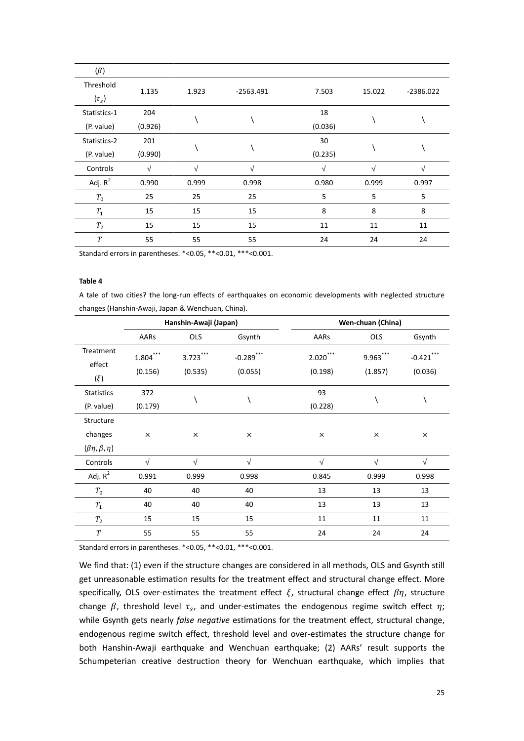| | | | | | | |
|---|---|---|---|---|---|---|
| ($\beta$) | | | | | | |
| Threshold ($\tau_s$) | 1.135 | 1.923 | -2563.491 | 7.503 | 15.022 | -2386.022 |
| Statistics-1 (P. value) | 204 (0.926) | \ | \ | 18 (0.036) | \ | \ |
| Statistics-2 (P. value) | 201 (0.990) | \ | \ | 30 (0.235) | \ | \ |
| Controls | √ | √ | √ | √ | √ | √ |
| Adj. $R^2$ | 0.990 | 0.999 | 0.998 | 0.980 | 0.999 | 0.997 |
| $T_0$ | 25 | 25 | 25 | 5 | 5 | 5 |
| $T_1$ | 15 | 15 | 15 | 8 | 8 | 8 |
| $T_2$ | 15 | 15 | 15 | 11 | 11 | 11 |
| $T$ | 55 | 55 | 55 | 24 | 24 | 24 |

Standard errors in parentheses. *<0.05, **<0.01, ***<0.001.

**Table 4**

A tale of two cities? the long-run effects of earthquakes on economic developments with neglected structure changes (Hanshin-Awaji, Japan & Wenchuan, China).

| | Hanshin-Awaji (Japan) | | | Wen-chuan (China) | | |
|---|---|---|---|---|---|---|
| | AARs | OLS | Gsynth | AARs | OLS | Gsynth |
| Treatment effect ($\xi$) | $1.804^{***}$ (0.156) | $3.723^{***}$ (0.535) | $-0.289^{***}$ (0.055) | $2.020^{***}$ (0.198) | $9.963^{***}$ (1.857) | $-0.421^{***}$ (0.036) |
| Statistics (P. value) | 372 (0.179) | \ | \ | 93 (0.228) | \ | \ |
| Structure changes ($\beta\eta, \beta, \eta$) | × | × | × | × | × | × |
| Controls | √ | √ | √ | √ | √ | √ |
| Adj. $R^2$ | 0.991 | 0.999 | 0.998 | 0.845 | 0.999 | 0.998 |
| $T_0$ | 40 | 40 | 40 | 13 | 13 | 13 |
| $T_1$ | 40 | 40 | 40 | 13 | 13 | 13 |
| $T_2$ | 15 | 15 | 15 | 11 | 11 | 11 |
| $T$ | 55 | 55 | 55 | 24 | 24 | 24 |

Standard errors in parentheses. *<0.05, **<0.01, ***<0.001.

We find that: (1) even if the structure changes are considered in all methods, OLS and Gsynth still get unreasonable estimation results for the treatment effect and structural change effect. More specifically, OLS over-estimates the treatment effect $\xi$, structural change effect $\beta\eta$, structure change $\beta$, threshold level $\tau_s$, and under-estimates the endogenous regime switch effect $\eta$; while Gsynth gets nearly *false negative* estimations for the treatment effect, structural change, endogenous regime switch effect, threshold level and over-estimates the structure change for both Hanshin-Awaji earthquake and Wenchuan earthquake; (2) AARs' result supports the Schumpeterian creative destruction theory for Wenchuan earthquake, which implies that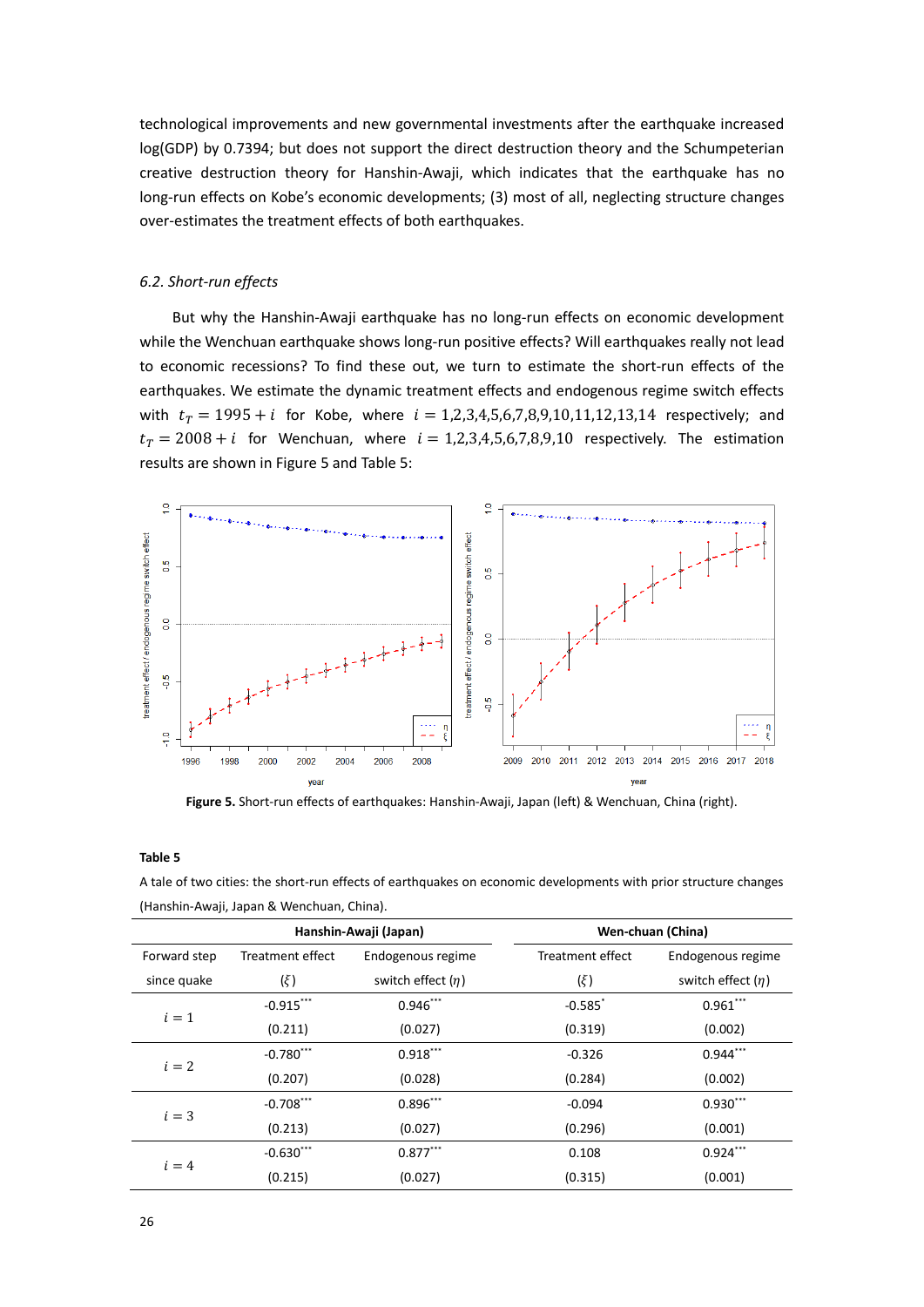technological improvements and new governmental investments after the earthquake increased log(GDP) by 0.7394; but does not support the direct destruction theory and the Schumpeterian creative destruction theory for Hanshin-Awaji, which indicates that the earthquake has no long-run effects on Kobe's economic developments; (3) most of all, neglecting structure changes over-estimates the treatment effects of both earthquakes.

### *6.2. Short-run effects*

But why the Hanshin-Awaji earthquake has no long-run effects on economic development while the Wenchuan earthquake shows long-run positive effects? Will earthquakes really not lead to economic recessions? To find these out, we turn to estimate the short-run effects of the earthquakes. We estimate the dynamic treatment effects and endogenous regime switch effects with $t_T = 1995 + i$ for Kobe, where $i = 1,2,3,4,5,6,7,8,9,10,11,12,13,14$ respectively; and $t_T = 2008 + i$ for Wenchuan, where $i = 1,2,3,4,5,6,7,8,9,10$ respectively. The estimation results are shown in Figure 5 and Table 5:

**Figure 5.** Short-run effects of earthquakes: Hanshin-Awaji, Japan (left) & Wenchuan, China (right).

**Table 5**

A tale of two cities: the short-run effects of earthquakes on economic developments with prior structure changes (Hanshin-Awaji, Japan & Wenchuan, China).

| | Hanshin-Awaji (Japan) | | Wen-chuan (China) | |
|---|---|---|---|---|
| Forward step since quake | Treatment effect ($\xi$) | Endogenous regime switch effect ($\eta$) | Treatment effect ($\xi$) | Endogenous regime switch effect ($\eta$) |
| $i = 1$ | -0.915*** | 0.946*** | -0.585* | 0.961*** |
| | (0.211) | (0.027) | (0.319) | (0.002) |
| $i = 2$ | -0.780*** | 0.918*** | -0.326 | 0.944*** |
| | (0.207) | (0.028) | (0.284) | (0.002) |
| $i = 3$ | -0.708*** | 0.896*** | -0.094 | 0.930*** |
| | (0.213) | (0.027) | (0.296) | (0.001) |
| $i = 4$ | -0.630*** | 0.877*** | 0.108 | 0.924*** |
| | (0.215) | (0.027) | (0.315) | (0.001) |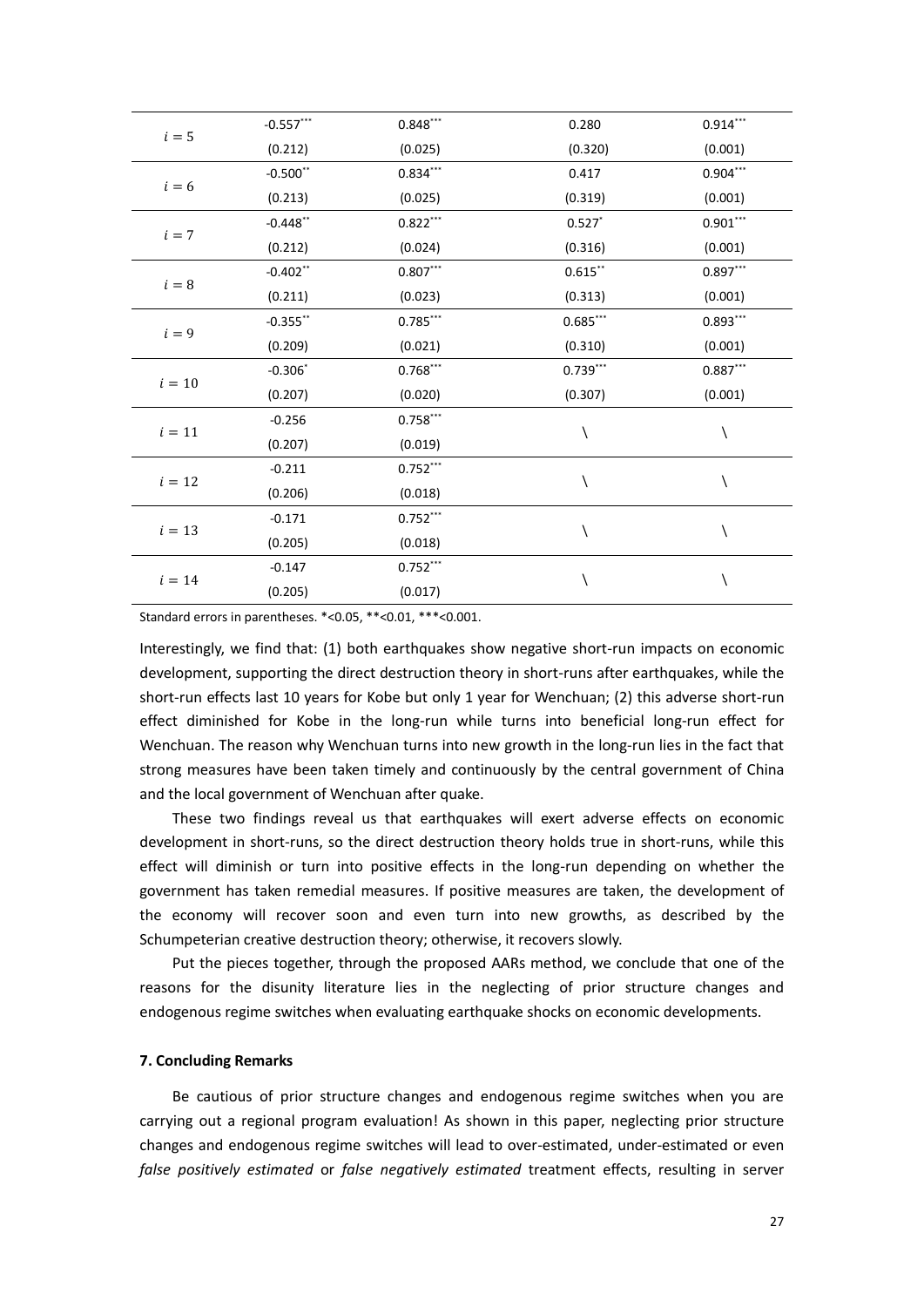| | | | | |
|---|---|---|---|---|
| $i = 5$ | -0.557*** | 0.848*** | 0.280 | 0.914*** |
| | (0.212) | (0.025) | (0.320) | (0.001) |
| $i = 6$ | -0.500** | 0.834*** | 0.417 | 0.904*** |
| | (0.213) | (0.025) | (0.319) | (0.001) |
| $i = 7$ | -0.448** | 0.822*** | 0.527* | 0.901*** |
| | (0.212) | (0.024) | (0.316) | (0.001) |
| $i = 8$ | -0.402** | 0.807*** | 0.615** | 0.897*** |
| | (0.211) | (0.023) | (0.313) | (0.001) |
| $i = 9$ | -0.355** | 0.785*** | 0.685*** | 0.893*** |
| | (0.209) | (0.021) | (0.310) | (0.001) |
| $i = 10$ | -0.306* | 0.768*** | 0.739*** | 0.887*** |
| | (0.207) | (0.020) | (0.307) | (0.001) |
| $i = 11$ | -0.256 | 0.758*** | \ | \ |
| | (0.207) | (0.019) | | |
| $i = 12$ | -0.211 | 0.752*** | \ | \ |
| | (0.206) | (0.018) | | |
| $i = 13$ | -0.171 | 0.752*** | \ | \ |
| | (0.205) | (0.018) | | |
| $i = 14$ | -0.147 | 0.752*** | \ | \ |
| | (0.205) | (0.017) | | |

Standard errors in parentheses. *<0.05, **<0.01, ***<0.001.

Interestingly, we find that: (1) both earthquakes show negative short-run impacts on economic development, supporting the direct destruction theory in short-runs after earthquakes, while the short-run effects last 10 years for Kobe but only 1 year for Wenchuan; (2) this adverse short-run effect diminished for Kobe in the long-run while turns into beneficial long-run effect for Wenchuan. The reason why Wenchuan turns into new growth in the long-run lies in the fact that strong measures have been taken timely and continuously by the central government of China and the local government of Wenchuan after quake.

These two findings reveal us that earthquakes will exert adverse effects on economic development in short-runs, so the direct destruction theory holds true in short-runs, while this effect will diminish or turn into positive effects in the long-run depending on whether the government has taken remedial measures. If positive measures are taken, the development of the economy will recover soon and even turn into new growths, as described by the Schumpeterian creative destruction theory; otherwise, it recovers slowly.

Put the pieces together, through the proposed AARs method, we conclude that one of the reasons for the disunity literature lies in the neglecting of prior structure changes and endogenous regime switches when evaluating earthquake shocks on economic developments.

## 7. Concluding Remarks

Be cautious of prior structure changes and endogenous regime switches when you are carrying out a regional program evaluation! As shown in this paper, neglecting prior structure changes and endogenous regime switches will lead to over-estimated, under-estimated or even *false positively estimated* or *false negatively estimated* treatment effects, resulting in server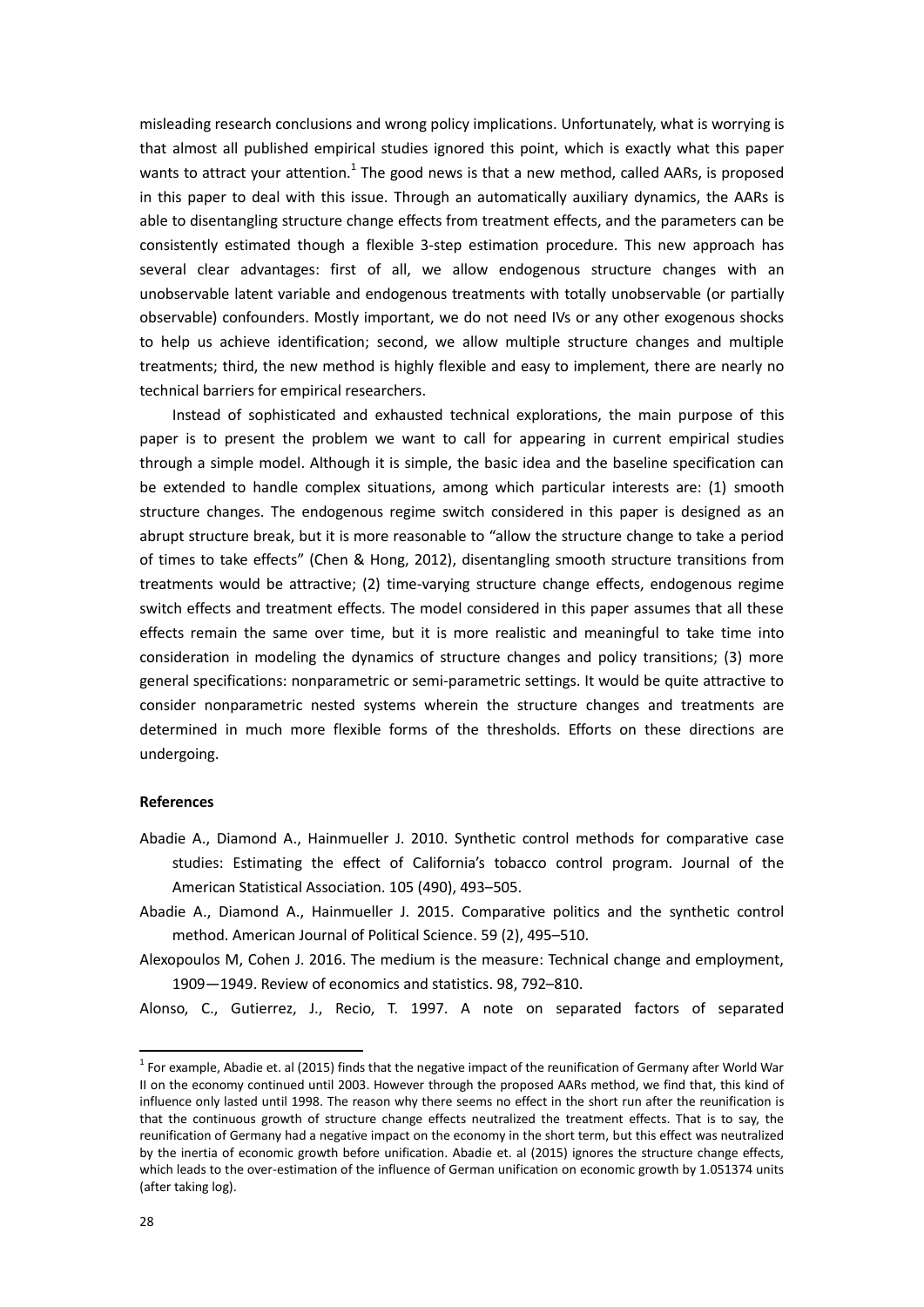misleading research conclusions and wrong policy implications. Unfortunately, what is worrying is that almost all published empirical studies ignored this point, which is exactly what this paper wants to attract your attention.[1] The good news is that a new method, called AARs, is proposed in this paper to deal with this issue. Through an automatically auxiliary dynamics, the AARs is able to disentangling structure change effects from treatment effects, and the parameters can be consistently estimated though a flexible 3-step estimation procedure. This new approach has several clear advantages: first of all, we allow endogenous structure changes with an unobservable latent variable and endogenous treatments with totally unobservable (or partially observable) confounders. Mostly important, we do not need IVs or any other exogenous shocks to help us achieve identification; second, we allow multiple structure changes and multiple treatments; third, the new method is highly flexible and easy to implement, there are nearly no technical barriers for empirical researchers.

Instead of sophisticated and exhausted technical explorations, the main purpose of this paper is to present the problem we want to call for appearing in current empirical studies through a simple model. Although it is simple, the basic idea and the baseline specification can be extended to handle complex situations, among which particular interests are: (1) smooth structure changes. The endogenous regime switch considered in this paper is designed as an abrupt structure break, but it is more reasonable to "allow the structure change to take a period of times to take effects" (Chen & Hong, 2012), disentangling smooth structure transitions from treatments would be attractive; (2) time-varying structure change effects, endogenous regime switch effects and treatment effects. The model considered in this paper assumes that all these effects remain the same over time, but it is more realistic and meaningful to take time into consideration in modeling the dynamics of structure changes and policy transitions; (3) more general specifications: nonparametric or semi-parametric settings. It would be quite attractive to consider nonparametric nested systems wherein the structure changes and treatments are determined in much more flexible forms of the thresholds. Efforts on these directions are undergoing.

## References

Abadie A., Diamond A., Hainmueller J. 2010. Synthetic control methods for comparative case studies: Estimating the effect of California's tobacco control program. Journal of the American Statistical Association. 105 (490), 493–505.

Abadie A., Diamond A., Hainmueller J. 2015. Comparative politics and the synthetic control method. American Journal of Political Science. 59 (2), 495–510.

Alexopoulos M, Cohen J. 2016. The medium is the measure: Technical change and employment, 1909—1949. Review of economics and statistics. 98, 792–810.

Alonso, C., Gutierrez, J., Recio, T. 1997. A note on separated factors of separated

---

[1] For example, Abadie et. al (2015) finds that the negative impact of the reunification of Germany after World War II on the economy continued until 2003. However through the proposed AARs method, we find that, this kind of influence only lasted until 1998. The reason why there seems no effect in the short run after the reunification is that the continuous growth of structure change effects neutralized the treatment effects. That is to say, the reunification of Germany had a negative impact on the economy in the short term, but this effect was neutralized by the inertia of economic growth before unification. Abadie et. al (2015) ignores the structure change effects, which leads to the over-estimation of the influence of German unification on economic growth by 1.051374 units (after taking log).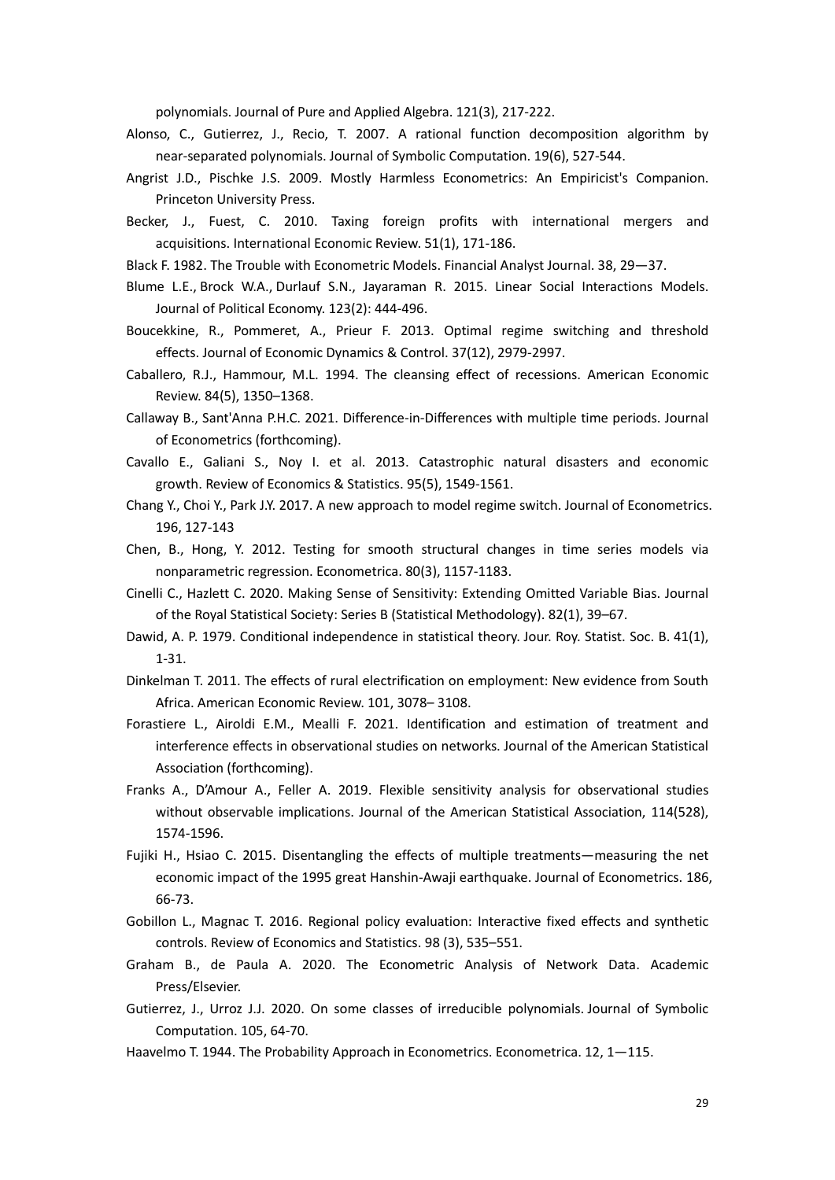polynomials. Journal of Pure and Applied Algebra. 121(3), 217-222.

Alonso, C., Gutierrez, J., Recio, T. 2007. A rational function decomposition algorithm by near-separated polynomials. Journal of Symbolic Computation. 19(6), 527-544.

Angrist J.D., Pischke J.S. 2009. Mostly Harmless Econometrics: An Empiricist's Companion. Princeton University Press.

Becker, J., Fuest, C. 2010. Taxing foreign profits with international mergers and acquisitions. International Economic Review. 51(1), 171-186.

Black F. 1982. The Trouble with Econometric Models. Financial Analyst Journal. 38, 29—37.

Blume L.E., Brock W.A., Durlauf S.N., Jayaraman R. 2015. Linear Social Interactions Models. Journal of Political Economy. 123(2): 444-496.

Boucekkine, R., Pommeret, A., Prieur F. 2013. Optimal regime switching and threshold effects. Journal of Economic Dynamics & Control. 37(12), 2979-2997.

Caballero, R.J., Hammour, M.L. 1994. The cleansing effect of recessions. American Economic Review. 84(5), 1350–1368.

Callaway B., Sant'Anna P.H.C. 2021. Difference-in-Differences with multiple time periods. Journal of Econometrics (forthcoming).

Cavallo E., Galiani S., Noy I. et al. 2013. Catastrophic natural disasters and economic growth. Review of Economics & Statistics. 95(5), 1549-1561.

Chang Y., Choi Y., Park J.Y. 2017. A new approach to model regime switch. Journal of Econometrics. 196, 127-143

Chen, B., Hong, Y. 2012. Testing for smooth structural changes in time series models via nonparametric regression. Econometrica. 80(3), 1157-1183.

Cinelli C., Hazlett C. 2020. Making Sense of Sensitivity: Extending Omitted Variable Bias. Journal of the Royal Statistical Society: Series B (Statistical Methodology). 82(1), 39–67.

Dawid, A. P. 1979. Conditional independence in statistical theory. Jour. Roy. Statist. Soc. B. 41(1), 1-31.

Dinkelman T. 2011. The effects of rural electrification on employment: New evidence from South Africa. American Economic Review. 101, 3078– 3108.

Forastiere L., Airoldi E.M., Mealli F. 2021. Identification and estimation of treatment and interference effects in observational studies on networks. Journal of the American Statistical Association (forthcoming).

Franks A., D'Amour A., Feller A. 2019. Flexible sensitivity analysis for observational studies without observable implications. Journal of the American Statistical Association, 114(528), 1574-1596.

Fujiki H., Hsiao C. 2015. Disentangling the effects of multiple treatments—measuring the net economic impact of the 1995 great Hanshin-Awaji earthquake. Journal of Econometrics. 186, 66-73.

Gobillon L., Magnac T. 2016. Regional policy evaluation: Interactive fixed effects and synthetic controls. Review of Economics and Statistics. 98 (3), 535–551.

Graham B., de Paula A. 2020. The Econometric Analysis of Network Data. Academic Press/Elsevier.

Gutierrez, J., Urroz J.J. 2020. On some classes of irreducible polynomials. Journal of Symbolic Computation. 105, 64-70.

Haavelmo T. 1944. The Probability Approach in Econometrics. Econometrica. 12, 1—115.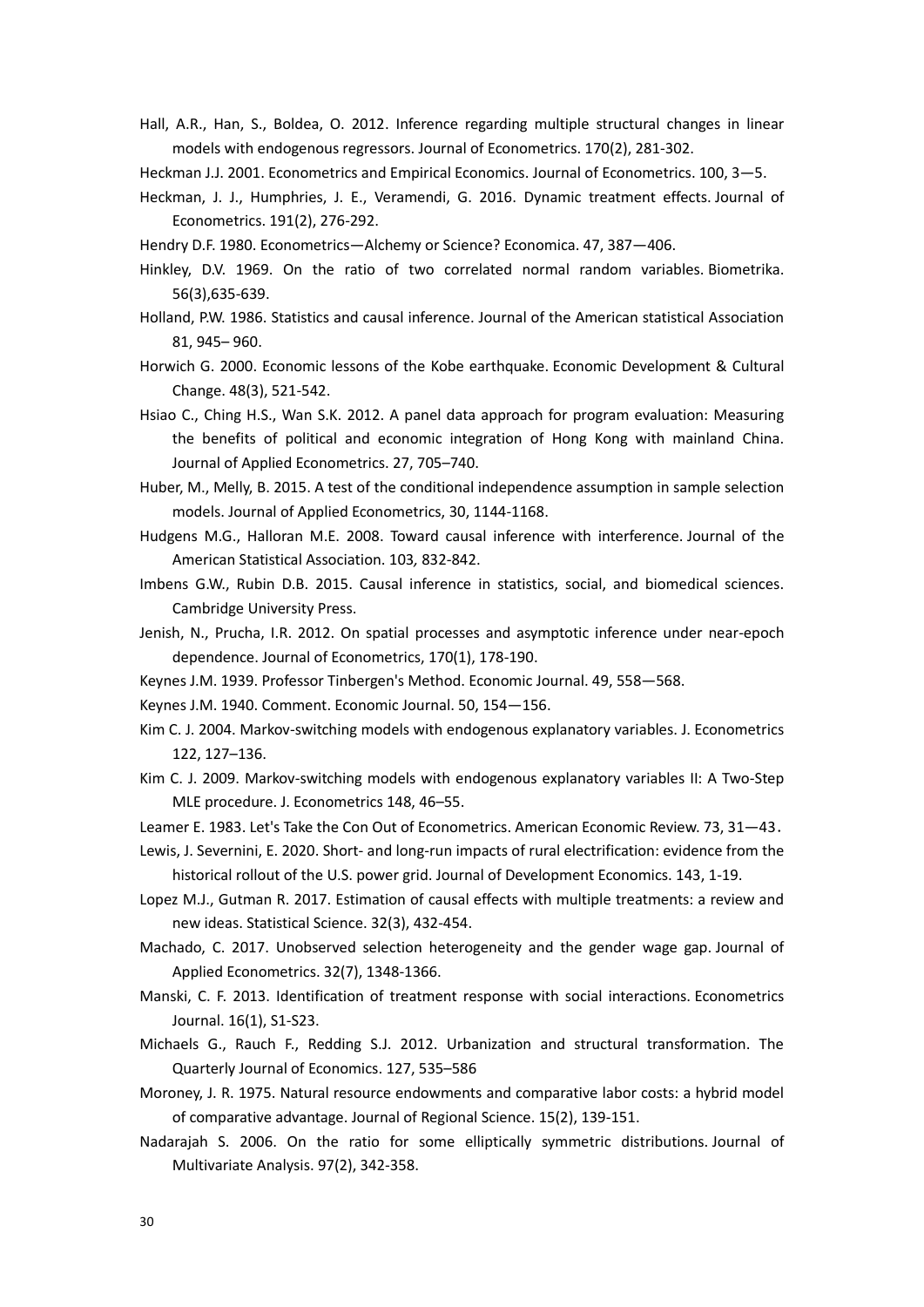Hall, A.R., Han, S., Boldea, O. 2012. Inference regarding multiple structural changes in linear models with endogenous regressors. Journal of Econometrics. 170(2), 281-302.

Heckman J.J. 2001. Econometrics and Empirical Economics. Journal of Econometrics. 100, 3—5.

Heckman, J. J., Humphries, J. E., Veramendi, G. 2016. Dynamic treatment effects. Journal of Econometrics. 191(2), 276-292.

Hendry D.F. 1980. Econometrics—Alchemy or Science? Economica. 47, 387—406.

Hinkley, D.V. 1969. On the ratio of two correlated normal random variables. Biometrika. 56(3),635-639.

Holland, P.W. 1986. Statistics and causal inference. Journal of the American statistical Association 81, 945– 960.

Horwich G. 2000. Economic lessons of the Kobe earthquake. Economic Development & Cultural Change. 48(3), 521-542.

Hsiao C., Ching H.S., Wan S.K. 2012. A panel data approach for program evaluation: Measuring the benefits of political and economic integration of Hong Kong with mainland China. Journal of Applied Econometrics. 27, 705–740.

Huber, M., Melly, B. 2015. A test of the conditional independence assumption in sample selection models. Journal of Applied Econometrics, 30, 1144-1168.

Hudgens M.G., Halloran M.E. 2008. Toward causal inference with interference. Journal of the American Statistical Association. 103, 832-842.

Imbens G.W., Rubin D.B. 2015. Causal inference in statistics, social, and biomedical sciences. Cambridge University Press.

Jenish, N., Prucha, I.R. 2012. On spatial processes and asymptotic inference under near-epoch dependence. Journal of Econometrics, 170(1), 178-190.

Keynes J.M. 1939. Professor Tinbergen's Method. Economic Journal. 49, 558—568.

Keynes J.M. 1940. Comment. Economic Journal. 50, 154—156.

Kim C. J. 2004. Markov-switching models with endogenous explanatory variables. J. Econometrics 122, 127–136.

Kim C. J. 2009. Markov-switching models with endogenous explanatory variables II: A Two-Step MLE procedure. J. Econometrics 148, 46–55.

Leamer E. 1983. Let's Take the Con Out of Econometrics. American Economic Review. 73, 31—43.

Lewis, J. Severnini, E. 2020. Short- and long-run impacts of rural electrification: evidence from the historical rollout of the U.S. power grid. Journal of Development Economics. 143, 1-19.

Lopez M.J., Gutman R. 2017. Estimation of causal effects with multiple treatments: a review and new ideas. Statistical Science. 32(3), 432-454.

Machado, C. 2017. Unobserved selection heterogeneity and the gender wage gap. Journal of Applied Econometrics. 32(7), 1348-1366.

Manski, C. F. 2013. Identification of treatment response with social interactions. Econometrics Journal. 16(1), S1-S23.

Michaels G., Rauch F., Redding S.J. 2012. Urbanization and structural transformation. The Quarterly Journal of Economics. 127, 535–586

Moroney, J. R. 1975. Natural resource endowments and comparative labor costs: a hybrid model of comparative advantage. Journal of Regional Science. 15(2), 139-151.

Nadarajah S. 2006. On the ratio for some elliptically symmetric distributions. Journal of Multivariate Analysis. 97(2), 342-358.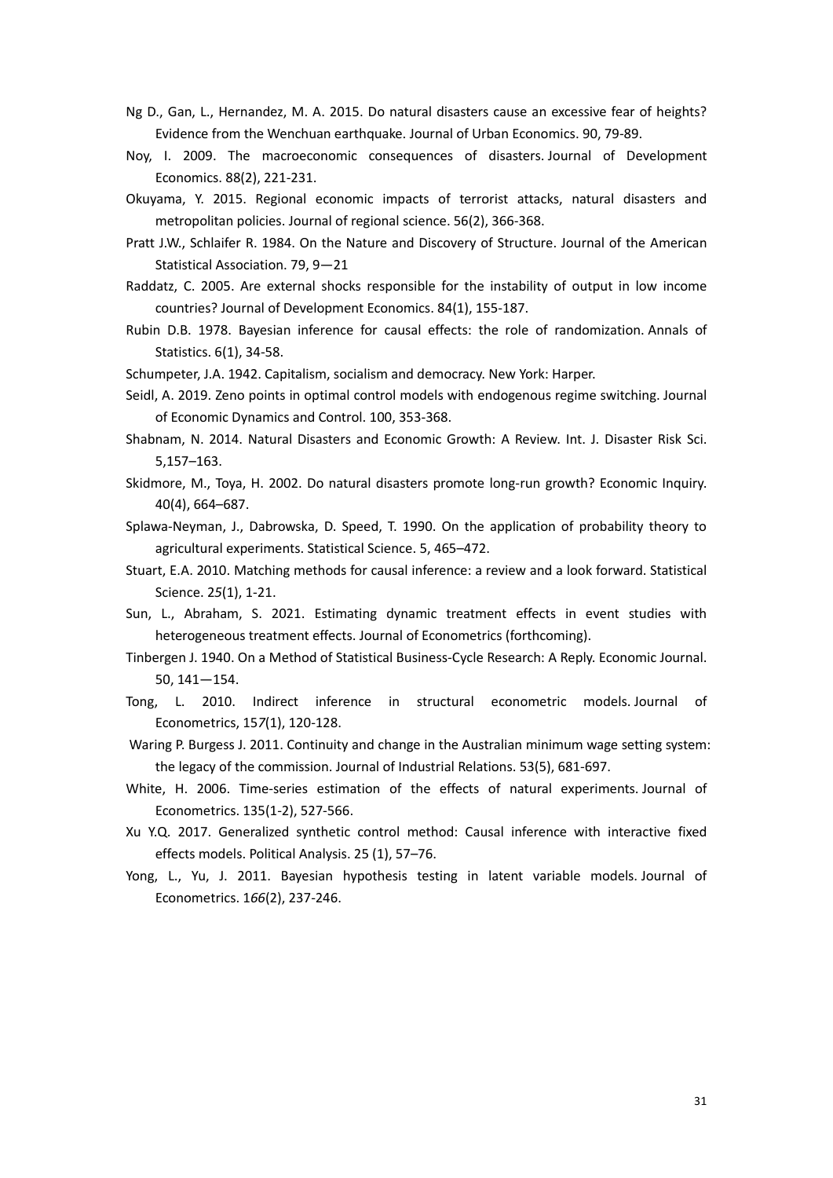Ng D., Gan, L., Hernandez, M. A. 2015. Do natural disasters cause an excessive fear of heights? Evidence from the Wenchuan earthquake. Journal of Urban Economics. 90, 79-89.

Noy, I. 2009. The macroeconomic consequences of disasters. Journal of Development Economics. 88(2), 221-231.

Okuyama, Y. 2015. Regional economic impacts of terrorist attacks, natural disasters and metropolitan policies. Journal of regional science. 56(2), 366-368.

Pratt J.W., Schlaifer R. 1984. On the Nature and Discovery of Structure. Journal of the American Statistical Association. 79, 9—21

Raddatz, C. 2005. Are external shocks responsible for the instability of output in low income countries? Journal of Development Economics. 84(1), 155-187.

Rubin D.B. 1978. Bayesian inference for causal effects: the role of randomization. Annals of Statistics. 6(1), 34-58.

Schumpeter, J.A. 1942. Capitalism, socialism and democracy. New York: Harper.

Seidl, A. 2019. Zeno points in optimal control models with endogenous regime switching. Journal of Economic Dynamics and Control. 100, 353-368.

Shabnam, N. 2014. Natural Disasters and Economic Growth: A Review. Int. J. Disaster Risk Sci. 5,157–163.

Skidmore, M., Toya, H. 2002. Do natural disasters promote long-run growth? Economic Inquiry. 40(4), 664–687.

Splawa-Neyman, J., Dabrowska, D. Speed, T. 1990. On the application of probability theory to agricultural experiments. Statistical Science. 5, 465–472.

Stuart, E.A. 2010. Matching methods for causal inference: a review and a look forward. Statistical Science. 25(1), 1-21.

Sun, L., Abraham, S. 2021. Estimating dynamic treatment effects in event studies with heterogeneous treatment effects. Journal of Econometrics (forthcoming).

Tinbergen J. 1940. On a Method of Statistical Business-Cycle Research: A Reply. Economic Journal. 50, 141—154.

Tong, L. 2010. Indirect inference in structural econometric models. Journal of Econometrics, 157(1), 120-128.

Waring P. Burgess J. 2011. Continuity and change in the Australian minimum wage setting system: the legacy of the commission. Journal of Industrial Relations. 53(5), 681-697.

White, H. 2006. Time-series estimation of the effects of natural experiments. Journal of Econometrics. 135(1-2), 527-566.

Xu Y.Q. 2017. Generalized synthetic control method: Causal inference with interactive fixed effects models. Political Analysis. 25 (1), 57–76.

Yong, L., Yu, J. 2011. Bayesian hypothesis testing in latent variable models. Journal of Econometrics. 166(2), 237-246.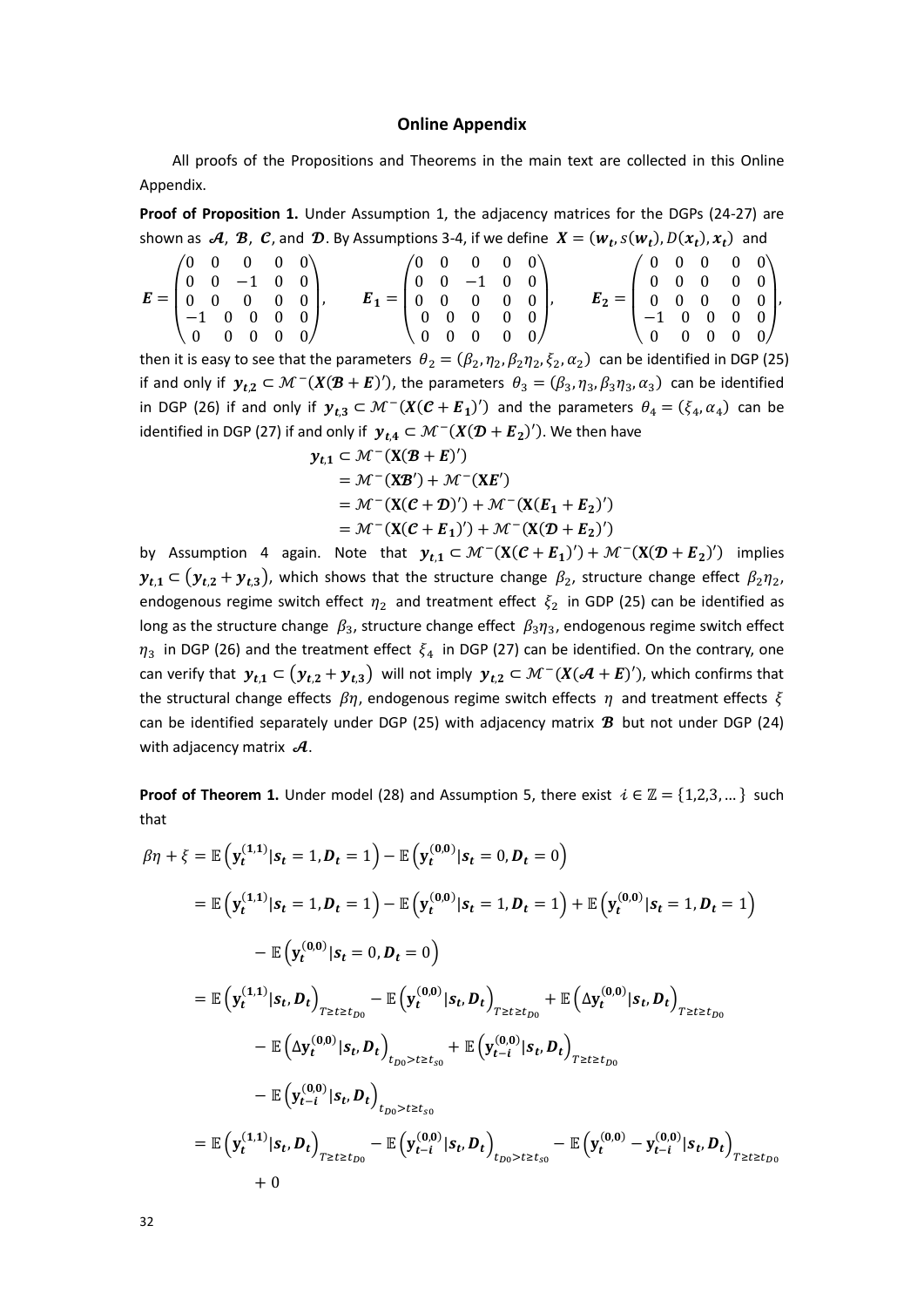## Online Appendix

All proofs of the Propositions and Theorems in the main text are collected in this Online Appendix.

**Proof of Proposition 1.** Under Assumption 1, the adjacency matrices for the DGPs (24-27) are shown as $\boldsymbol{\mathcal{A}}$, $\boldsymbol{\mathcal{B}}$, $\boldsymbol{\mathcal{C}}$, and $\boldsymbol{\mathcal{D}}$. By Assumptions 3-4, if we define $\boldsymbol{X} = (\boldsymbol{w_t}, s(\boldsymbol{w_t}), D(\boldsymbol{x_t}), \boldsymbol{x_t})$ and

$$
\boldsymbol{E} = \begin{pmatrix} 0 & 0 & 0 & 0 & 0 \\ 0 & 0 & -1 & 0 & 0 \\ 0 & 0 & 0 & 0 & 0 \\ -1 & 0 & 0 & 0 & 0 \\ 0 & 0 & 0 & 0 & 0 \end{pmatrix}, \qquad \boldsymbol{E_1} = \begin{pmatrix} 0 & 0 & 0 & 0 & 0 \\ 0 & 0 & -1 & 0 & 0 \\ 0 & 0 & 0 & 0 & 0 \\ 0 & 0 & 0 & 0 & 0 \\ 0 & 0 & 0 & 0 & 0 \end{pmatrix}, \qquad \boldsymbol{E_2} = \begin{pmatrix} 0 & 0 & 0 & 0 & 0 \\ 0 & 0 & 0 & 0 & 0 \\ 0 & 0 & 0 & 0 & 0 \\ -1 & 0 & 0 & 0 & 0 \\ 0 & 0 & 0 & 0 & 0 \end{pmatrix},
$$

then it is easy to see that the parameters $\theta_2 = (\beta_2, \eta_2, \beta_2\eta_2, \xi_2, \alpha_2)$ can be identified in DGP (25) if and only if $\boldsymbol{y_{t,2}} \subset \mathcal{M}^-(\boldsymbol{X}(\boldsymbol{\mathcal{B}} + \boldsymbol{E})')$, the parameters $\theta_3 = (\beta_3, \eta_3, \beta_3\eta_3, \alpha_3)$ can be identified in DGP (26) if and only if $\boldsymbol{y_{t,3}} \subset \mathcal{M}^-(\boldsymbol{X}(\boldsymbol{\mathcal{C}} + \boldsymbol{E_1})')$ and the parameters $\theta_4 = (\xi_4, \alpha_4)$ can be identified in DGP (27) if and only if $\boldsymbol{y_{t,4}} \subset \mathcal{M}^-(\boldsymbol{X}(\boldsymbol{\mathcal{D}} + \boldsymbol{E_2})')$. We then have

$$
\begin{aligned}
\boldsymbol{y_{t,1}} &\subset \mathcal{M}^-(\mathbf{X}(\boldsymbol{\mathcal{B}} + \boldsymbol{E})') \\
&= \mathcal{M}^-(\mathbf{X}\boldsymbol{\mathcal{B}}') + \mathcal{M}^-(\mathbf{X}\boldsymbol{E}') \\
&= \mathcal{M}^-(\mathbf{X}(\boldsymbol{\mathcal{C}} + \boldsymbol{\mathcal{D}})') + \mathcal{M}^-(\mathbf{X}(\boldsymbol{E_1} + \boldsymbol{E_2})') \\
&= \mathcal{M}^-(\mathbf{X}(\boldsymbol{\mathcal{C}} + \boldsymbol{E_1})') + \mathcal{M}^-(\mathbf{X}(\boldsymbol{\mathcal{D}} + \boldsymbol{E_2})')
\end{aligned}
$$

by Assumption 4 again. Note that $\boldsymbol{y_{t,1}} \subset \mathcal{M}^-(\mathbf{X}(\boldsymbol{\mathcal{C}} + \boldsymbol{E_1})') + \mathcal{M}^-(\mathbf{X}(\boldsymbol{\mathcal{D}} + \boldsymbol{E_2})')$ implies $\boldsymbol{y_{t,1}} \subset (\boldsymbol{y_{t,2}} + \boldsymbol{y_{t,3}})$, which shows that the structure change $\beta_2$, structure change effect $\beta_2\eta_2$, endogenous regime switch effect $\eta_2$ and treatment effect $\xi_2$ in GDP (25) can be identified as long as the structure change $\beta_3$, structure change effect $\beta_3\eta_3$, endogenous regime switch effect $\eta_3$ in DGP (26) and the treatment effect $\xi_4$ in DGP (27) can be identified. On the contrary, one can verify that $\boldsymbol{y_{t,1}} \subset (\boldsymbol{y_{t,2}} + \boldsymbol{y_{t,3}})$ will not imply $\boldsymbol{y_{t,2}} \subset \mathcal{M}^-(\boldsymbol{X}(\boldsymbol{\mathcal{A}} + \boldsymbol{E})')$, which confirms that the structural change effects $\beta\eta$, endogenous regime switch effects $\eta$ and treatment effects $\xi$ can be identified separately under DGP (25) with adjacency matrix $\boldsymbol{\mathcal{B}}$ but not under DGP (24) with adjacency matrix $\boldsymbol{\mathcal{A}}$.

**Proof of Theorem 1.** Under model (28) and Assumption 5, there exist $i \in \mathbb{Z} = \{1,2,3, \dots\}$ such that

$$
\begin{aligned}
\beta\eta + \xi &= \mathbb{E}\left(\mathbf{y}_t^{(\mathbf{1},\mathbf{1})} | \boldsymbol{s_t} = 1, \boldsymbol{D_t} = 1\right) - \mathbb{E}\left(\mathbf{y}_t^{(\mathbf{0},\mathbf{0})} | \boldsymbol{s_t} = 0, \boldsymbol{D_t} = 0\right) \\
&= \mathbb{E}\left(\mathbf{y}_t^{(\mathbf{1},\mathbf{1})} | \boldsymbol{s_t} = 1, \boldsymbol{D_t} = 1\right) - \mathbb{E}\left(\mathbf{y}_t^{(\mathbf{0},\mathbf{0})} | \boldsymbol{s_t} = 1, \boldsymbol{D_t} = 1\right) + \mathbb{E}\left(\mathbf{y}_t^{(\mathbf{0},\mathbf{0})} | \boldsymbol{s_t} = 1, \boldsymbol{D_t} = 1\right) \\
&\quad - \mathbb{E}\left(\mathbf{y}_t^{(\mathbf{0},\mathbf{0})} | \boldsymbol{s_t} = 0, \boldsymbol{D_t} = 0\right) \\
&= \mathbb{E}\left(\mathbf{y}_t^{(\mathbf{1},\mathbf{1})} | \boldsymbol{s_t}, \boldsymbol{D_t}\right)_{T \geq t \geq t_{D0}} - \mathbb{E}\left(\mathbf{y}_t^{(\mathbf{0},\mathbf{0})} | \boldsymbol{s_t}, \boldsymbol{D_t}\right)_{T \geq t \geq t_{D0}} + \mathbb{E}\left(\Delta\mathbf{y}_t^{(\mathbf{0},\mathbf{0})} | \boldsymbol{s_t}, \boldsymbol{D_t}\right)_{T \geq t \geq t_{D0}} \\
&\quad - \mathbb{E}\left(\Delta\mathbf{y}_t^{(\mathbf{0},\mathbf{0})} | \boldsymbol{s_t}, \boldsymbol{D_t}\right)_{t_{D0} > t \geq t_{s0}} + \mathbb{E}\left(\mathbf{y}_{t-i}^{(\mathbf{0},\mathbf{0})} | \boldsymbol{s_t}, \boldsymbol{D_t}\right)_{T \geq t \geq t_{D0}} \\
&\quad - \mathbb{E}\left(\mathbf{y}_{t-i}^{(\mathbf{0},\mathbf{0})} | \boldsymbol{s_t}, \boldsymbol{D_t}\right)_{t_{D0} > t \geq t_{s0}} \\
&= \mathbb{E}\left(\mathbf{y}_t^{(\mathbf{1},\mathbf{1})} | \boldsymbol{s_t}, \boldsymbol{D_t}\right)_{T \geq t \geq t_{D0}} - \mathbb{E}\left(\mathbf{y}_{t-i}^{(\mathbf{0},\mathbf{0})} | \boldsymbol{s_t}, \boldsymbol{D_t}\right)_{t_{D0} > t \geq t_{s0}} - \mathbb{E}\left(\mathbf{y}_t^{(\mathbf{0},\mathbf{0})} - \mathbf{y}_{t-i}^{(\mathbf{0},\mathbf{0})} | \boldsymbol{s_t}, \boldsymbol{D_t}\right)_{T \geq t \geq t_{D0}} \\
&\quad + 0
\end{aligned}
$$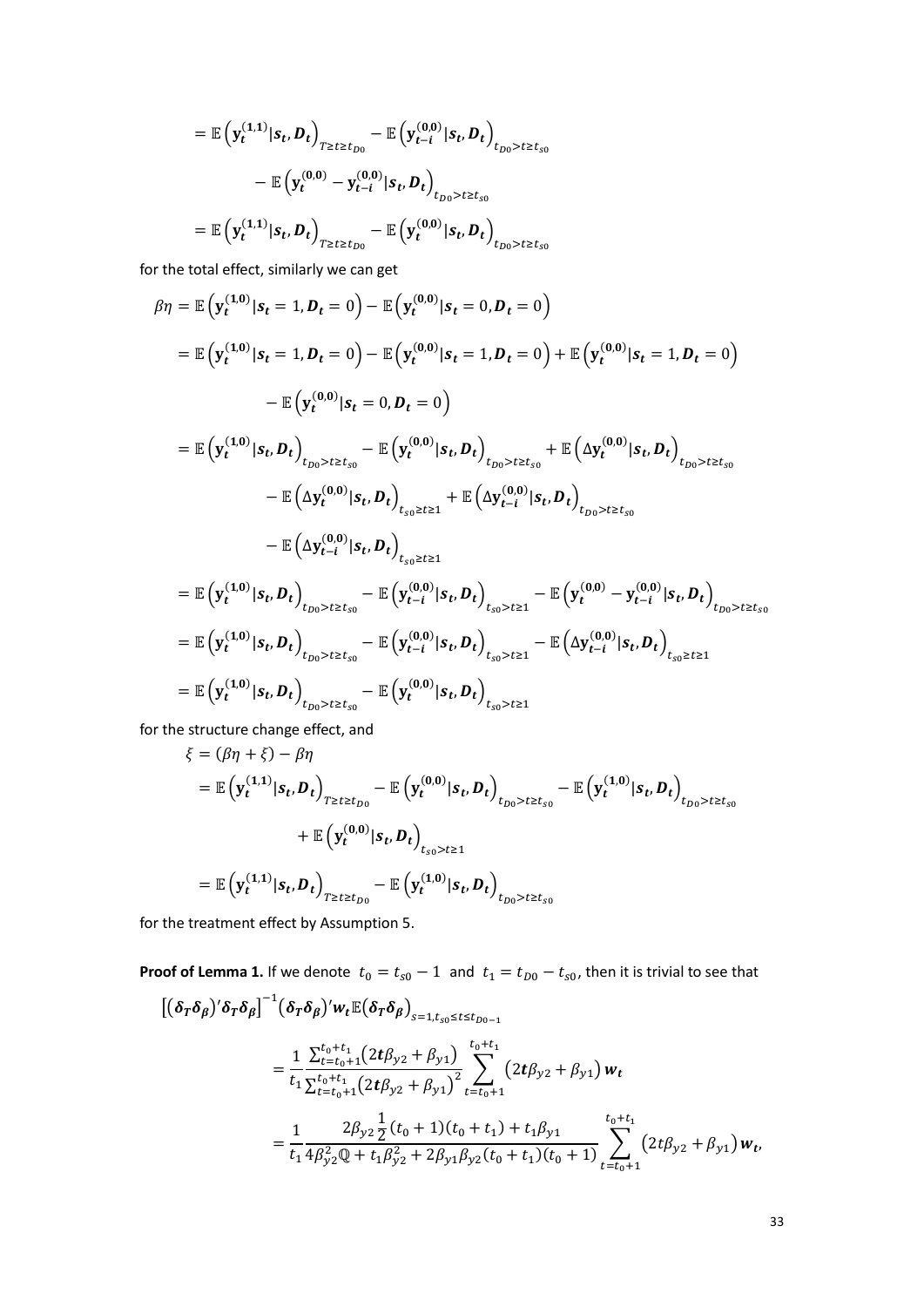$$
\begin{aligned}
&= \mathbb{E}\left(\mathbf{y}_t^{(\mathbf{1},\mathbf{1})}|\boldsymbol{s}_t,\boldsymbol{D}_t\right)_{T\geq t\geq t_{D0}} - \mathbb{E}\left(\mathbf{y}_{t-i}^{(\mathbf{0},\mathbf{0})}|\boldsymbol{s}_t,\boldsymbol{D}_t\right)_{t_{D0}>t\geq t_{s0}} \\
&\quad - \mathbb{E}\left(\mathbf{y}_t^{(\mathbf{0},\mathbf{0})} - \mathbf{y}_{t-i}^{(\mathbf{0},\mathbf{0})}|\boldsymbol{s}_t,\boldsymbol{D}_t\right)_{t_{D0}>t\geq t_{s0}} \\
&= \mathbb{E}\left(\mathbf{y}_t^{(\mathbf{1},\mathbf{1})}|\boldsymbol{s}_t,\boldsymbol{D}_t\right)_{T\geq t\geq t_{D0}} - \mathbb{E}\left(\mathbf{y}_t^{(\mathbf{0},\mathbf{0})}|\boldsymbol{s}_t,\boldsymbol{D}_t\right)_{t_{D0}>t\geq t_{s0}}
\end{aligned}
$$

for the total effect, similarly we can get

$$
\begin{aligned}
\beta\eta &= \mathbb{E}\left(\mathbf{y}_t^{(\mathbf{1},\mathbf{0})}|\boldsymbol{s}_t = 1, \boldsymbol{D}_t = 0\right) - \mathbb{E}\left(\mathbf{y}_t^{(\mathbf{0},\mathbf{0})}|\boldsymbol{s}_t = 0, \boldsymbol{D}_t = 0\right) \\
&= \mathbb{E}\left(\mathbf{y}_t^{(\mathbf{1},\mathbf{0})}|\boldsymbol{s}_t = 1, \boldsymbol{D}_t = 0\right) - \mathbb{E}\left(\mathbf{y}_t^{(\mathbf{0},\mathbf{0})}|\boldsymbol{s}_t = 1, \boldsymbol{D}_t = 0\right) + \mathbb{E}\left(\mathbf{y}_t^{(\mathbf{0},\mathbf{0})}|\boldsymbol{s}_t = 1, \boldsymbol{D}_t = 0\right) \\
&\quad - \mathbb{E}\left(\mathbf{y}_t^{(\mathbf{0},\mathbf{0})}|\boldsymbol{s}_t = 0, \boldsymbol{D}_t = 0\right) \\
&= \mathbb{E}\left(\mathbf{y}_t^{(\mathbf{1},\mathbf{0})}|\boldsymbol{s}_t,\boldsymbol{D}_t\right)_{t_{D0}>t\geq t_{s0}} - \mathbb{E}\left(\mathbf{y}_t^{(\mathbf{0},\mathbf{0})}|\boldsymbol{s}_t,\boldsymbol{D}_t\right)_{t_{D0}>t\geq t_{s0}} + \mathbb{E}\left(\Delta\mathbf{y}_t^{(\mathbf{0},\mathbf{0})}|\boldsymbol{s}_t,\boldsymbol{D}_t\right)_{t_{D0}>t\geq t_{s0}} \\
&\quad - \mathbb{E}\left(\Delta\mathbf{y}_t^{(\mathbf{0},\mathbf{0})}|\boldsymbol{s}_t,\boldsymbol{D}_t\right)_{t_{s0}\geq t\geq 1} + \mathbb{E}\left(\Delta\mathbf{y}_{t-i}^{(\mathbf{0},\mathbf{0})}|\boldsymbol{s}_t,\boldsymbol{D}_t\right)_{t_{D0}>t\geq t_{s0}} \\
&\quad - \mathbb{E}\left(\Delta\mathbf{y}_{t-i}^{(\mathbf{0},\mathbf{0})}|\boldsymbol{s}_t,\boldsymbol{D}_t\right)_{t_{s0}\geq t\geq 1} \\
&= \mathbb{E}\left(\mathbf{y}_t^{(\mathbf{1},\mathbf{0})}|\boldsymbol{s}_t,\boldsymbol{D}_t\right)_{t_{D0}>t\geq t_{s0}} - \mathbb{E}\left(\mathbf{y}_{t-i}^{(\mathbf{0},\mathbf{0})}|\boldsymbol{s}_t,\boldsymbol{D}_t\right)_{t_{s0}>t\geq 1} - \mathbb{E}\left(\mathbf{y}_t^{(\mathbf{0},\mathbf{0})} - \mathbf{y}_{t-i}^{(\mathbf{0},\mathbf{0})}|\boldsymbol{s}_t,\boldsymbol{D}_t\right)_{t_{D0}>t\geq t_{s0}} \\
&= \mathbb{E}\left(\mathbf{y}_t^{(\mathbf{1},\mathbf{0})}|\boldsymbol{s}_t,\boldsymbol{D}_t\right)_{t_{D0}>t\geq t_{s0}} - \mathbb{E}\left(\mathbf{y}_{t-i}^{(\mathbf{0},\mathbf{0})}|\boldsymbol{s}_t,\boldsymbol{D}_t\right)_{t_{s0}>t\geq 1} - \mathbb{E}\left(\Delta\mathbf{y}_{t-i}^{(\mathbf{0},\mathbf{0})}|\boldsymbol{s}_t,\boldsymbol{D}_t\right)_{t_{s0}\geq t\geq 1} \\
&= \mathbb{E}\left(\mathbf{y}_t^{(\mathbf{1},\mathbf{0})}|\boldsymbol{s}_t,\boldsymbol{D}_t\right)_{t_{D0}>t\geq t_{s0}} - \mathbb{E}\left(\mathbf{y}_t^{(\mathbf{0},\mathbf{0})}|\boldsymbol{s}_t,\boldsymbol{D}_t\right)_{t_{s0}>t\geq 1}
\end{aligned}
$$

for the structure change effect, and

$$
\begin{aligned}
\xi &= (\beta\eta + \xi) - \beta\eta \\
&= \mathbb{E}\left(\mathbf{y}_t^{(\mathbf{1},\mathbf{1})}|\boldsymbol{s}_t,\boldsymbol{D}_t\right)_{T\geq t\geq t_{D0}} - \mathbb{E}\left(\mathbf{y}_t^{(\mathbf{0},\mathbf{0})}|\boldsymbol{s}_t,\boldsymbol{D}_t\right)_{t_{D0}>t\geq t_{s0}} - \mathbb{E}\left(\mathbf{y}_t^{(\mathbf{1},\mathbf{0})}|\boldsymbol{s}_t,\boldsymbol{D}_t\right)_{t_{D0}>t\geq t_{s0}} \\
&\quad + \mathbb{E}\left(\mathbf{y}_t^{(\mathbf{0},\mathbf{0})}|\boldsymbol{s}_t,\boldsymbol{D}_t\right)_{t_{s0}>t\geq 1} \\
&= \mathbb{E}\left(\mathbf{y}_t^{(\mathbf{1},\mathbf{1})}|\boldsymbol{s}_t,\boldsymbol{D}_t\right)_{T\geq t\geq t_{D0}} - \mathbb{E}\left(\mathbf{y}_t^{(\mathbf{1},\mathbf{0})}|\boldsymbol{s}_t,\boldsymbol{D}_t\right)_{t_{D0}>t\geq t_{s0}}
\end{aligned}
$$

for the treatment effect by Assumption 5.

**Proof of Lemma 1.** If we denote $t_0 = t_{s0} - 1$ and $t_1 = t_{D0} - t_{s0}$, then it is trivial to see that

$$
\begin{aligned}
&\left[(\boldsymbol{\delta_T\delta_\beta})'\boldsymbol{\delta_T\delta_\beta}\right]^{-1}(\boldsymbol{\delta_T\delta_\beta})'\boldsymbol{w}_t\mathbb{E}(\boldsymbol{\delta_T\delta_\beta})_{s=1,t_{s0}\leq t\leq t_{D0-1}} \\
&\qquad = \frac{1}{t_1}\frac{\sum_{t=t_0+1}^{t_0+t_1}(2\boldsymbol{t}\beta_{y2} + \beta_{y1})}{\sum_{t=t_0+1}^{t_0+t_1}(2\boldsymbol{t}\beta_{y2} + \beta_{y1})^2}\sum_{t=t_0+1}^{t_0+t_1}(2\boldsymbol{t}\beta_{y2} + \beta_{y1})\,\boldsymbol{w_t} \\
&\qquad = \frac{1}{t_1}\frac{2\beta_{y2}\frac{1}{2}(t_0+1)(t_0+t_1) + t_1\beta_{y1}}{4\beta_{y2}^2\mathbb{Q} + t_1\beta_{y2}^2 + 2\beta_{y1}\beta_{y2}(t_0+t_1)(t_0+1)}\sum_{t=t_0+1}^{t_0+t_1}(2t\beta_{y2} + \beta_{y1})\,\boldsymbol{w_t},
\end{aligned}
$$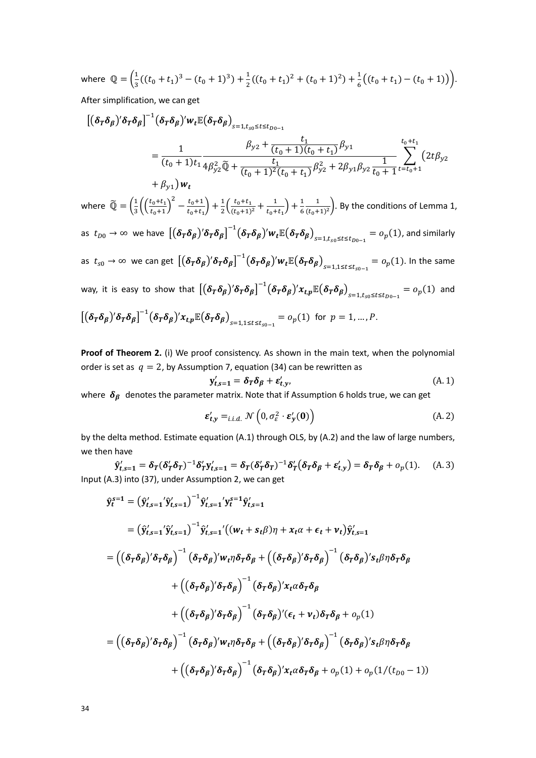where $\mathbb{Q} = \left(\frac{1}{3}((t_0+t_1)^3 - (t_0+1)^3) + \frac{1}{2}((t_0+t_1)^2 + (t_0+1)^2) + \frac{1}{6}((t_0+t_1) - (t_0+1))\right)$.

After simplification, we can get

$$
\begin{aligned}
&\left[(\boldsymbol{\delta_T \delta_\beta})'\boldsymbol{\delta_T \delta_\beta}\right]^{-1}(\boldsymbol{\delta_T \delta_\beta})'\boldsymbol{w_t}\mathbb{E}(\boldsymbol{\delta_T \delta_\beta})_{s=1,t_{s0}\le t\le t_{D0-1}} \\
&\qquad = \frac{1}{(t_0+1)t_1}\frac{\beta_{y2} + \frac{t_1}{(t_0+1)(t_0+t_1)}\beta_{y1}}{4\beta_{y2}^2\widetilde{\mathbb{Q}} + \frac{t_1}{(t_0+1)^2(t_0+t_1)}\beta_{y2}^2 + 2\beta_{y1}\beta_{y2}\frac{1}{t_0+1}}\sum_{t=t_0+1}^{t_0+t_1}(2t\beta_{y2} \\
&\qquad\quad + \beta_{y1})\boldsymbol{w_t}
\end{aligned}
$$

where $\widetilde{\mathbb{Q}} = \left(\frac{1}{3}\left(\left(\frac{t_0+t_1}{t_0+1}\right)^2 - \frac{t_0+1}{t_0+t_1}\right) + \frac{1}{2}\left(\frac{t_0+t_1}{(t_0+1)^2} + \frac{1}{t_0+t_1}\right) + \frac{1}{6}\frac{1}{(t_0+1)^2}\right)$. By the conditions of Lemma 1, as $t_{D0}\to\infty$ we have $\left[(\boldsymbol{\delta_T \delta_\beta})'\boldsymbol{\delta_T \delta_\beta}\right]^{-1}(\boldsymbol{\delta_T \delta_\beta})'\boldsymbol{w_t}\mathbb{E}(\boldsymbol{\delta_T \delta_\beta})_{s=1,t_{s0}\le t\le t_{D0-1}} = o_p(1)$, and similarly as $t_{s0}\to\infty$ we can get $\left[(\boldsymbol{\delta_T \delta_\beta})'\boldsymbol{\delta_T \delta_\beta}\right]^{-1}(\boldsymbol{\delta_T \delta_\beta})'\boldsymbol{w_t}\mathbb{E}(\boldsymbol{\delta_T \delta_\beta})_{s=1,1\le t\le t_{s0-1}} = o_p(1)$. In the same way, it is easy to show that $\left[(\boldsymbol{\delta_T \delta_\beta})'\boldsymbol{\delta_T \delta_\beta}\right]^{-1}(\boldsymbol{\delta_T \delta_\beta})'\boldsymbol{x_{t,p}}\mathbb{E}(\boldsymbol{\delta_T \delta_\beta})_{s=1,t_{s0}\le t\le t_{D0-1}} = o_p(1)$ and $\left[(\boldsymbol{\delta_T \delta_\beta})'\boldsymbol{\delta_T \delta_\beta}\right]^{-1}(\boldsymbol{\delta_T \delta_\beta})'\boldsymbol{x_{t,p}}\mathbb{E}(\boldsymbol{\delta_T \delta_\beta})_{s=1,1\le t\le t_{s0-1}} = o_p(1)$ for $p = 1,\dots,P$.

**Proof of Theorem 2.** (i) We proof consistency. As shown in the main text, when the polynomial order is set as $q = 2$, by Assumption 7, equation (34) can be rewritten as

$$
\mathbf{y}'_{t,s=1} = \boldsymbol{\delta_T \delta_\beta} + \boldsymbol{\varepsilon}'_{t,y}, \tag{A.1}
$$

where $\boldsymbol{\delta_\beta}$ denotes the parameter matrix. Note that if Assumption 6 holds true, we can get

$$
\boldsymbol{\varepsilon}'_{t,y} =_{i.i.d.} \mathcal{N}\left(0, \sigma_\varepsilon^2\cdot\boldsymbol{\varepsilon}'_y(\mathbf{0})\right) \tag{A.2}
$$

by the delta method. Estimate equation (A.1) through OLS, by (A.2) and the law of large numbers, we then have

$$
\hat{\mathbf{y}}'_{t,s=1} = \boldsymbol{\delta_T}(\boldsymbol{\delta}'_T\boldsymbol{\delta_T})^{-1}\boldsymbol{\delta}'_T\mathbf{y}'_{t,s=1} = \boldsymbol{\delta_T}(\boldsymbol{\delta}'_T\boldsymbol{\delta_T})^{-1}\boldsymbol{\delta}'_T(\boldsymbol{\delta_T\delta_\beta} + \boldsymbol{\varepsilon}'_{t,y}) = \boldsymbol{\delta_T\delta_\beta} + o_p(1). \tag{A.3}
$$

Input (A.3) into (37), under Assumption 2, we can get

$$
\begin{aligned}
\hat{\mathbf{y}}_t^{s=1} &= \left(\hat{\mathbf{y}}'_{t,s=1}{}'\hat{\mathbf{y}}'_{t,s=1}\right)^{-1}\hat{\mathbf{y}}'_{t,s=1}{}'\mathbf{y}_t^{s=1}\hat{\mathbf{y}}'_{t,s=1} \\
&= \left(\hat{\mathbf{y}}'_{t,s=1}{}'\hat{\mathbf{y}}'_{t,s=1}\right)^{-1}\hat{\mathbf{y}}'_{t,s=1}{}'\left((\boldsymbol{w_t} + \boldsymbol{s_t}\beta)\eta + \boldsymbol{x_t}\alpha + \boldsymbol{\epsilon_t} + \boldsymbol{\nu_t}\right)\hat{\mathbf{y}}'_{t,s=1} \\
&= \left((\boldsymbol{\delta_T\delta_\beta})'\boldsymbol{\delta_T\delta_\beta}\right)^{-1}(\boldsymbol{\delta_T\delta_\beta})'\boldsymbol{w_t}\eta\boldsymbol{\delta_T\delta_\beta} + \left((\boldsymbol{\delta_T\delta_\beta})'\boldsymbol{\delta_T\delta_\beta}\right)^{-1}(\boldsymbol{\delta_T\delta_\beta})'\boldsymbol{s_t}\beta\eta\boldsymbol{\delta_T\delta_\beta} \\
&\quad + \left((\boldsymbol{\delta_T\delta_\beta})'\boldsymbol{\delta_T\delta_\beta}\right)^{-1}(\boldsymbol{\delta_T\delta_\beta})'\boldsymbol{x_t}\alpha\boldsymbol{\delta_T\delta_\beta} \\
&\quad + \left((\boldsymbol{\delta_T\delta_\beta})'\boldsymbol{\delta_T\delta_\beta}\right)^{-1}(\boldsymbol{\delta_T\delta_\beta})'(\boldsymbol{\epsilon_t} + \boldsymbol{\nu_t})\boldsymbol{\delta_T\delta_\beta} + o_p(1) \\
&= \left((\boldsymbol{\delta_T\delta_\beta})'\boldsymbol{\delta_T\delta_\beta}\right)^{-1}(\boldsymbol{\delta_T\delta_\beta})'\boldsymbol{w_t}\eta\boldsymbol{\delta_T\delta_\beta} + \left((\boldsymbol{\delta_T\delta_\beta})'\boldsymbol{\delta_T\delta_\beta}\right)^{-1}(\boldsymbol{\delta_T\delta_\beta})'\boldsymbol{s_t}\beta\eta\boldsymbol{\delta_T\delta_\beta} \\
&\quad + \left((\boldsymbol{\delta_T\delta_\beta})'\boldsymbol{\delta_T\delta_\beta}\right)^{-1}(\boldsymbol{\delta_T\delta_\beta})'\boldsymbol{x_t}\alpha\boldsymbol{\delta_T\delta_\beta} + o_p(1) + o_p(1/(t_{D0}-1))
\end{aligned}
$$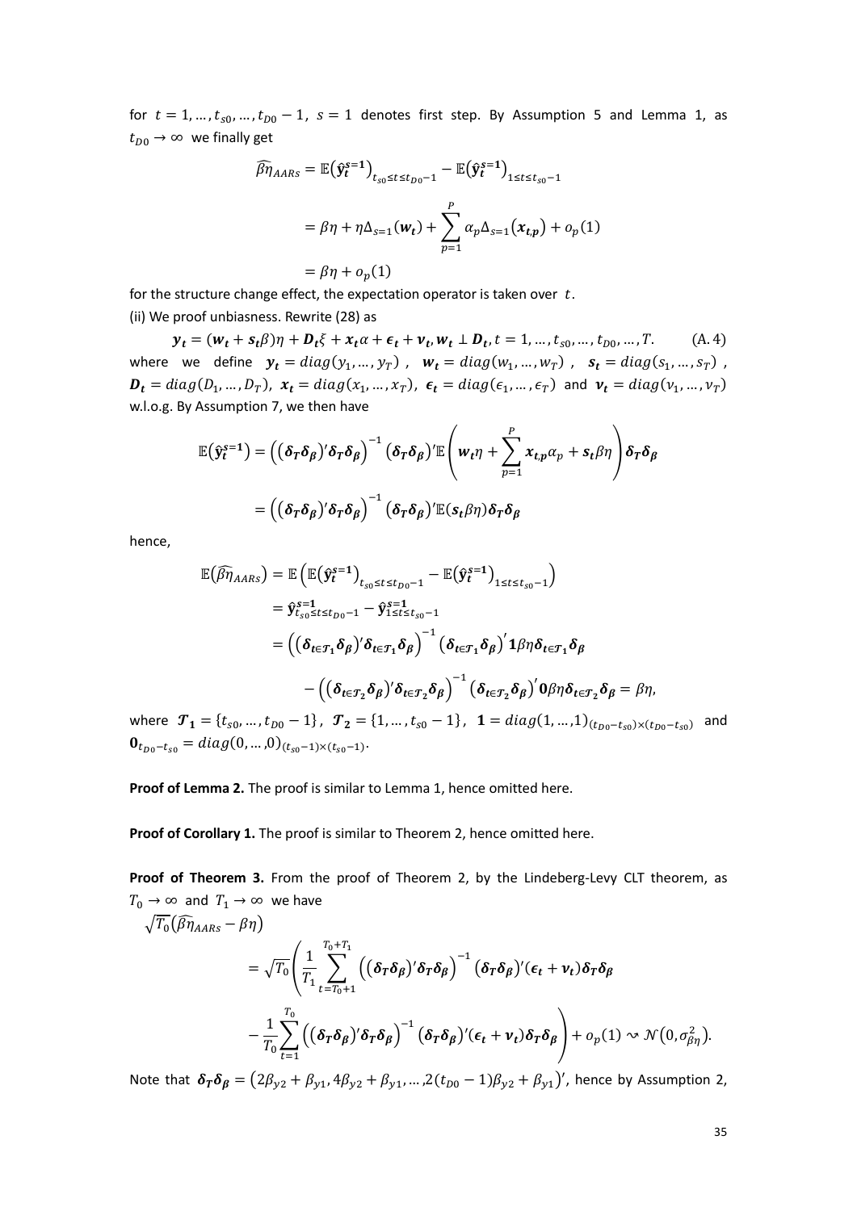for $t = 1, \dots, t_{s0}, \dots, t_{D0} - 1$, $s = 1$ denotes first step. By Assumption 5 and Lemma 1, as $t_{D0} \to \infty$ we finally get

$$
\begin{aligned}
\widehat{\beta\eta}_{AARs} &= \mathbb{E}\big(\hat{\boldsymbol{y}}_{\boldsymbol{t}}^{\boldsymbol{s=1}}\big)_{t_{s0} \le t \le t_{D0}-1} - \mathbb{E}\big(\hat{\boldsymbol{y}}_{\boldsymbol{t}}^{\boldsymbol{s=1}}\big)_{1 \le t \le t_{s0}-1} \\
&= \beta\eta + \eta \Delta_{s=1}(\boldsymbol{w_t}) + \sum_{p=1}^{P} \alpha_p \Delta_{s=1}(\boldsymbol{x_{t,p}}) + o_p(1) \\
&= \beta\eta + o_p(1)
\end{aligned}
$$

for the structure change effect, the expectation operator is taken over $t$.

(ii) We proof unbiasness. Rewrite (28) as

$$
\boldsymbol{y_t} = (\boldsymbol{w_t} + \boldsymbol{s_t}\beta)\eta + \boldsymbol{D_t}\xi + \boldsymbol{x_t}\alpha + \boldsymbol{\epsilon_t} + \boldsymbol{v_t}, \boldsymbol{w_t} \perp \boldsymbol{D_t}, t = 1, \dots, t_{s0}, \dots, t_{D0}, \dots, T. \qquad \text{(A. 4)}
$$

where we define $\boldsymbol{y_t} = diag(y_1, \dots, y_T)$, $\boldsymbol{w_t} = diag(w_1, \dots, w_T)$, $\boldsymbol{s_t} = diag(s_1, \dots, s_T)$, $\boldsymbol{D_t} = diag(D_1, \dots, D_T)$, $\boldsymbol{x_t} = diag(x_1, \dots, x_T)$, $\boldsymbol{\epsilon_t} = diag(\epsilon_1, \dots, \epsilon_T)$ and $\boldsymbol{v_t} = diag(v_1, \dots, v_T)$ w.l.o.g. By Assumption 7, we then have

$$
\begin{aligned}
\mathbb{E}\big(\hat{\boldsymbol{y}}_{\boldsymbol{t}}^{\boldsymbol{s=1}}\big) &= \left((\boldsymbol{\delta_T}\boldsymbol{\delta_\beta})'\boldsymbol{\delta_T}\boldsymbol{\delta_\beta}\right)^{-1}(\boldsymbol{\delta_T}\boldsymbol{\delta_\beta})'\mathbb{E}\left(\boldsymbol{w_t}\eta + \sum_{p=1}^{P} \boldsymbol{x_{t,p}}\alpha_p + \boldsymbol{s_t}\beta\eta\right)\boldsymbol{\delta_T}\boldsymbol{\delta_\beta} \\
&= \left((\boldsymbol{\delta_T}\boldsymbol{\delta_\beta})'\boldsymbol{\delta_T}\boldsymbol{\delta_\beta}\right)^{-1}(\boldsymbol{\delta_T}\boldsymbol{\delta_\beta})'\mathbb{E}(\boldsymbol{s_t}\beta\eta)\boldsymbol{\delta_T}\boldsymbol{\delta_\beta}
\end{aligned}
$$

hence,

$$
\begin{aligned}
\mathbb{E}\big(\widehat{\beta\eta}_{AARs}\big) &= \mathbb{E}\left(\mathbb{E}\big(\hat{\boldsymbol{y}}_{\boldsymbol{t}}^{\boldsymbol{s=1}}\big)_{t_{s0} \le t \le t_{D0}-1} - \mathbb{E}\big(\hat{\boldsymbol{y}}_{\boldsymbol{t}}^{\boldsymbol{s=1}}\big)_{1 \le t \le t_{s0}-1}\right) \\
&= \hat{\boldsymbol{y}}_{t_{s0} \le t \le t_{D0}-1}^{\boldsymbol{s=1}} - \hat{\boldsymbol{y}}_{1 \le t \le t_{s0}-1}^{\boldsymbol{s=1}} \\
&= \left((\boldsymbol{\delta_{t \in \mathcal{T}_1}}\boldsymbol{\delta_\beta})'\boldsymbol{\delta_{t \in \mathcal{T}_1}}\boldsymbol{\delta_\beta}\right)^{-1}\left(\boldsymbol{\delta_{t \in \mathcal{T}_1}}\boldsymbol{\delta_\beta}\right)'\boldsymbol{1}\beta\eta\boldsymbol{\delta_{t \in \mathcal{T}_1}}\boldsymbol{\delta_\beta} \\
&\quad - \left((\boldsymbol{\delta_{t \in \mathcal{T}_2}}\boldsymbol{\delta_\beta})'\boldsymbol{\delta_{t \in \mathcal{T}_2}}\boldsymbol{\delta_\beta}\right)^{-1}\left(\boldsymbol{\delta_{t \in \mathcal{T}_2}}\boldsymbol{\delta_\beta}\right)'\boldsymbol{0}\beta\eta\boldsymbol{\delta_{t \in \mathcal{T}_2}}\boldsymbol{\delta_\beta} = \beta\eta,
\end{aligned}
$$

where $\boldsymbol{\mathcal{T}_1} = \{t_{s0}, \dots, t_{D0} - 1\}$, $\boldsymbol{\mathcal{T}_2} = \{1, \dots, t_{s0} - 1\}$, $\boldsymbol{1} = diag(1, \dots, 1)_{(t_{D0}-t_{s0}) \times (t_{D0}-t_{s0})}$ and $\boldsymbol{0}_{t_{D0}-t_{s0}} = diag(0, \dots, 0)_{(t_{s0}-1) \times (t_{s0}-1)}$.

**Proof of Lemma 2.** The proof is similar to Lemma 1, hence omitted here.

**Proof of Corollary 1.** The proof is similar to Theorem 2, hence omitted here.

**Proof of Theorem 3.** From the proof of Theorem 2, by the Lindeberg-Levy CLT theorem, as $T_0 \to \infty$ and $T_1 \to \infty$ we have

$$
\begin{aligned}
&\sqrt{T_0}\big(\widehat{\beta\eta}_{AARs} - \beta\eta\big) \\
&\quad = \sqrt{T_0}\left(\frac{1}{T_1}\sum_{t=T_0+1}^{T_0+T_1}\left((\boldsymbol{\delta_T}\boldsymbol{\delta_\beta})'\boldsymbol{\delta_T}\boldsymbol{\delta_\beta}\right)^{-1}(\boldsymbol{\delta_T}\boldsymbol{\delta_\beta})'(\boldsymbol{\epsilon_t} + \boldsymbol{v_t})\boldsymbol{\delta_T}\boldsymbol{\delta_\beta}\right. \\
&\quad \left. - \frac{1}{T_0}\sum_{t=1}^{T_0}\left((\boldsymbol{\delta_T}\boldsymbol{\delta_\beta})'\boldsymbol{\delta_T}\boldsymbol{\delta_\beta}\right)^{-1}(\boldsymbol{\delta_T}\boldsymbol{\delta_\beta})'(\boldsymbol{\epsilon_t} + \boldsymbol{v_t})\boldsymbol{\delta_T}\boldsymbol{\delta_\beta}\right) + o_p(1) \rightsquigarrow \mathcal{N}\big(0, \sigma_{\beta\eta}^2\big).
\end{aligned}
$$

Note that $\boldsymbol{\delta_T}\boldsymbol{\delta_\beta} = \big(2\beta_{y2} + \beta_{y1}, 4\beta_{y2} + \beta_{y1}, \dots, 2(t_{D0} - 1)\beta_{y2} + \beta_{y1}\big)'$, hence by Assumption 2,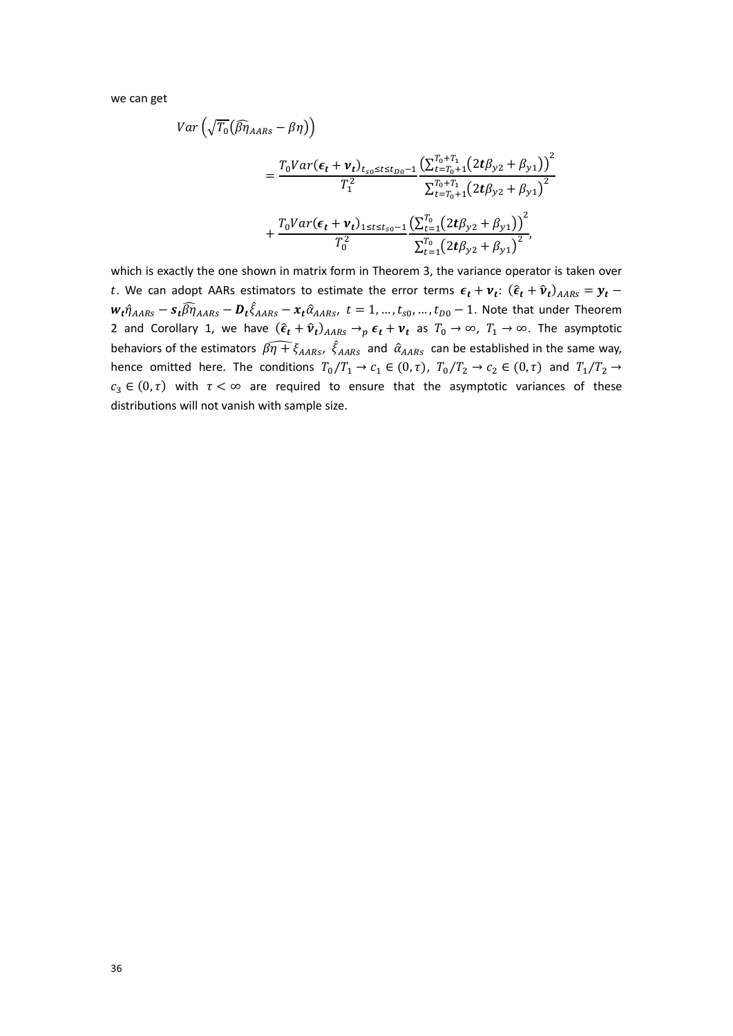we can get

$$
\begin{aligned}
&Var\left(\sqrt{T_0}\left(\widehat{\beta\eta}_{AARs}-\beta\eta\right)\right)\\
&\qquad=\frac{T_0 Var(\boldsymbol{\epsilon_t}+\boldsymbol{\nu_t})_{t_{s0}\le t\le t_{D0}-1}}{T_1^2}\frac{\left(\sum_{t=T_0+1}^{T_0+T_1}\left(2\boldsymbol{t}\beta_{y2}+\beta_{y1}\right)\right)^2}{\sum_{t=T_0+1}^{T_0+T_1}\left(2\boldsymbol{t}\beta_{y2}+\beta_{y1}\right)^2}\\
&\qquad+\frac{T_0 Var(\boldsymbol{\epsilon_t}+\boldsymbol{\nu_t})_{1\le t\le t_{s0}-1}}{T_0^2}\frac{\left(\sum_{t=1}^{T_0}\left(2\boldsymbol{t}\beta_{y2}+\beta_{y1}\right)\right)^2}{\sum_{t=1}^{T_0}\left(2\boldsymbol{t}\beta_{y2}+\beta_{y1}\right)^2},
\end{aligned}
$$

which is exactly the one shown in matrix form in Theorem 3, the variance operator is taken over $t$. We can adopt AARs estimators to estimate the error terms $\boldsymbol{\epsilon_t}+\boldsymbol{\nu_t}$: $(\hat{\boldsymbol{\epsilon}}_{\boldsymbol{t}}+\hat{\boldsymbol{\nu}}_{\boldsymbol{t}})_{AARs}=\boldsymbol{y_t}-\boldsymbol{w_t}\hat{\eta}_{AARs}-\boldsymbol{s_t}\widehat{\beta\eta}_{AARs}-\boldsymbol{D_t}\hat{\xi}_{AARs}-\boldsymbol{x_t}\hat{\alpha}_{AARs}$, $t=1,\dots,t_{s0},\dots,t_{D0}-1$. Note that under Theorem 2 and Corollary 1, we have $(\hat{\boldsymbol{\epsilon}}_{\boldsymbol{t}}+\hat{\boldsymbol{\nu}}_{\boldsymbol{t}})_{AARs}\to_p \boldsymbol{\epsilon_t}+\boldsymbol{\nu_t}$ as $T_0\to\infty$, $T_1\to\infty$. The asymptotic behaviors of the estimators $\widehat{\beta\eta+\xi}_{AARs}$, $\hat{\xi}_{AARs}$ and $\hat{\alpha}_{AARs}$ can be established in the same way, hence omitted here. The conditions $T_0/T_1\to c_1\in(0,\tau)$, $T_0/T_2\to c_2\in(0,\tau)$ and $T_1/T_2\to c_3\in(0,\tau)$ with $\tau<\infty$ are required to ensure that the asymptotic variances of these distributions will not vanish with sample size.